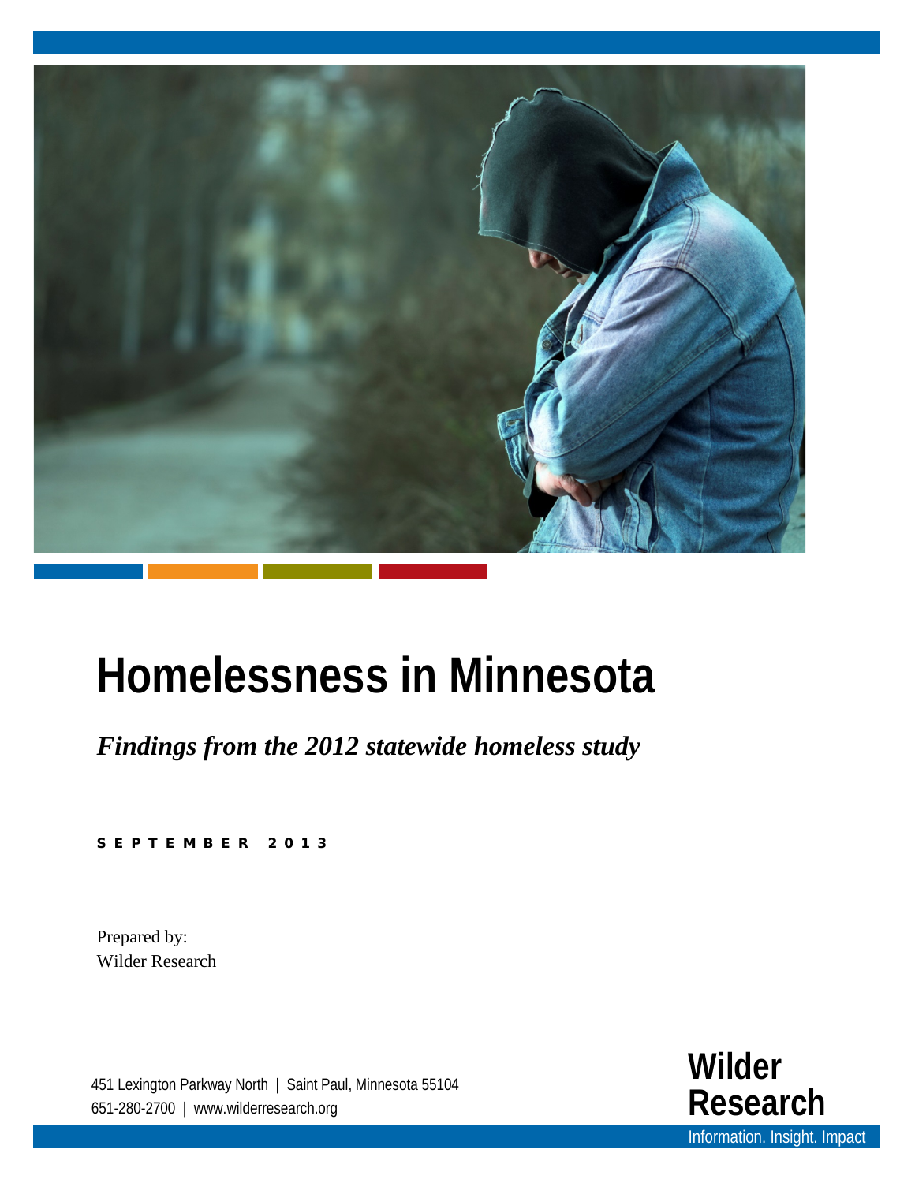# Homelessness in Minnesota

***Findings from the 2012 statewide homeless study***

**SEPTEMBER 2013**

Prepared by:
Wilder Research

451 Lexington Parkway North | Saint Paul, Minnesota 55104
651-280-2700 | www.wilderresearch.org

**Wilder Research**
Information. Insight. Impact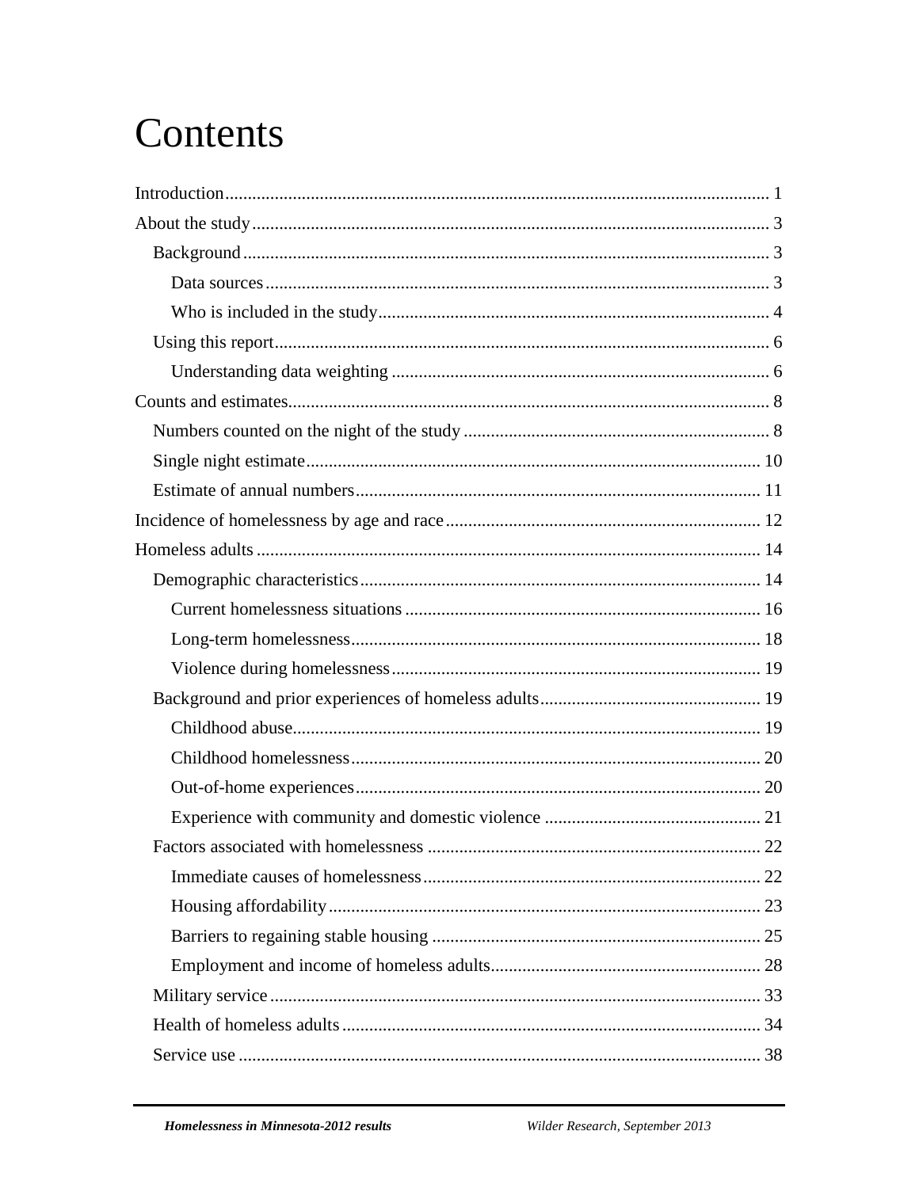# Contents

Introduction........................................................................................................................ 1

About the study.................................................................................................................. 3

- Background.................................................................................................................... 3
  - Data sources............................................................................................................... 3
  - Who is included in the study...................................................................................... 4
- Using this report............................................................................................................. 6
  - Understanding data weighting ................................................................................... 6

Counts and estimates.......................................................................................................... 8

- Numbers counted on the night of the study ................................................................... 8
- Single night estimate..................................................................................................... 10
- Estimate of annual numbers.......................................................................................... 11

Incidence of homelessness by age and race...................................................................... 12

Homeless adults ................................................................................................................ 14

- Demographic characteristics......................................................................................... 14
  - Current homelessness situations ............................................................................... 16
  - Long-term homelessness........................................................................................... 18
  - Violence during homelessness.................................................................................. 19
- Background and prior experiences of homeless adults................................................. 19
  - Childhood abuse........................................................................................................ 19
  - Childhood homelessness........................................................................................... 20
  - Out-of-home experiences.......................................................................................... 20
  - Experience with community and domestic violence ................................................ 21
- Factors associated with homelessness .......................................................................... 22
  - Immediate causes of homelessness........................................................................... 22
  - Housing affordability................................................................................................ 23
  - Barriers to regaining stable housing ......................................................................... 25
  - Employment and income of homeless adults............................................................ 28
- Military service ............................................................................................................. 33
- Health of homeless adults ............................................................................................. 34
- Service use .................................................................................................................... 38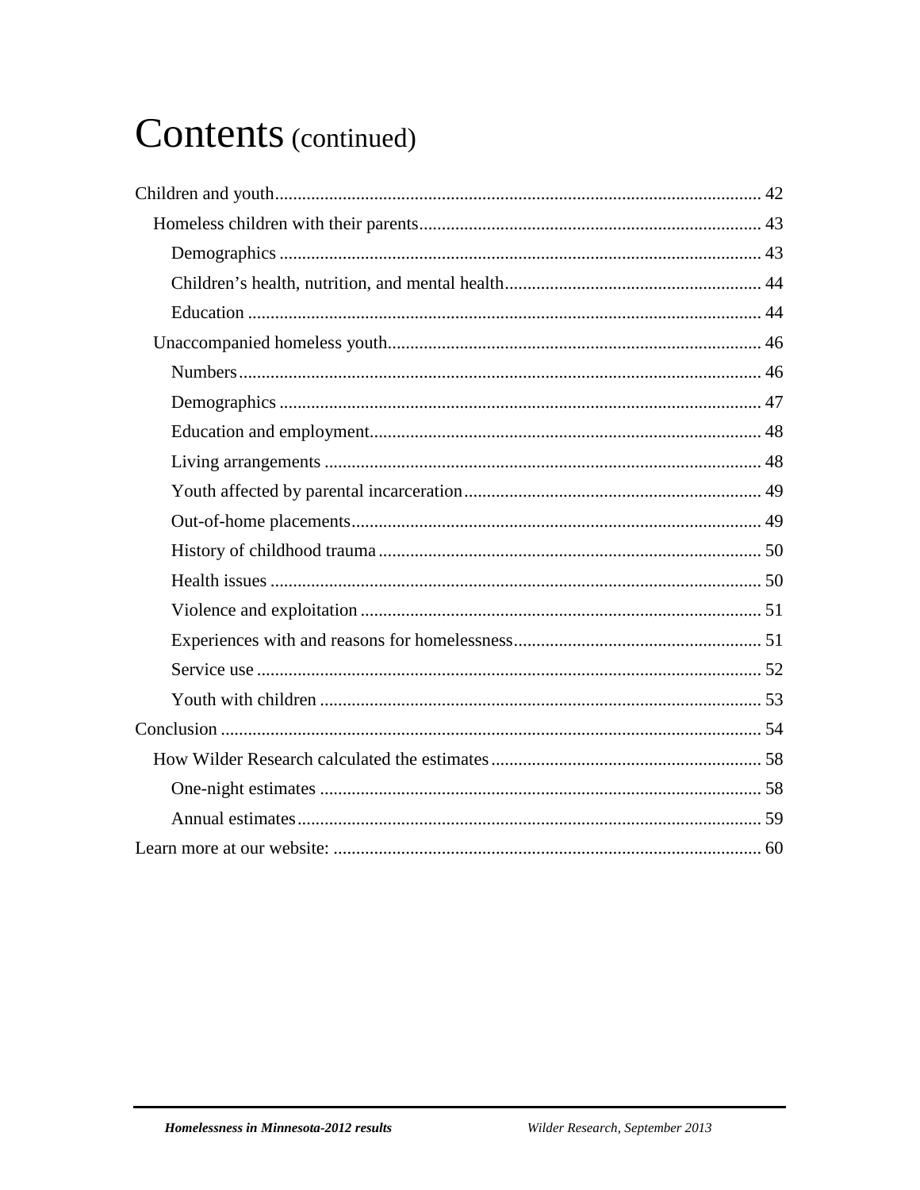# Contents (continued)

Children and youth ........................................................................................................... 42

- Homeless children with their parents ........................................................................... 43
  - Demographics ......................................................................................................... 43
  - Children's health, nutrition, and mental health ......................................................... 44
  - Education ................................................................................................................ 44
- Unaccompanied homeless youth .................................................................................. 46
  - Numbers .................................................................................................................. 46
  - Demographics ......................................................................................................... 47
  - Education and employment ...................................................................................... 48
  - Living arrangements ................................................................................................ 48
  - Youth affected by parental incarceration ................................................................. 49
  - Out-of-home placements .......................................................................................... 49
  - History of childhood trauma .................................................................................... 50
  - Health issues ............................................................................................................ 50
  - Violence and exploitation ........................................................................................ 51
  - Experiences with and reasons for homelessness ....................................................... 51
  - Service use ............................................................................................................... 52
  - Youth with children ................................................................................................. 53

Conclusion ....................................................................................................................... 54

- How Wilder Research calculated the estimates ............................................................ 58
  - One-night estimates ................................................................................................. 58
  - Annual estimates ...................................................................................................... 59

Learn more at our website: .............................................................................................. 60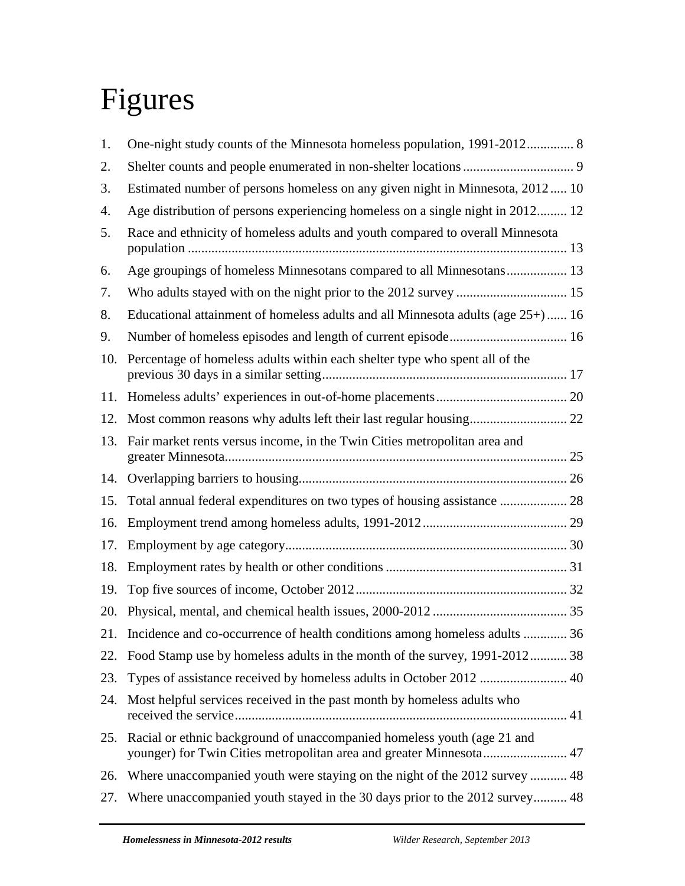# Figures

1. One-night study counts of the Minnesota homeless population, 1991-2012 .............. 8
2. Shelter counts and people enumerated in non-shelter locations ................................ 9
3. Estimated number of persons homeless on any given night in Minnesota, 2012 ..... 10
4. Age distribution of persons experiencing homeless on a single night in 2012 ......... 12
5. Race and ethnicity of homeless adults and youth compared to overall Minnesota population ................................................................................................................ 13
6. Age groupings of homeless Minnesotans compared to all Minnesotans .................. 13
7. Who adults stayed with on the night prior to the 2012 survey ................................. 15
8. Educational attainment of homeless adults and all Minnesota adults (age 25+) ...... 16
9. Number of homeless episodes and length of current episode ................................... 16
10. Percentage of homeless adults within each shelter type who spent all of the previous 30 days in a similar setting ........................................................................ 17
11. Homeless adults' experiences in out-of-home placements ....................................... 20
12. Most common reasons why adults left their last regular housing ............................. 22
13. Fair market rents versus income, in the Twin Cities metropolitan area and greater Minnesota ...................................................................................................... 25
14. Overlapping barriers to housing ................................................................................ 26
15. Total annual federal expenditures on two types of housing assistance .................... 28
16. Employment trend among homeless adults, 1991-2012 ........................................... 29
17. Employment by age category .................................................................................... 30
18. Employment rates by health or other conditions ...................................................... 31
19. Top five sources of income, October 2012 ............................................................... 32
20. Physical, mental, and chemical health issues, 2000-2012 ........................................ 35
21. Incidence and co-occurrence of health conditions among homeless adults ............. 36
22. Food Stamp use by homeless adults in the month of the survey, 1991-2012 ........... 38
23. Types of assistance received by homeless adults in October 2012 .......................... 40
24. Most helpful services received in the past month by homeless adults who received the service .................................................................................................. 41
25. Racial or ethnic background of unaccompanied homeless youth (age 21 and younger) for Twin Cities metropolitan area and greater Minnesota ......................... 47
26. Where unaccompanied youth were staying on the night of the 2012 survey ........... 48
27. Where unaccompanied youth stayed in the 30 days prior to the 2012 survey .......... 48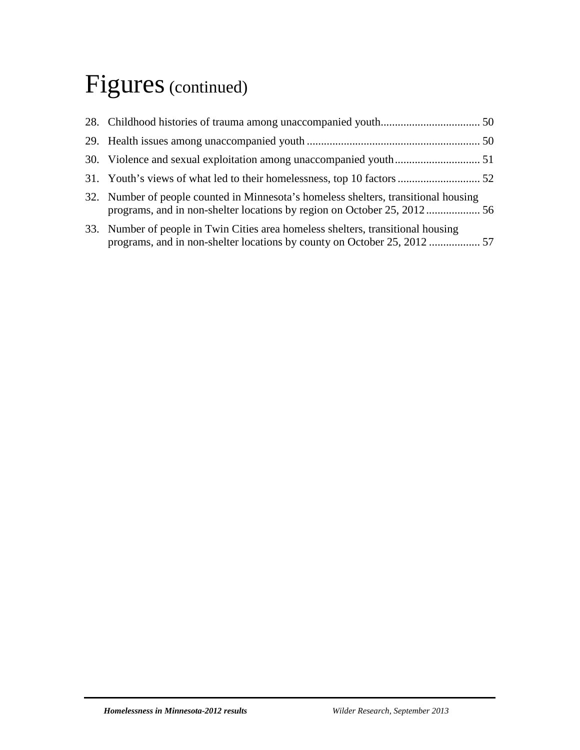# Figures (continued)

28. Childhood histories of trauma among unaccompanied youth.................................. 50
29. Health issues among unaccompanied youth ............................................................ 50
30. Violence and sexual exploitation among unaccompanied youth............................. 51
31. Youth's views of what led to their homelessness, top 10 factors ............................ 52
32. Number of people counted in Minnesota's homeless shelters, transitional housing programs, and in non-shelter locations by region on October 25, 2012................... 56
33. Number of people in Twin Cities area homeless shelters, transitional housing programs, and in non-shelter locations by county on October 25, 2012 .................. 57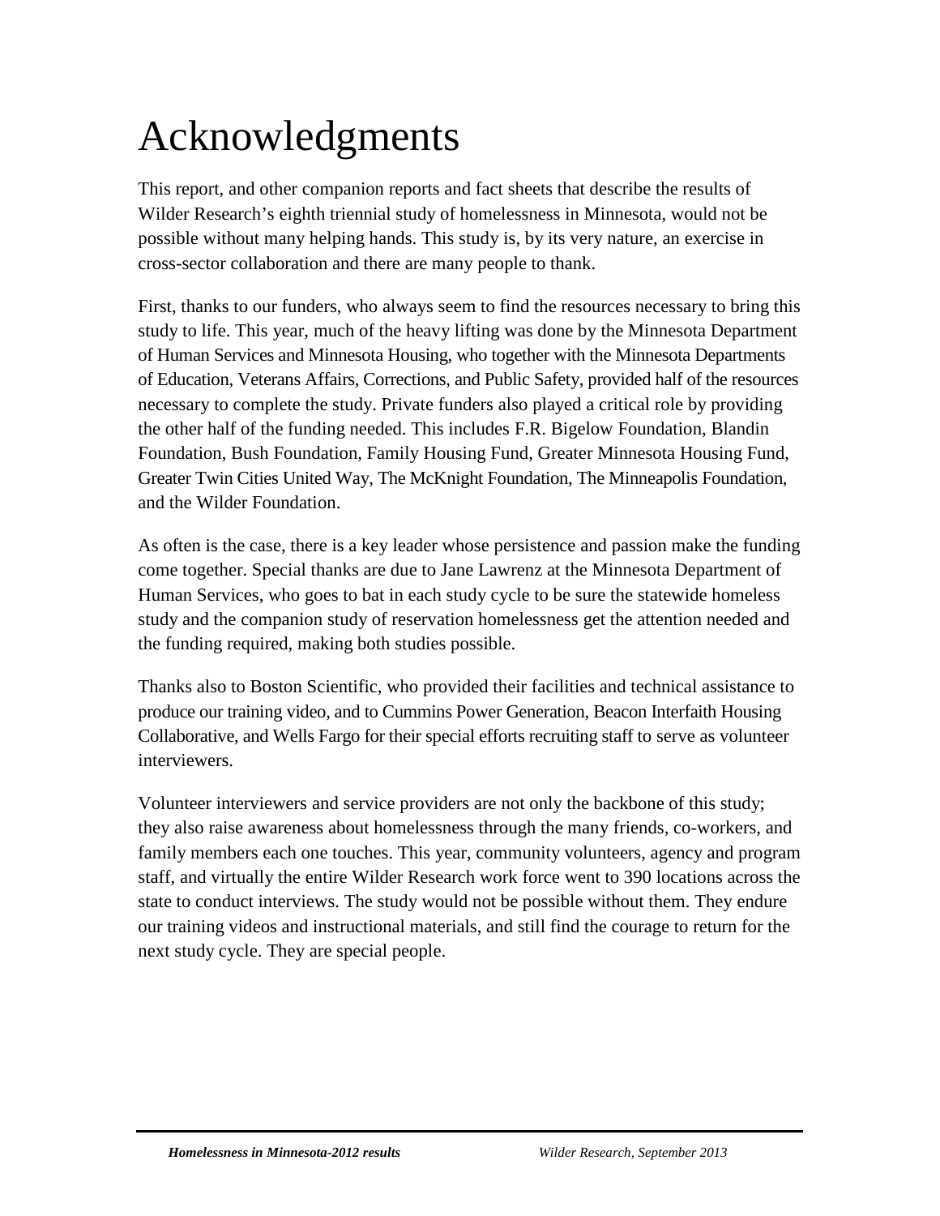# Acknowledgments

This report, and other companion reports and fact sheets that describe the results of Wilder Research's eighth triennial study of homelessness in Minnesota, would not be possible without many helping hands. This study is, by its very nature, an exercise in cross-sector collaboration and there are many people to thank.

First, thanks to our funders, who always seem to find the resources necessary to bring this study to life. This year, much of the heavy lifting was done by the Minnesota Department of Human Services and Minnesota Housing, who together with the Minnesota Departments of Education, Veterans Affairs, Corrections, and Public Safety, provided half of the resources necessary to complete the study. Private funders also played a critical role by providing the other half of the funding needed. This includes F.R. Bigelow Foundation, Blandin Foundation, Bush Foundation, Family Housing Fund, Greater Minnesota Housing Fund, Greater Twin Cities United Way, The McKnight Foundation, The Minneapolis Foundation, and the Wilder Foundation.

As often is the case, there is a key leader whose persistence and passion make the funding come together. Special thanks are due to Jane Lawrenz at the Minnesota Department of Human Services, who goes to bat in each study cycle to be sure the statewide homeless study and the companion study of reservation homelessness get the attention needed and the funding required, making both studies possible.

Thanks also to Boston Scientific, who provided their facilities and technical assistance to produce our training video, and to Cummins Power Generation, Beacon Interfaith Housing Collaborative, and Wells Fargo for their special efforts recruiting staff to serve as volunteer interviewers.

Volunteer interviewers and service providers are not only the backbone of this study; they also raise awareness about homelessness through the many friends, co-workers, and family members each one touches. This year, community volunteers, agency and program staff, and virtually the entire Wilder Research work force went to 390 locations across the state to conduct interviews. The study would not be possible without them. They endure our training videos and instructional materials, and still find the courage to return for the next study cycle. They are special people.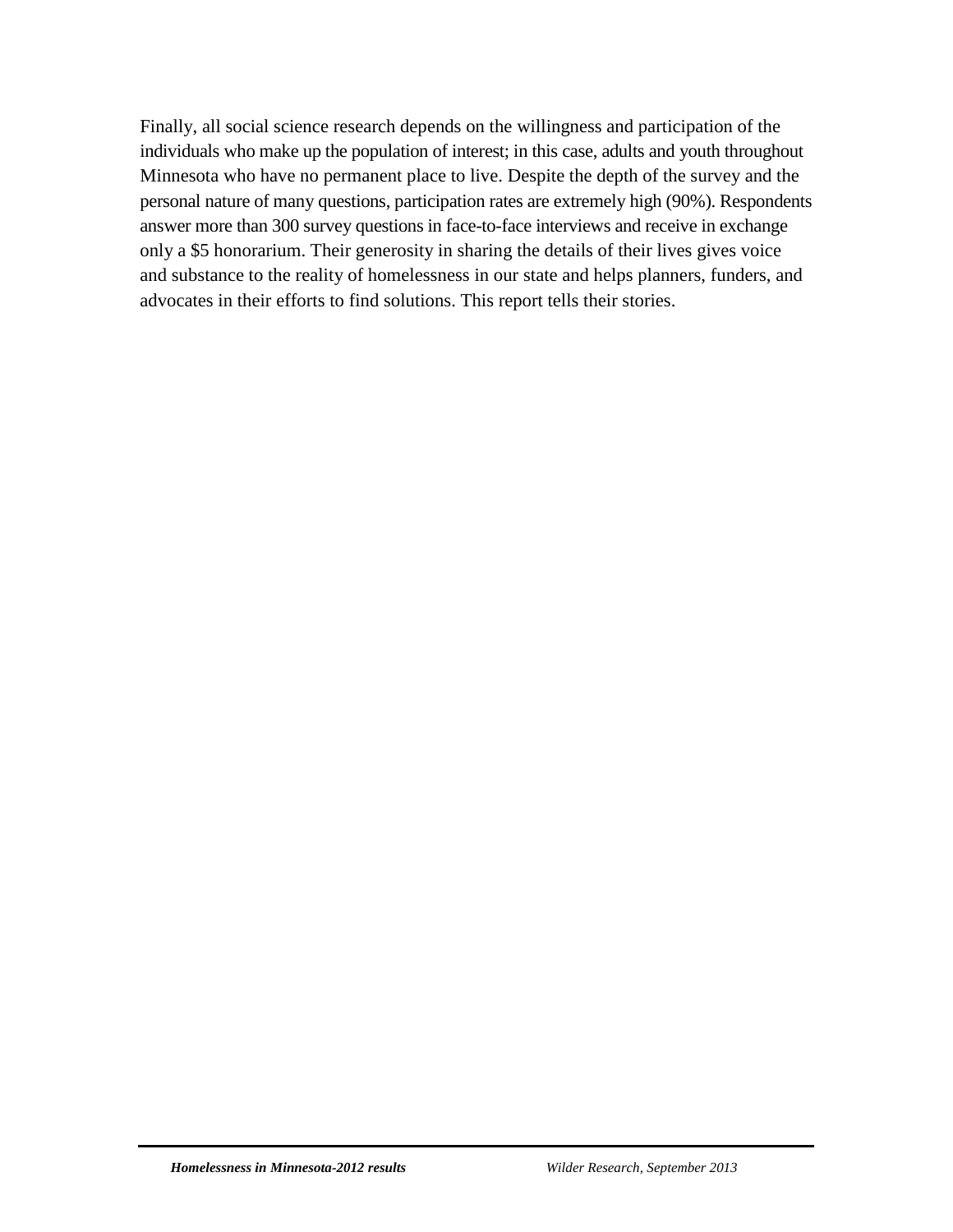Finally, all social science research depends on the willingness and participation of the individuals who make up the population of interest; in this case, adults and youth throughout Minnesota who have no permanent place to live. Despite the depth of the survey and the personal nature of many questions, participation rates are extremely high (90%). Respondents answer more than 300 survey questions in face-to-face interviews and receive in exchange only a $5 honorarium. Their generosity in sharing the details of their lives gives voice and substance to the reality of homelessness in our state and helps planners, funders, and advocates in their efforts to find solutions. This report tells their stories.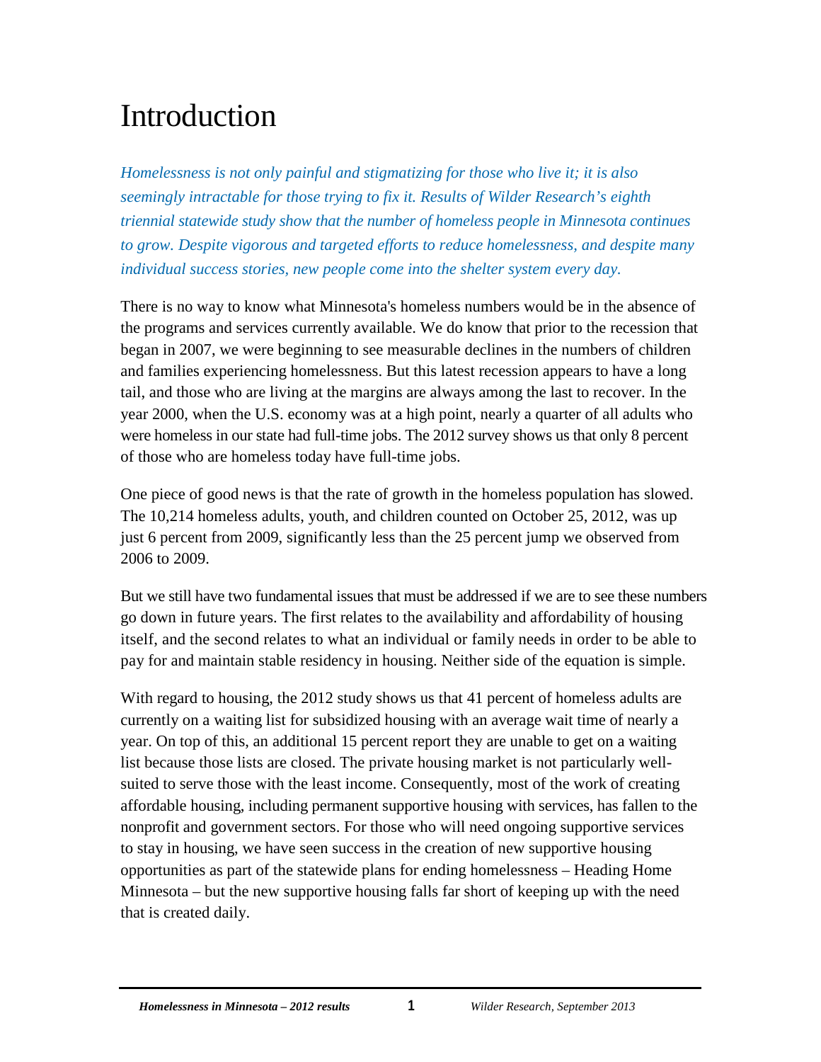# Introduction

*Homelessness is not only painful and stigmatizing for those who live it; it is also seemingly intractable for those trying to fix it. Results of Wilder Research's eighth triennial statewide study show that the number of homeless people in Minnesota continues to grow. Despite vigorous and targeted efforts to reduce homelessness, and despite many individual success stories, new people come into the shelter system every day.*

There is no way to know what Minnesota's homeless numbers would be in the absence of the programs and services currently available. We do know that prior to the recession that began in 2007, we were beginning to see measurable declines in the numbers of children and families experiencing homelessness. But this latest recession appears to have a long tail, and those who are living at the margins are always among the last to recover. In the year 2000, when the U.S. economy was at a high point, nearly a quarter of all adults who were homeless in our state had full-time jobs. The 2012 survey shows us that only 8 percent of those who are homeless today have full-time jobs.

One piece of good news is that the rate of growth in the homeless population has slowed. The 10,214 homeless adults, youth, and children counted on October 25, 2012, was up just 6 percent from 2009, significantly less than the 25 percent jump we observed from 2006 to 2009.

But we still have two fundamental issues that must be addressed if we are to see these numbers go down in future years. The first relates to the availability and affordability of housing itself, and the second relates to what an individual or family needs in order to be able to pay for and maintain stable residency in housing. Neither side of the equation is simple.

With regard to housing, the 2012 study shows us that 41 percent of homeless adults are currently on a waiting list for subsidized housing with an average wait time of nearly a year. On top of this, an additional 15 percent report they are unable to get on a waiting list because those lists are closed. The private housing market is not particularly well-suited to serve those with the least income. Consequently, most of the work of creating affordable housing, including permanent supportive housing with services, has fallen to the nonprofit and government sectors. For those who will need ongoing supportive services to stay in housing, we have seen success in the creation of new supportive housing opportunities as part of the statewide plans for ending homelessness – Heading Home Minnesota – but the new supportive housing falls far short of keeping up with the need that is created daily.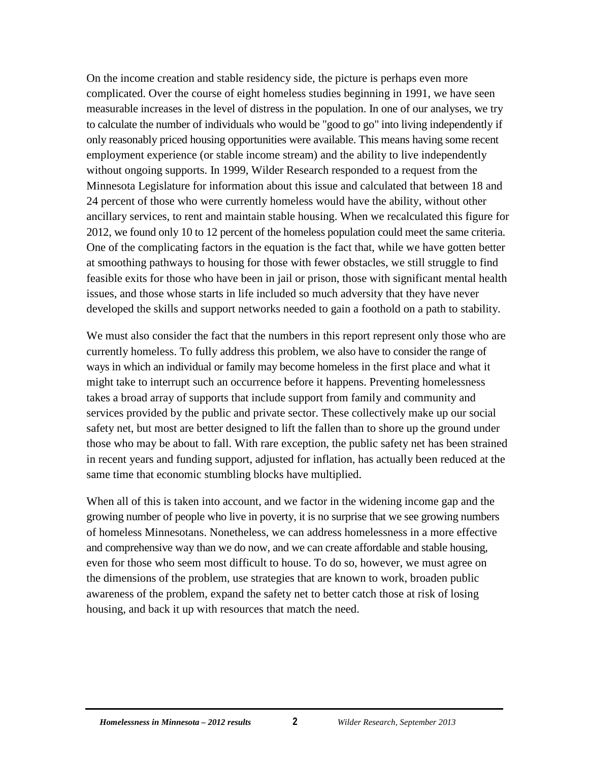On the income creation and stable residency side, the picture is perhaps even more complicated. Over the course of eight homeless studies beginning in 1991, we have seen measurable increases in the level of distress in the population. In one of our analyses, we try to calculate the number of individuals who would be "good to go" into living independently if only reasonably priced housing opportunities were available. This means having some recent employment experience (or stable income stream) and the ability to live independently without ongoing supports. In 1999, Wilder Research responded to a request from the Minnesota Legislature for information about this issue and calculated that between 18 and 24 percent of those who were currently homeless would have the ability, without other ancillary services, to rent and maintain stable housing. When we recalculated this figure for 2012, we found only 10 to 12 percent of the homeless population could meet the same criteria. One of the complicating factors in the equation is the fact that, while we have gotten better at smoothing pathways to housing for those with fewer obstacles, we still struggle to find feasible exits for those who have been in jail or prison, those with significant mental health issues, and those whose starts in life included so much adversity that they have never developed the skills and support networks needed to gain a foothold on a path to stability.

We must also consider the fact that the numbers in this report represent only those who are currently homeless. To fully address this problem, we also have to consider the range of ways in which an individual or family may become homeless in the first place and what it might take to interrupt such an occurrence before it happens. Preventing homelessness takes a broad array of supports that include support from family and community and services provided by the public and private sector. These collectively make up our social safety net, but most are better designed to lift the fallen than to shore up the ground under those who may be about to fall. With rare exception, the public safety net has been strained in recent years and funding support, adjusted for inflation, has actually been reduced at the same time that economic stumbling blocks have multiplied.

When all of this is taken into account, and we factor in the widening income gap and the growing number of people who live in poverty, it is no surprise that we see growing numbers of homeless Minnesotans. Nonetheless, we can address homelessness in a more effective and comprehensive way than we do now, and we can create affordable and stable housing, even for those who seem most difficult to house. To do so, however, we must agree on the dimensions of the problem, use strategies that are known to work, broaden public awareness of the problem, expand the safety net to better catch those at risk of losing housing, and back it up with resources that match the need.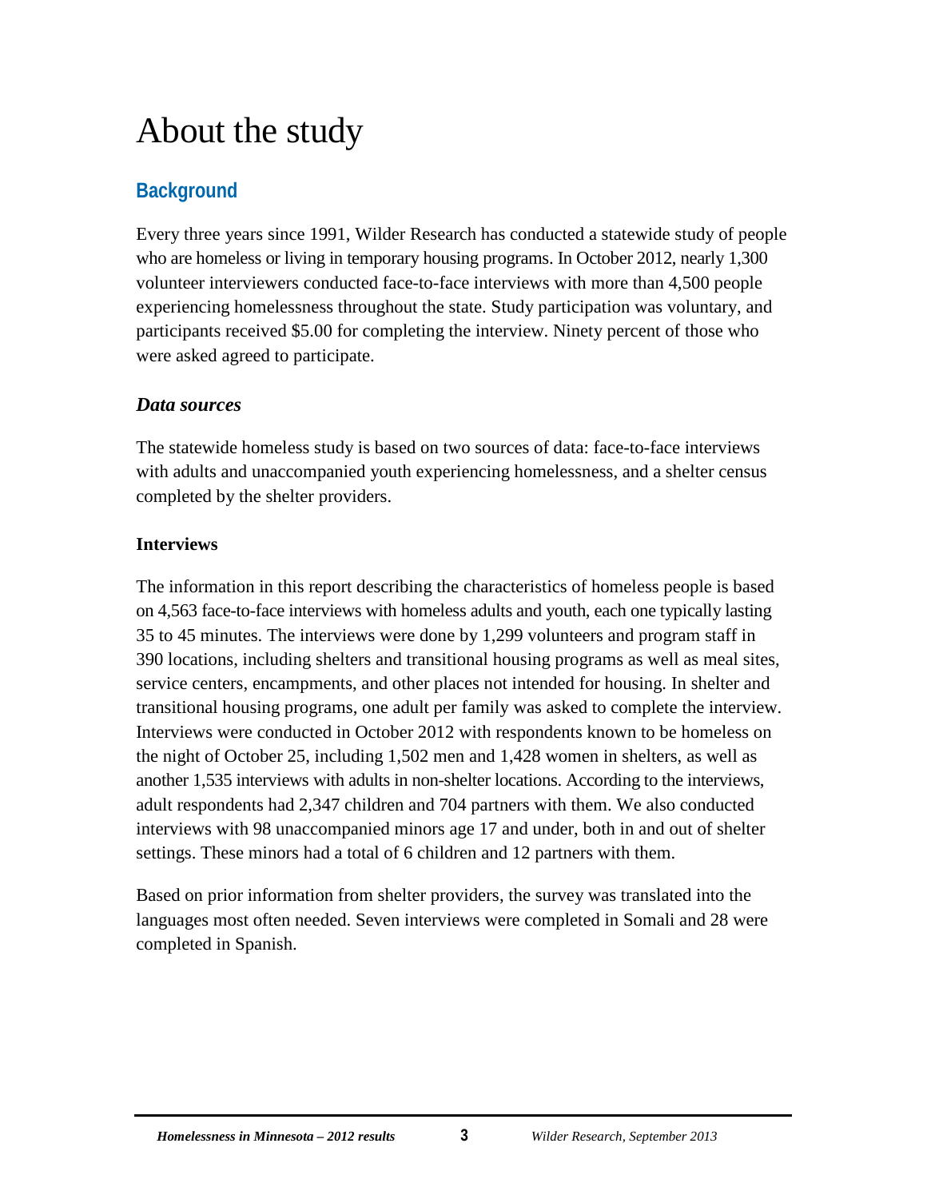# About the study

## Background

Every three years since 1991, Wilder Research has conducted a statewide study of people who are homeless or living in temporary housing programs. In October 2012, nearly 1,300 volunteer interviewers conducted face-to-face interviews with more than 4,500 people experiencing homelessness throughout the state. Study participation was voluntary, and participants received $5.00 for completing the interview. Ninety percent of those who were asked agreed to participate.

### *Data sources*

The statewide homeless study is based on two sources of data: face-to-face interviews with adults and unaccompanied youth experiencing homelessness, and a shelter census completed by the shelter providers.

#### Interviews

The information in this report describing the characteristics of homeless people is based on 4,563 face-to-face interviews with homeless adults and youth, each one typically lasting 35 to 45 minutes. The interviews were done by 1,299 volunteers and program staff in 390 locations, including shelters and transitional housing programs as well as meal sites, service centers, encampments, and other places not intended for housing. In shelter and transitional housing programs, one adult per family was asked to complete the interview. Interviews were conducted in October 2012 with respondents known to be homeless on the night of October 25, including 1,502 men and 1,428 women in shelters, as well as another 1,535 interviews with adults in non-shelter locations. According to the interviews, adult respondents had 2,347 children and 704 partners with them. We also conducted interviews with 98 unaccompanied minors age 17 and under, both in and out of shelter settings. These minors had a total of 6 children and 12 partners with them.

Based on prior information from shelter providers, the survey was translated into the languages most often needed. Seven interviews were completed in Somali and 28 were completed in Spanish.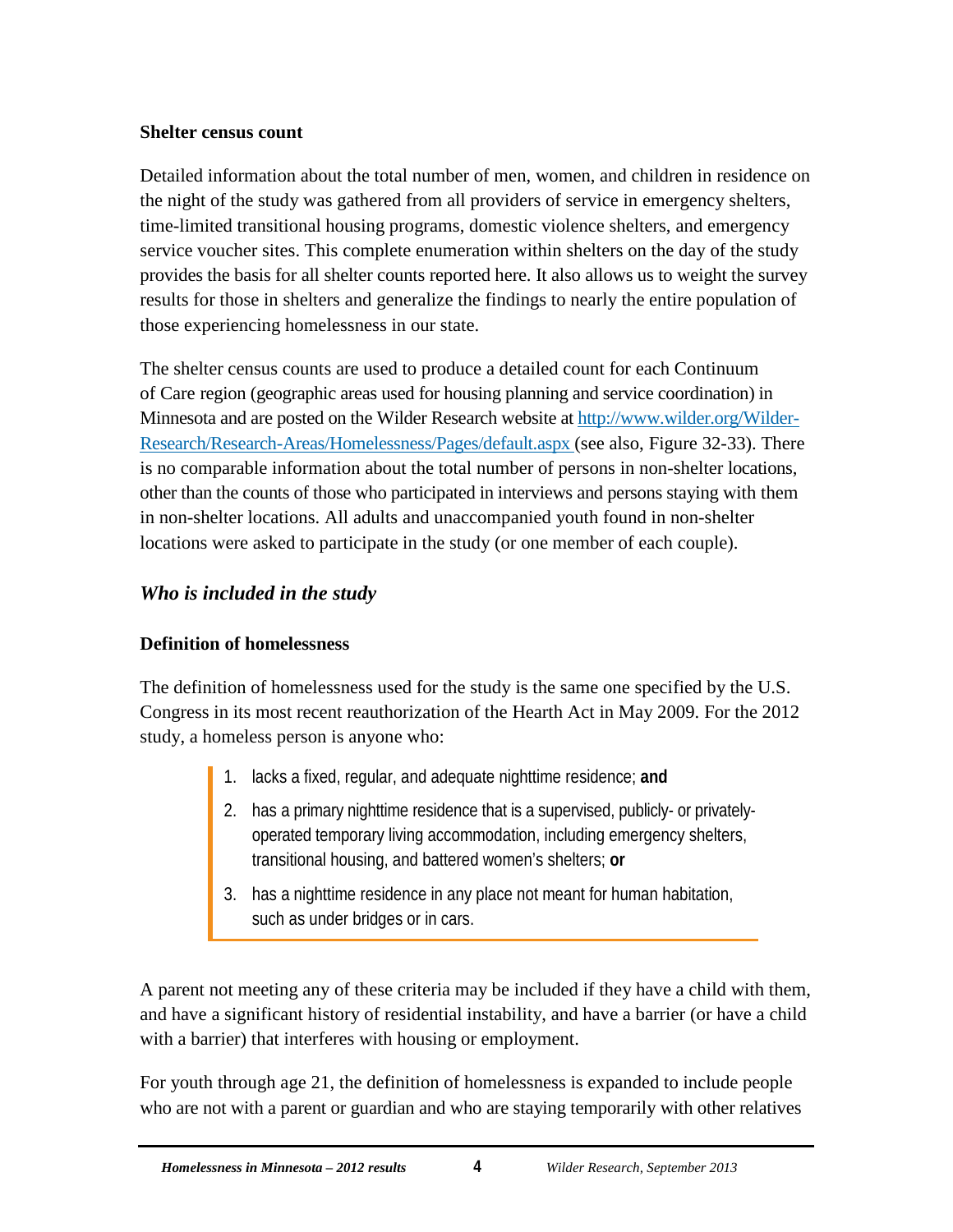#### Shelter census count

Detailed information about the total number of men, women, and children in residence on the night of the study was gathered from all providers of service in emergency shelters, time-limited transitional housing programs, domestic violence shelters, and emergency service voucher sites. This complete enumeration within shelters on the day of the study provides the basis for all shelter counts reported here. It also allows us to weight the survey results for those in shelters and generalize the findings to nearly the entire population of those experiencing homelessness in our state.

The shelter census counts are used to produce a detailed count for each Continuum of Care region (geographic areas used for housing planning and service coordination) in Minnesota and are posted on the Wilder Research website at [http://www.wilder.org/Wilder-Research/Research-Areas/Homelessness/Pages/default.aspx](http://www.wilder.org/Wilder-Research/Research-Areas/Homelessness/Pages/default.aspx) (see also, Figure 32-33). There is no comparable information about the total number of persons in non-shelter locations, other than the counts of those who participated in interviews and persons staying with them in non-shelter locations. All adults and unaccompanied youth found in non-shelter locations were asked to participate in the study (or one member of each couple).

### *Who is included in the study*

#### Definition of homelessness

The definition of homelessness used for the study is the same one specified by the U.S. Congress in its most recent reauthorization of the Hearth Act in May 2009. For the 2012 study, a homeless person is anyone who:

1. lacks a fixed, regular, and adequate nighttime residence; **and**
2. has a primary nighttime residence that is a supervised, publicly- or privately-operated temporary living accommodation, including emergency shelters, transitional housing, and battered women's shelters; **or**
3. has a nighttime residence in any place not meant for human habitation, such as under bridges or in cars.

A parent not meeting any of these criteria may be included if they have a child with them, and have a significant history of residential instability, and have a barrier (or have a child with a barrier) that interferes with housing or employment.

For youth through age 21, the definition of homelessness is expanded to include people who are not with a parent or guardian and who are staying temporarily with other relatives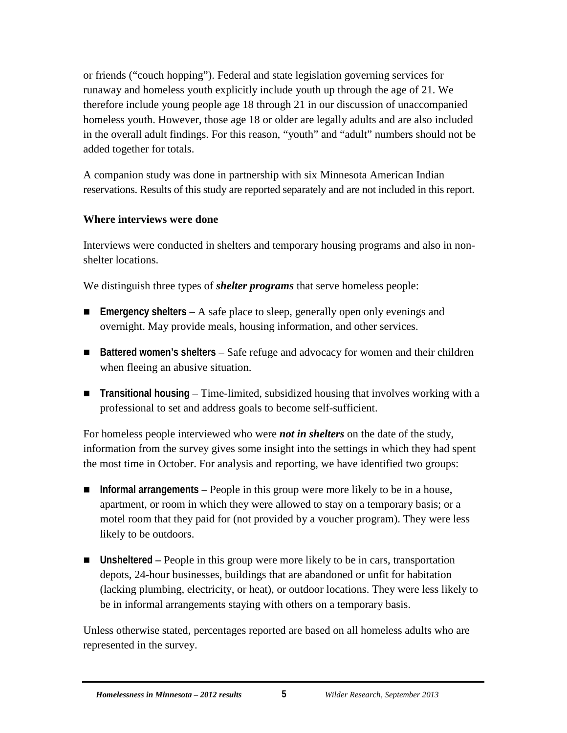or friends ("couch hopping"). Federal and state legislation governing services for runaway and homeless youth explicitly include youth up through the age of 21. We therefore include young people age 18 through 21 in our discussion of unaccompanied homeless youth. However, those age 18 or older are legally adults and are also included in the overall adult findings. For this reason, "youth" and "adult" numbers should not be added together for totals.

A companion study was done in partnership with six Minnesota American Indian reservations. Results of this study are reported separately and are not included in this report.

**Where interviews were done**

Interviews were conducted in shelters and temporary housing programs and also in non-shelter locations.

We distinguish three types of ***shelter programs*** that serve homeless people:

- **Emergency shelters** – A safe place to sleep, generally open only evenings and overnight. May provide meals, housing information, and other services.
- **Battered women's shelters** – Safe refuge and advocacy for women and their children when fleeing an abusive situation.
- **Transitional housing** – Time-limited, subsidized housing that involves working with a professional to set and address goals to become self-sufficient.

For homeless people interviewed who were ***not in shelters*** on the date of the study, information from the survey gives some insight into the settings in which they had spent the most time in October. For analysis and reporting, we have identified two groups:

- **Informal arrangements** – People in this group were more likely to be in a house, apartment, or room in which they were allowed to stay on a temporary basis; or a motel room that they paid for (not provided by a voucher program). They were less likely to be outdoors.
- **Unsheltered –** People in this group were more likely to be in cars, transportation depots, 24-hour businesses, buildings that are abandoned or unfit for habitation (lacking plumbing, electricity, or heat), or outdoor locations. They were less likely to be in informal arrangements staying with others on a temporary basis.

Unless otherwise stated, percentages reported are based on all homeless adults who are represented in the survey.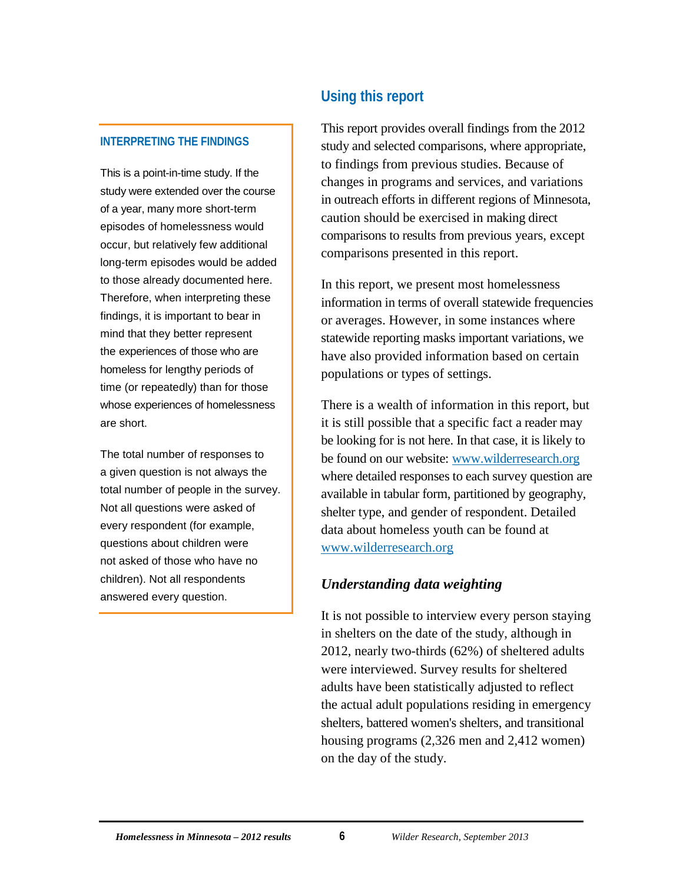## Using this report

This report provides overall findings from the 2012 study and selected comparisons, where appropriate, to findings from previous studies. Because of changes in programs and services, and variations in outreach efforts in different regions of Minnesota, caution should be exercised in making direct comparisons to results from previous years, except comparisons presented in this report.

In this report, we present most homelessness information in terms of overall statewide frequencies or averages. However, in some instances where statewide reporting masks important variations, we have also provided information based on certain populations or types of settings.

There is a wealth of information in this report, but it is still possible that a specific fact a reader may be looking for is not here. In that case, it is likely to be found on our website: [www.wilderresearch.org](http://www.wilderresearch.org) where detailed responses to each survey question are available in tabular form, partitioned by geography, shelter type, and gender of respondent. Detailed data about homeless youth can be found at [www.wilderresearch.org](http://www.wilderresearch.org)

### *Understanding data weighting*

It is not possible to interview every person staying in shelters on the date of the study, although in 2012, nearly two-thirds (62%) of sheltered adults were interviewed. Survey results for sheltered adults have been statistically adjusted to reflect the actual adult populations residing in emergency shelters, battered women's shelters, and transitional housing programs (2,326 men and 2,412 women) on the day of the study.

> **INTERPRETING THE FINDINGS**
>
> This is a point-in-time study. If the study were extended over the course of a year, many more short-term episodes of homelessness would occur, but relatively few additional long-term episodes would be added to those already documented here. Therefore, when interpreting these findings, it is important to bear in mind that they better represent the experiences of those who are homeless for lengthy periods of time (or repeatedly) than for those whose experiences of homelessness are short.
>
> The total number of responses to a given question is not always the total number of people in the survey. Not all questions were asked of every respondent (for example, questions about children were not asked of those who have no children). Not all respondents answered every question.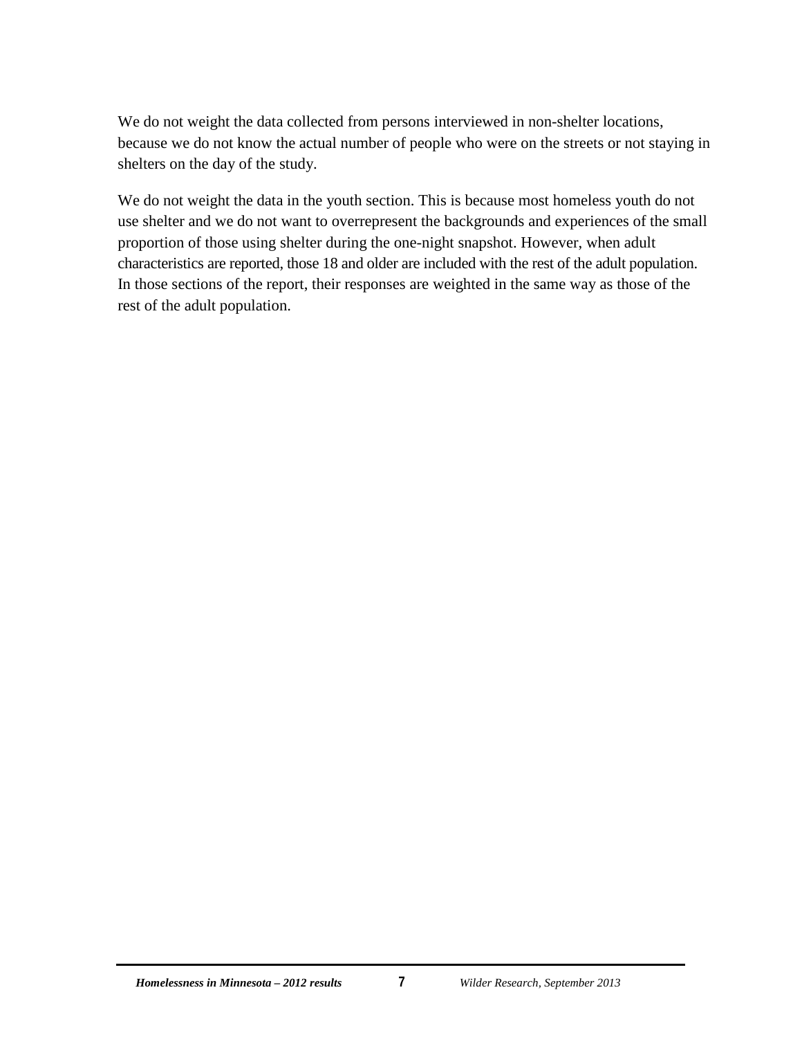We do not weight the data collected from persons interviewed in non-shelter locations, because we do not know the actual number of people who were on the streets or not staying in shelters on the day of the study.

We do not weight the data in the youth section. This is because most homeless youth do not use shelter and we do not want to overrepresent the backgrounds and experiences of the small proportion of those using shelter during the one-night snapshot. However, when adult characteristics are reported, those 18 and older are included with the rest of the adult population. In those sections of the report, their responses are weighted in the same way as those of the rest of the adult population.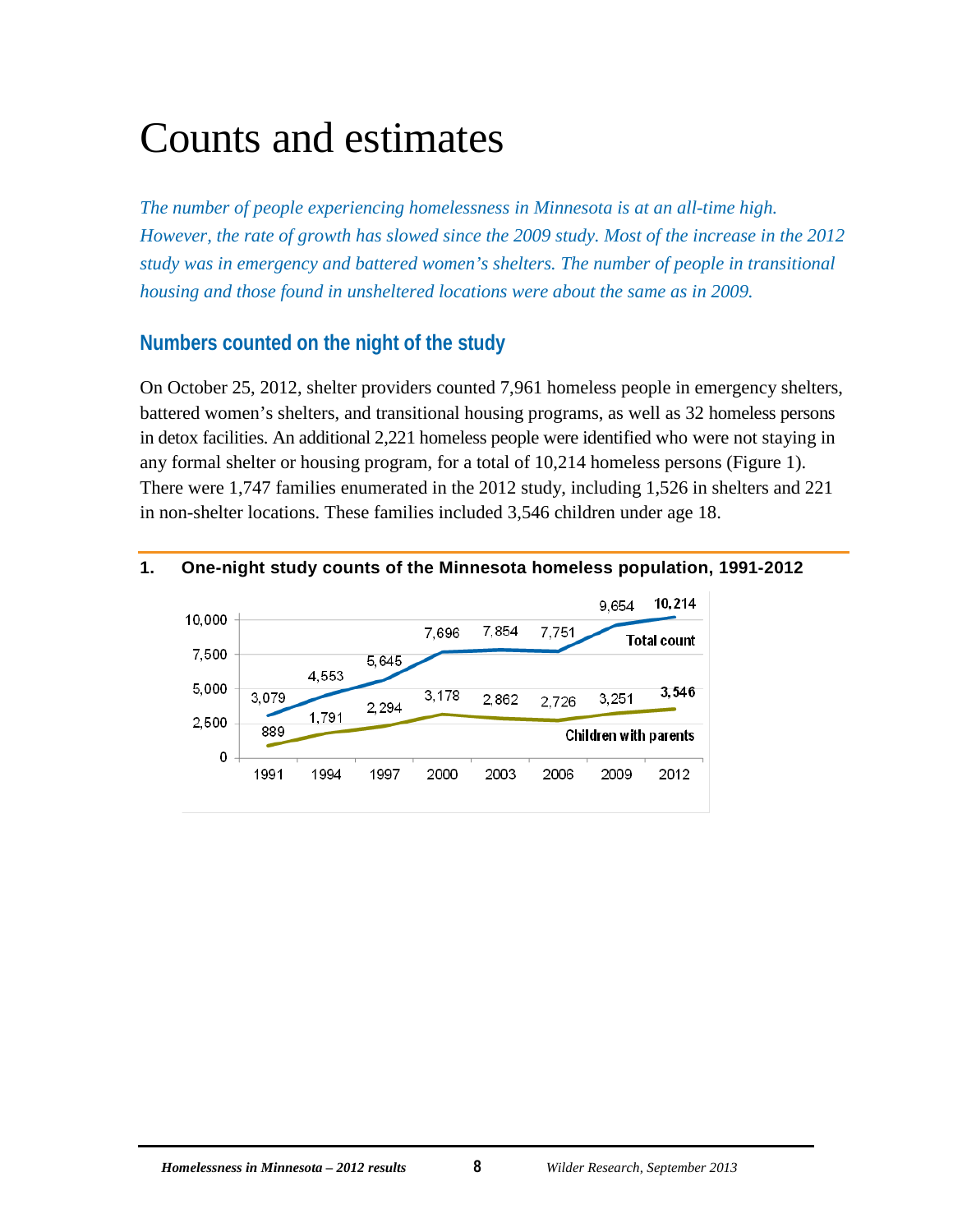# Counts and estimates

*The number of people experiencing homelessness in Minnesota is at an all-time high. However, the rate of growth has slowed since the 2009 study. Most of the increase in the 2012 study was in emergency and battered women's shelters. The number of people in transitional housing and those found in unsheltered locations were about the same as in 2009.*

## Numbers counted on the night of the study

On October 25, 2012, shelter providers counted 7,961 homeless people in emergency shelters, battered women's shelters, and transitional housing programs, as well as 32 homeless persons in detox facilities. An additional 2,221 homeless people were identified who were not staying in any formal shelter or housing program, for a total of 10,214 homeless persons (Figure 1). There were 1,747 families enumerated in the 2012 study, including 1,526 in shelters and 221 in non-shelter locations. These families included 3,546 children under age 18.

**1. One-night study counts of the Minnesota homeless population, 1991-2012**

| | 1991 | 1994 | 1997 | 2000 | 2003 | 2006 | 2009 | 2012 |
|---|---|---|---|---|---|---|---|---|
| Total count | 3,079 | 4,553 | 5,645 | 7,696 | 7,854 | 7,751 | 9,654 | 10,214 |
| Children with parents | 889 | 1,791 | 2,294 | 3,178 | 2,862 | 2,726 | 3,251 | 3,546 |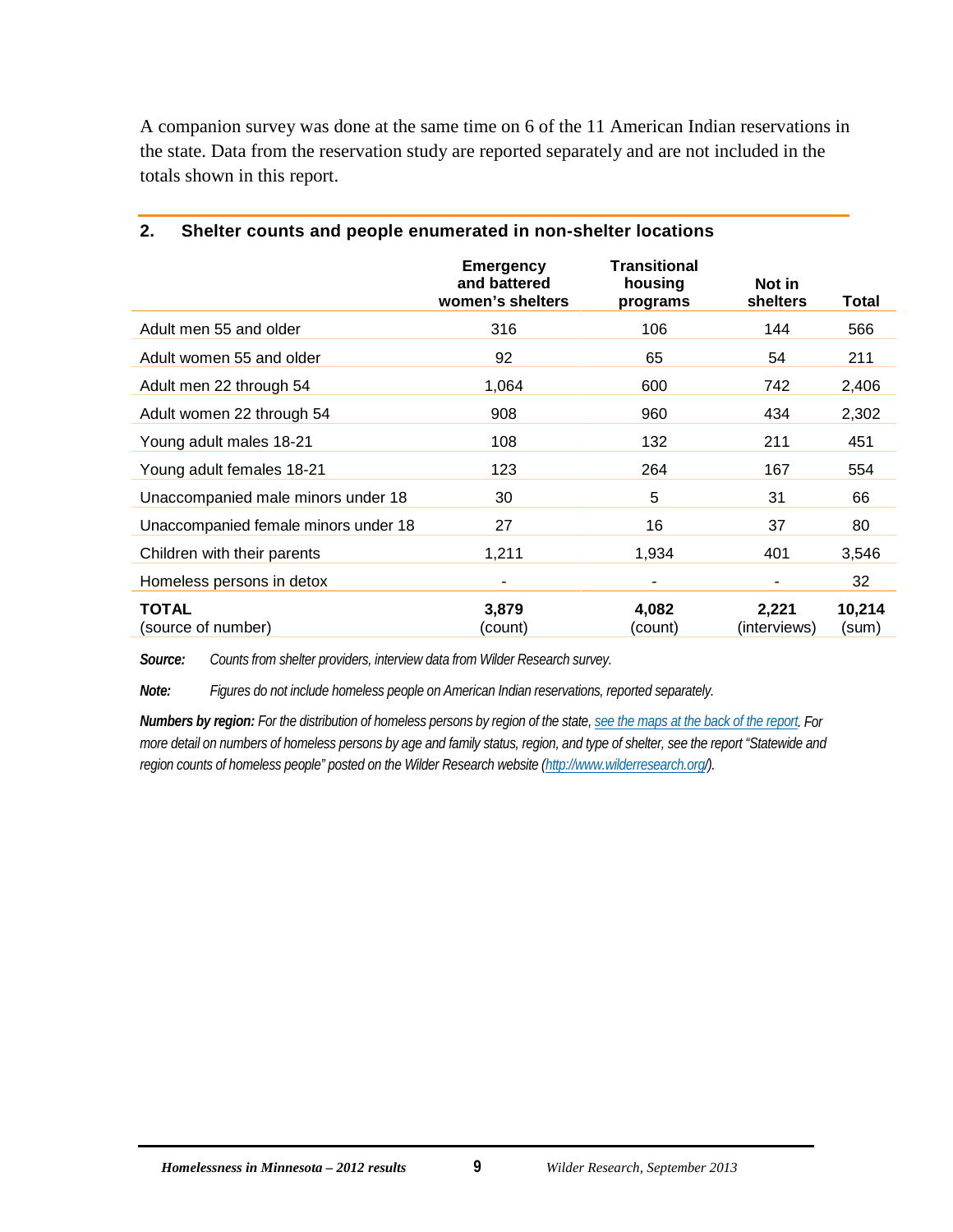A companion survey was done at the same time on 6 of the 11 American Indian reservations in the state. Data from the reservation study are reported separately and are not included in the totals shown in this report.

### 2. Shelter counts and people enumerated in non-shelter locations

| | Emergency and battered women's shelters | Transitional housing programs | Not in shelters | Total |
|---|---|---|---|---|
| Adult men 55 and older | 316 | 106 | 144 | 566 |
| Adult women 55 and older | 92 | 65 | 54 | 211 |
| Adult men 22 through 54 | 1,064 | 600 | 742 | 2,406 |
| Adult women 22 through 54 | 908 | 960 | 434 | 2,302 |
| Young adult males 18-21 | 108 | 132 | 211 | 451 |
| Young adult females 18-21 | 123 | 264 | 167 | 554 |
| Unaccompanied male minors under 18 | 30 | 5 | 31 | 66 |
| Unaccompanied female minors under 18 | 27 | 16 | 37 | 80 |
| Children with their parents | 1,211 | 1,934 | 401 | 3,546 |
| Homeless persons in detox | - | - | - | 32 |
| **TOTAL** (source of number) | **3,879** (count) | **4,082** (count) | **2,221** (interviews) | **10,214** (sum) |

***Source:*** *Counts from shelter providers, interview data from Wilder Research survey.*

***Note:*** *Figures do not include homeless people on American Indian reservations, reported separately.*

***Numbers by region:*** *For the distribution of homeless persons by region of the state, see the maps at the back of the report. For more detail on numbers of homeless persons by age and family status, region, and type of shelter, see the report "Statewide and region counts of homeless people" posted on the Wilder Research website (http://www.wilderresearch.org/).*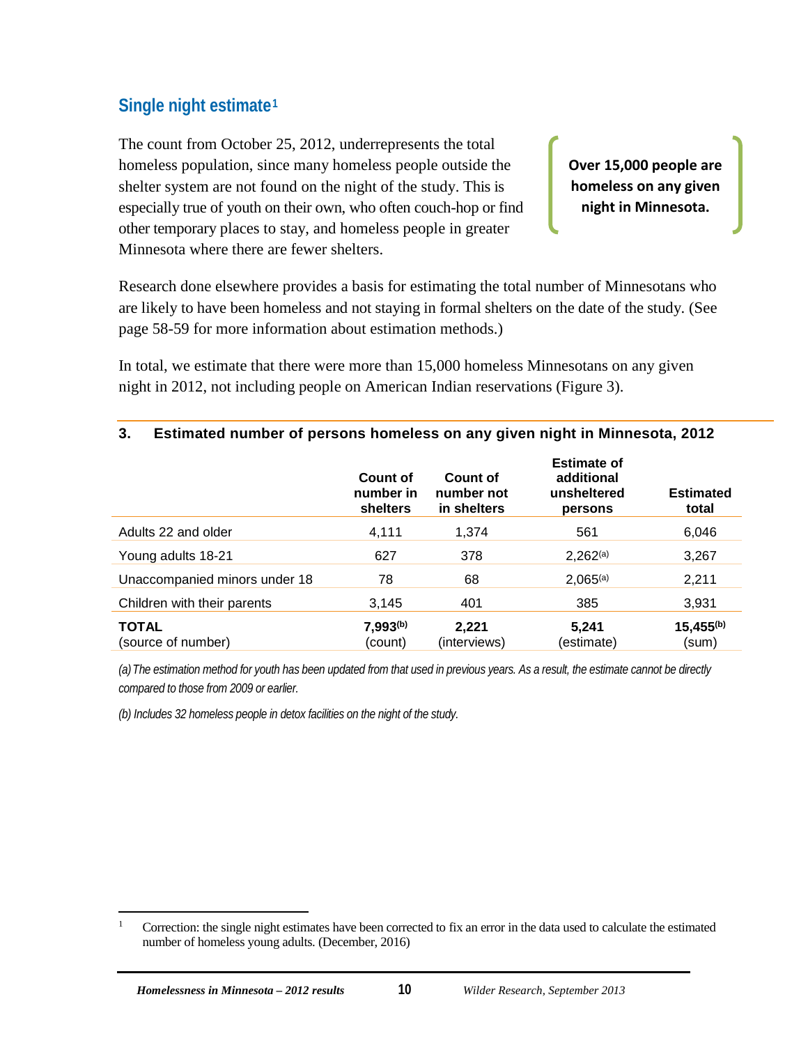## Single night estimate[1]

The count from October 25, 2012, underrepresents the total homeless population, since many homeless people outside the shelter system are not found on the night of the study. This is especially true of youth on their own, who often couch-hop or find other temporary places to stay, and homeless people in greater Minnesota where there are fewer shelters.

**Over 15,000 people are homeless on any given night in Minnesota.**

Research done elsewhere provides a basis for estimating the total number of Minnesotans who are likely to have been homeless and not staying in formal shelters on the date of the study. (See page 58-59 for more information about estimation methods.)

In total, we estimate that there were more than 15,000 homeless Minnesotans on any given night in 2012, not including people on American Indian reservations (Figure 3).

**3. Estimated number of persons homeless on any given night in Minnesota, 2012**

| | Count of number in shelters | Count of number not in shelters | Estimate of additional unsheltered persons | Estimated total |
|---|---|---|---|---|
| Adults 22 and older | 4,111 | 1,374 | 561 | 6,046 |
| Young adults 18-21 | 627 | 378 | 2,262[a] | 3,267 |
| Unaccompanied minors under 18 | 78 | 68 | 2,065[a] | 2,211 |
| Children with their parents | 3,145 | 401 | 385 | 3,931 |
| **TOTAL** (source of number) | **7,993**[b] (count) | **2,221** (interviews) | **5,241** (estimate) | **15,455**[b] (sum) |

*(a) The estimation method for youth has been updated from that used in previous years. As a result, the estimate cannot be directly compared to those from 2009 or earlier.*

*(b) Includes 32 homeless people in detox facilities on the night of the study.*

[1] Correction: the single night estimates have been corrected to fix an error in the data used to calculate the estimated number of homeless young adults. (December, 2016)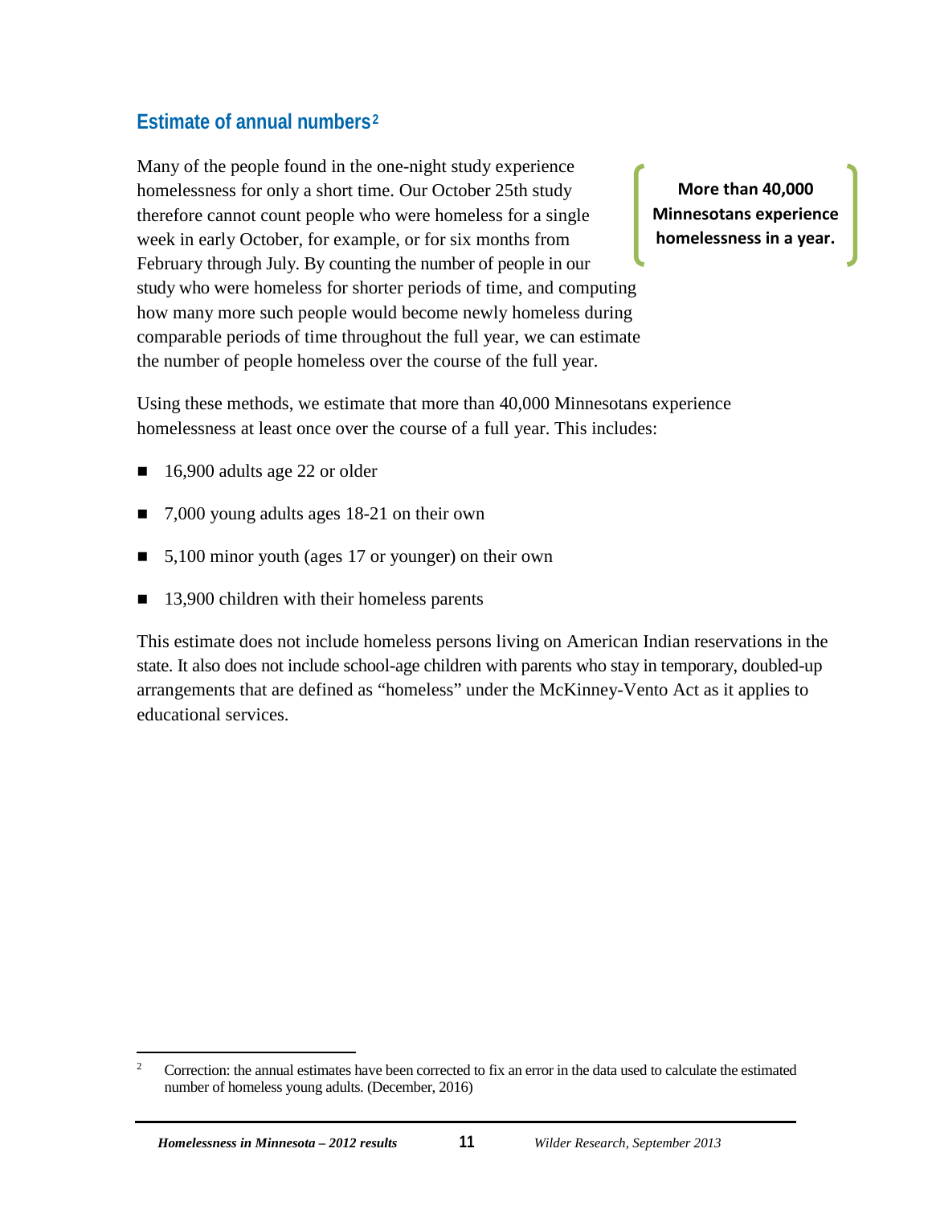## Estimate of annual numbers[2]

Many of the people found in the one-night study experience homelessness for only a short time. Our October 25th study therefore cannot count people who were homeless for a single week in early October, for example, or for six months from February through July. By counting the number of people in our study who were homeless for shorter periods of time, and computing how many more such people would become newly homeless during comparable periods of time throughout the full year, we can estimate the number of people homeless over the course of the full year.

**More than 40,000 Minnesotans experience homelessness in a year.**

Using these methods, we estimate that more than 40,000 Minnesotans experience homelessness at least once over the course of a full year. This includes:

- 16,900 adults age 22 or older
- 7,000 young adults ages 18-21 on their own
- 5,100 minor youth (ages 17 or younger) on their own
- 13,900 children with their homeless parents

This estimate does not include homeless persons living on American Indian reservations in the state. It also does not include school-age children with parents who stay in temporary, doubled-up arrangements that are defined as "homeless" under the McKinney-Vento Act as it applies to educational services.

---

[2] Correction: the annual estimates have been corrected to fix an error in the data used to calculate the estimated number of homeless young adults. (December, 2016)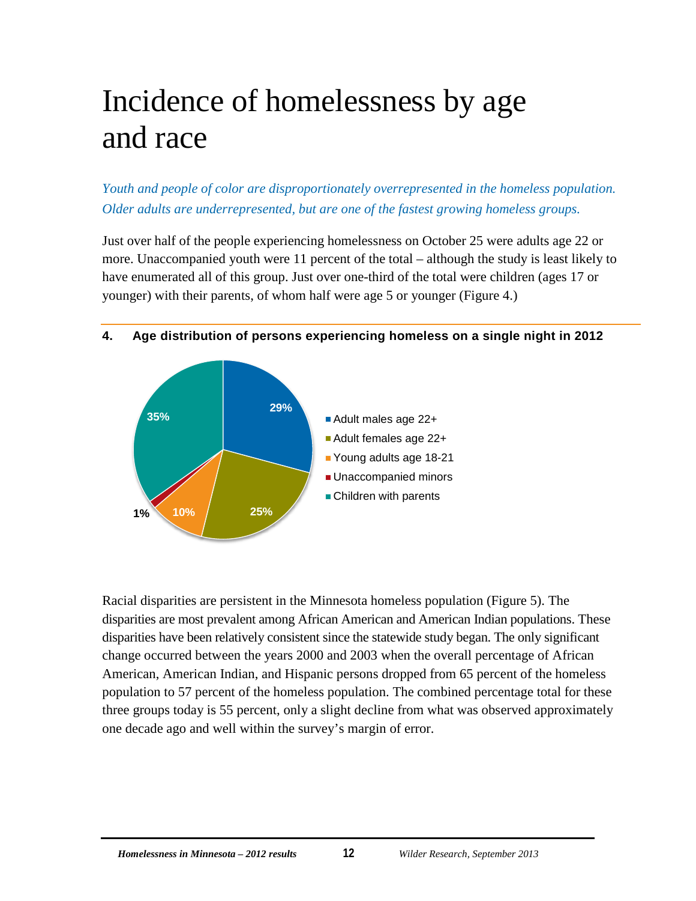# Incidence of homelessness by age and race

*Youth and people of color are disproportionately overrepresented in the homeless population. Older adults are underrepresented, but are one of the fastest growing homeless groups.*

Just over half of the people experiencing homelessness on October 25 were adults age 22 or more. Unaccompanied youth were 11 percent of the total – although the study is least likely to have enumerated all of this group. Just over one-third of the total were children (ages 17 or younger) with their parents, of whom half were age 5 or younger (Figure 4.)

**4. Age distribution of persons experiencing homeless on a single night in 2012**

| Group | Percent |
|---|---|
| Adult males age 22+ | 29% |
| Adult females age 22+ | 25% |
| Young adults age 18-21 | 10% |
| Unaccompanied minors | 1% |
| Children with parents | 35% |

Racial disparities are persistent in the Minnesota homeless population (Figure 5). The disparities are most prevalent among African American and American Indian populations. These disparities have been relatively consistent since the statewide study began. The only significant change occurred between the years 2000 and 2003 when the overall percentage of African American, American Indian, and Hispanic persons dropped from 65 percent of the homeless population to 57 percent of the homeless population. The combined percentage total for these three groups today is 55 percent, only a slight decline from what was observed approximately one decade ago and well within the survey's margin of error.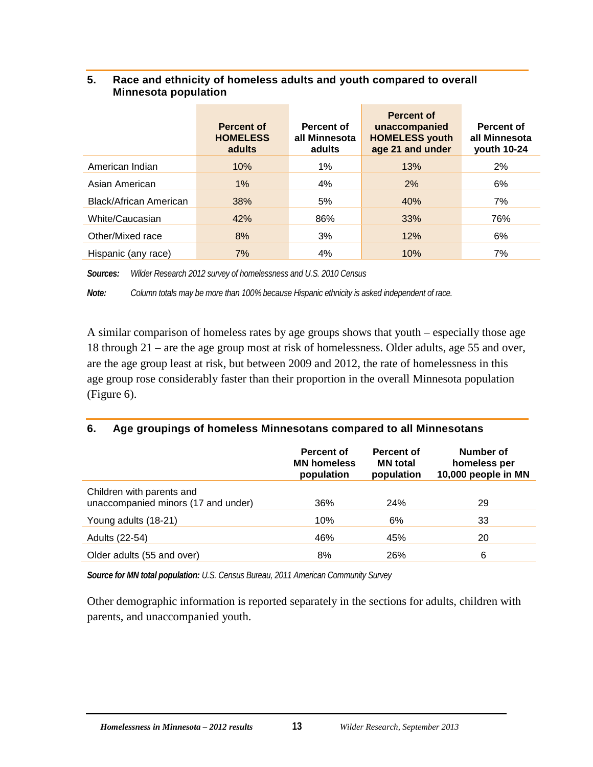### 5. Race and ethnicity of homeless adults and youth compared to overall Minnesota population

| | Percent of HOMELESS adults | Percent of all Minnesota adults | Percent of unaccompanied HOMELESS youth age 21 and under | Percent of all Minnesota youth 10-24 |
|---|---|---|---|---|
| American Indian | 10% | 1% | 13% | 2% |
| Asian American | 1% | 4% | 2% | 6% |
| Black/African American | 38% | 5% | 40% | 7% |
| White/Caucasian | 42% | 86% | 33% | 76% |
| Other/Mixed race | 8% | 3% | 12% | 6% |
| Hispanic (any race) | 7% | 4% | 10% | 7% |

***Sources:*** *Wilder Research 2012 survey of homelessness and U.S. 2010 Census*

***Note:*** *Column totals may be more than 100% because Hispanic ethnicity is asked independent of race.*

A similar comparison of homeless rates by age groups shows that youth – especially those age 18 through 21 – are the age group most at risk of homelessness. Older adults, age 55 and over, are the age group least at risk, but between 2009 and 2012, the rate of homelessness in this age group rose considerably faster than their proportion in the overall Minnesota population (Figure 6).

### 6. Age groupings of homeless Minnesotans compared to all Minnesotans

| | Percent of MN homeless population | Percent of MN total population | Number of homeless per 10,000 people in MN |
|---|---|---|---|
| Children with parents and unaccompanied minors (17 and under) | 36% | 24% | 29 |
| Young adults (18-21) | 10% | 6% | 33 |
| Adults (22-54) | 46% | 45% | 20 |
| Older adults (55 and over) | 8% | 26% | 6 |

***Source for MN total population:*** *U.S. Census Bureau, 2011 American Community Survey*

Other demographic information is reported separately in the sections for adults, children with parents, and unaccompanied youth.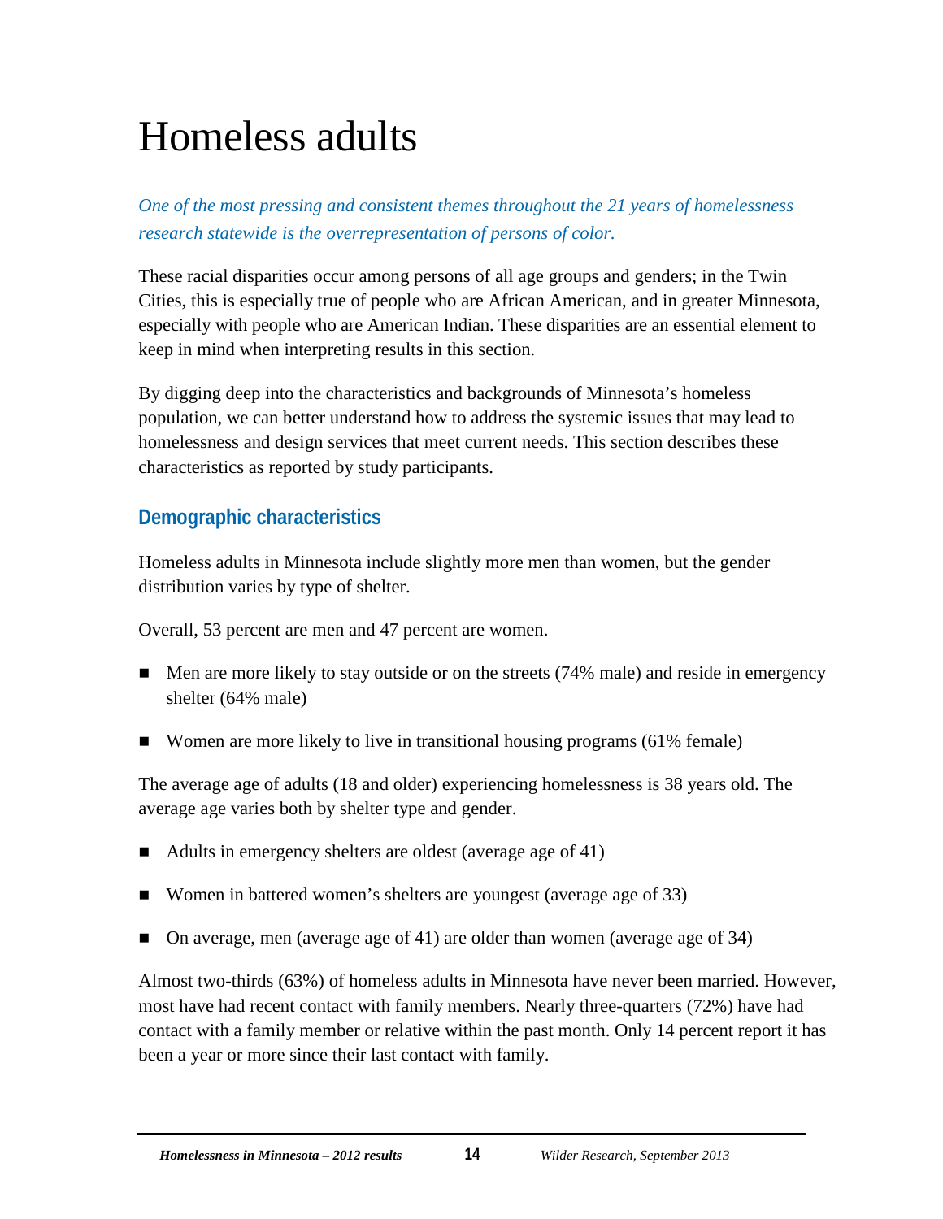# Homeless adults

*One of the most pressing and consistent themes throughout the 21 years of homelessness research statewide is the overrepresentation of persons of color.*

These racial disparities occur among persons of all age groups and genders; in the Twin Cities, this is especially true of people who are African American, and in greater Minnesota, especially with people who are American Indian. These disparities are an essential element to keep in mind when interpreting results in this section.

By digging deep into the characteristics and backgrounds of Minnesota's homeless population, we can better understand how to address the systemic issues that may lead to homelessness and design services that meet current needs. This section describes these characteristics as reported by study participants.

## Demographic characteristics

Homeless adults in Minnesota include slightly more men than women, but the gender distribution varies by type of shelter.

Overall, 53 percent are men and 47 percent are women.

- Men are more likely to stay outside or on the streets (74% male) and reside in emergency shelter (64% male)
- Women are more likely to live in transitional housing programs (61% female)

The average age of adults (18 and older) experiencing homelessness is 38 years old. The average age varies both by shelter type and gender.

- Adults in emergency shelters are oldest (average age of 41)
- Women in battered women's shelters are youngest (average age of 33)
- On average, men (average age of 41) are older than women (average age of 34)

Almost two-thirds (63%) of homeless adults in Minnesota have never been married. However, most have had recent contact with family members. Nearly three-quarters (72%) have had contact with a family member or relative within the past month. Only 14 percent report it has been a year or more since their last contact with family.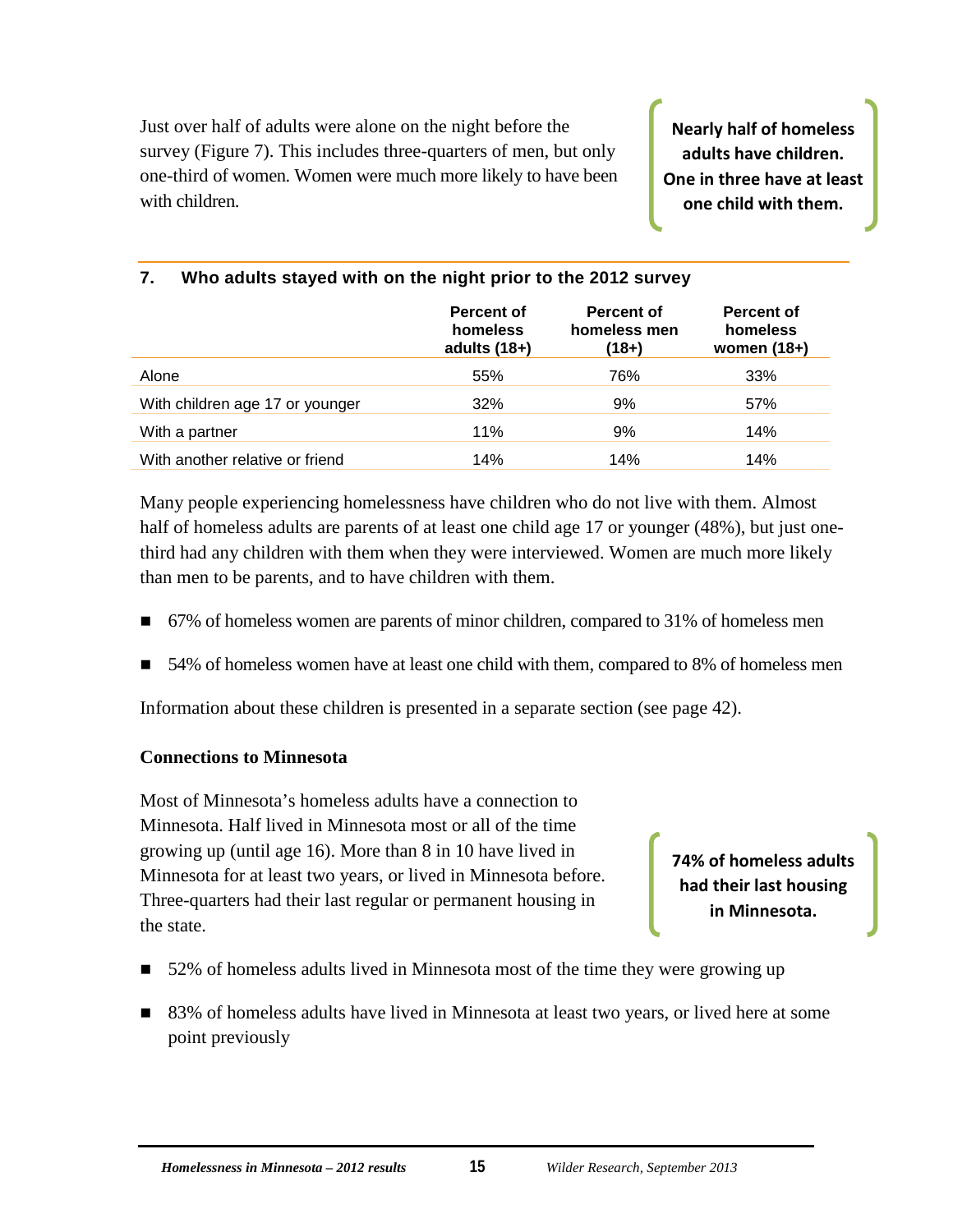Just over half of adults were alone on the night before the survey (Figure 7). This includes three-quarters of men, but only one-third of women. Women were much more likely to have been with children.

**Nearly half of homeless adults have children. One in three have at least one child with them.**

### 7. Who adults stayed with on the night prior to the 2012 survey

| | Percent of homeless adults (18+) | Percent of homeless men (18+) | Percent of homeless women (18+) |
|---|---|---|---|
| Alone | 55% | 76% | 33% |
| With children age 17 or younger | 32% | 9% | 57% |
| With a partner | 11% | 9% | 14% |
| With another relative or friend | 14% | 14% | 14% |

Many people experiencing homelessness have children who do not live with them. Almost half of homeless adults are parents of at least one child age 17 or younger (48%), but just one-third had any children with them when they were interviewed. Women are much more likely than men to be parents, and to have children with them.

- 67% of homeless women are parents of minor children, compared to 31% of homeless men
- 54% of homeless women have at least one child with them, compared to 8% of homeless men

Information about these children is presented in a separate section (see page 42).

**Connections to Minnesota**

Most of Minnesota's homeless adults have a connection to Minnesota. Half lived in Minnesota most or all of the time growing up (until age 16). More than 8 in 10 have lived in Minnesota for at least two years, or lived in Minnesota before. Three-quarters had their last regular or permanent housing in the state.

**74% of homeless adults had their last housing in Minnesota.**

- 52% of homeless adults lived in Minnesota most of the time they were growing up
- 83% of homeless adults have lived in Minnesota at least two years, or lived here at some point previously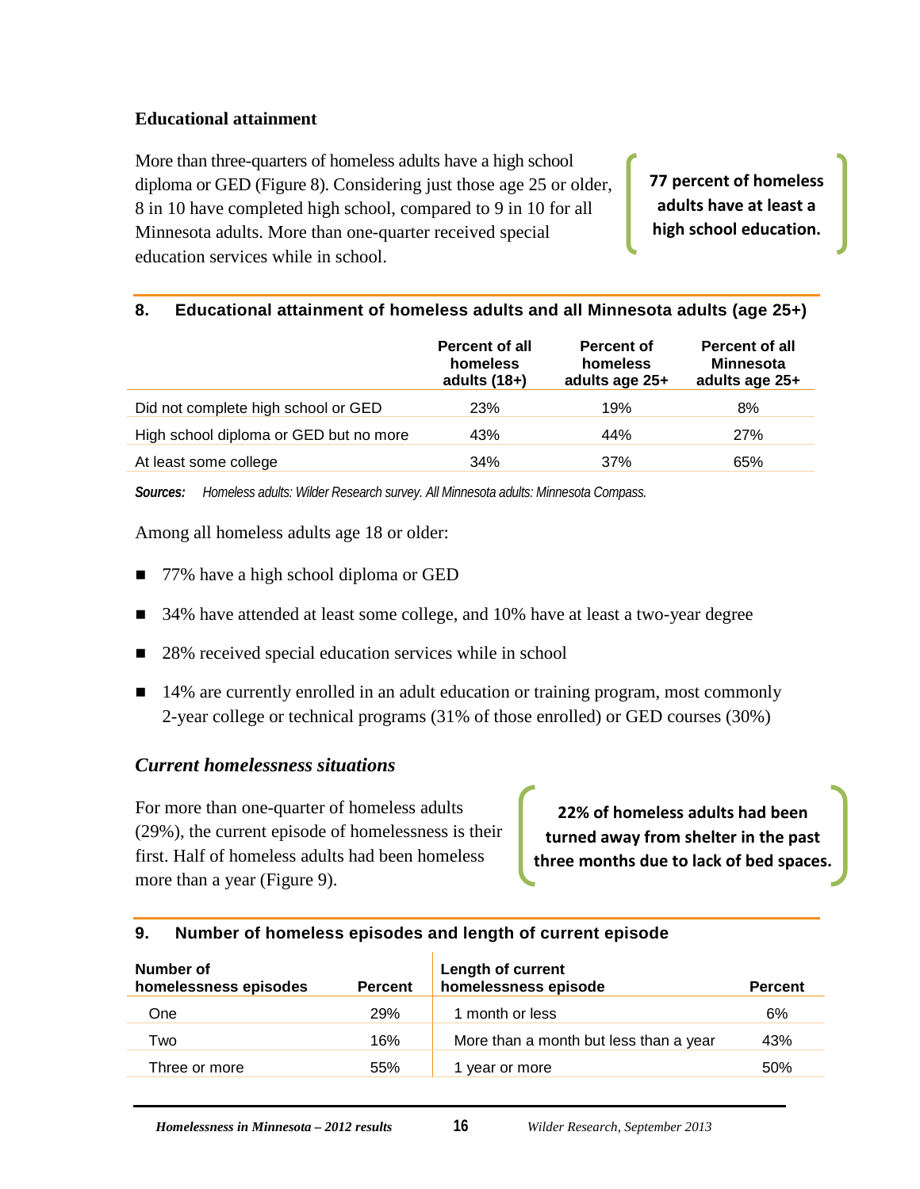## Educational attainment

More than three-quarters of homeless adults have a high school diploma or GED (Figure 8). Considering just those age 25 or older, 8 in 10 have completed high school, compared to 9 in 10 for all Minnesota adults. More than one-quarter received special education services while in school.

**77 percent of homeless adults have at least a high school education.**

### 8. Educational attainment of homeless adults and all Minnesota adults (age 25+)

| | Percent of all homeless adults (18+) | Percent of homeless adults age 25+ | Percent of all Minnesota adults age 25+ |
|---|---|---|---|
| Did not complete high school or GED | 23% | 19% | 8% |
| High school diploma or GED but no more | 43% | 44% | 27% |
| At least some college | 34% | 37% | 65% |

***Sources:*** *Homeless adults: Wilder Research survey. All Minnesota adults: Minnesota Compass.*

Among all homeless adults age 18 or older:

- 77% have a high school diploma or GED
- 34% have attended at least some college, and 10% have at least a two-year degree
- 28% received special education services while in school
- 14% are currently enrolled in an adult education or training program, most commonly 2-year college or technical programs (31% of those enrolled) or GED courses (30%)

### *Current homelessness situations*

For more than one-quarter of homeless adults (29%), the current episode of homelessness is their first. Half of homeless adults had been homeless more than a year (Figure 9).

**22% of homeless adults had been turned away from shelter in the past three months due to lack of bed spaces.**

### 9. Number of homeless episodes and length of current episode

| Number of homelessness episodes | Percent | Length of current homelessness episode | Percent |
|---|---|---|---|
| One | 29% | 1 month or less | 6% |
| Two | 16% | More than a month but less than a year | 43% |
| Three or more | 55% | 1 year or more | 50% |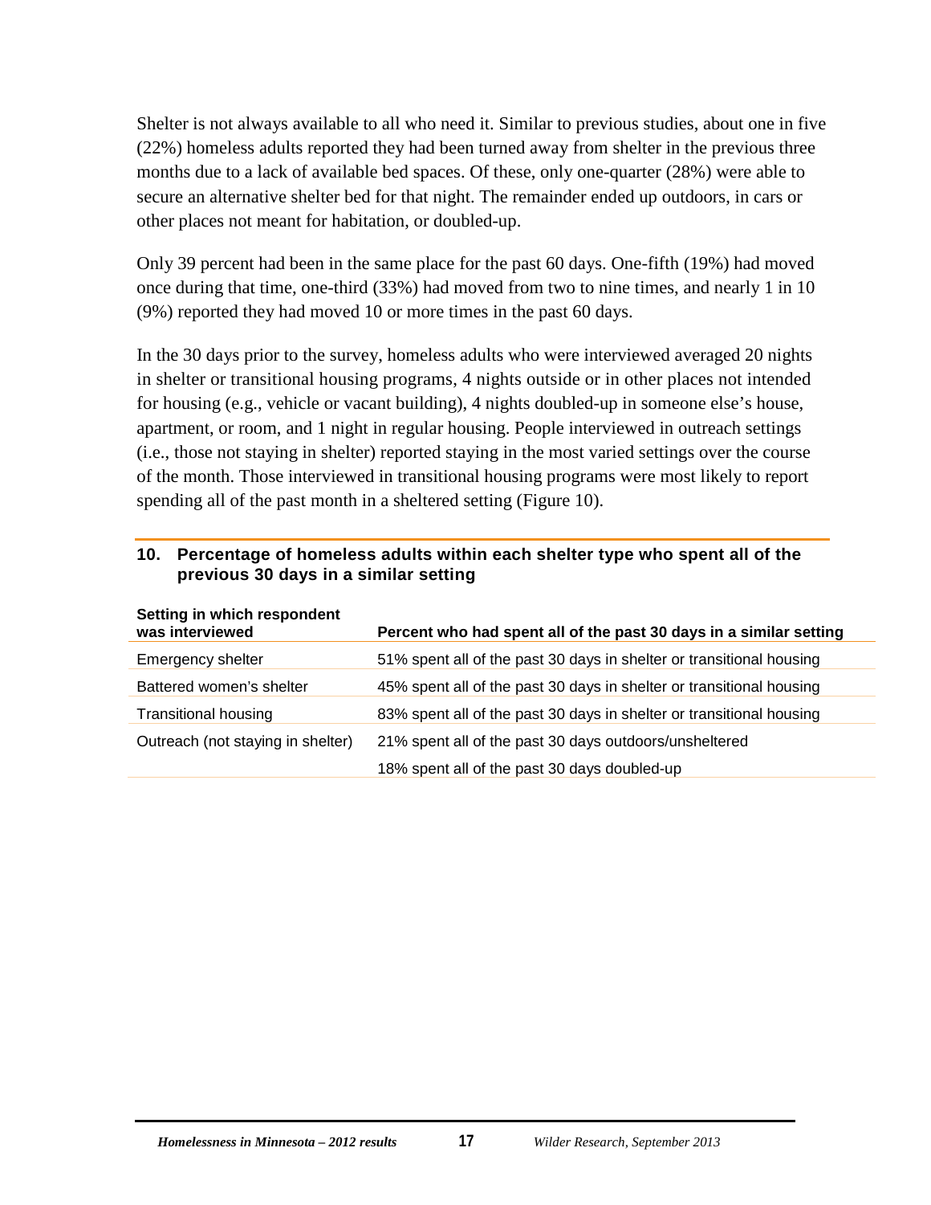Shelter is not always available to all who need it. Similar to previous studies, about one in five (22%) homeless adults reported they had been turned away from shelter in the previous three months due to a lack of available bed spaces. Of these, only one-quarter (28%) were able to secure an alternative shelter bed for that night. The remainder ended up outdoors, in cars or other places not meant for habitation, or doubled-up.

Only 39 percent had been in the same place for the past 60 days. One-fifth (19%) had moved once during that time, one-third (33%) had moved from two to nine times, and nearly 1 in 10 (9%) reported they had moved 10 or more times in the past 60 days.

In the 30 days prior to the survey, homeless adults who were interviewed averaged 20 nights in shelter or transitional housing programs, 4 nights outside or in other places not intended for housing (e.g., vehicle or vacant building), 4 nights doubled-up in someone else's house, apartment, or room, and 1 night in regular housing. People interviewed in outreach settings (i.e., those not staying in shelter) reported staying in the most varied settings over the course of the month. Those interviewed in transitional housing programs were most likely to report spending all of the past month in a sheltered setting (Figure 10).

**10. Percentage of homeless adults within each shelter type who spent all of the previous 30 days in a similar setting**

| Setting in which respondent was interviewed | Percent who had spent all of the past 30 days in a similar setting |
|---|---|
| Emergency shelter | 51% spent all of the past 30 days in shelter or transitional housing |
| Battered women's shelter | 45% spent all of the past 30 days in shelter or transitional housing |
| Transitional housing | 83% spent all of the past 30 days in shelter or transitional housing |
| Outreach (not staying in shelter) | 21% spent all of the past 30 days outdoors/unsheltered |
| | 18% spent all of the past 30 days doubled-up |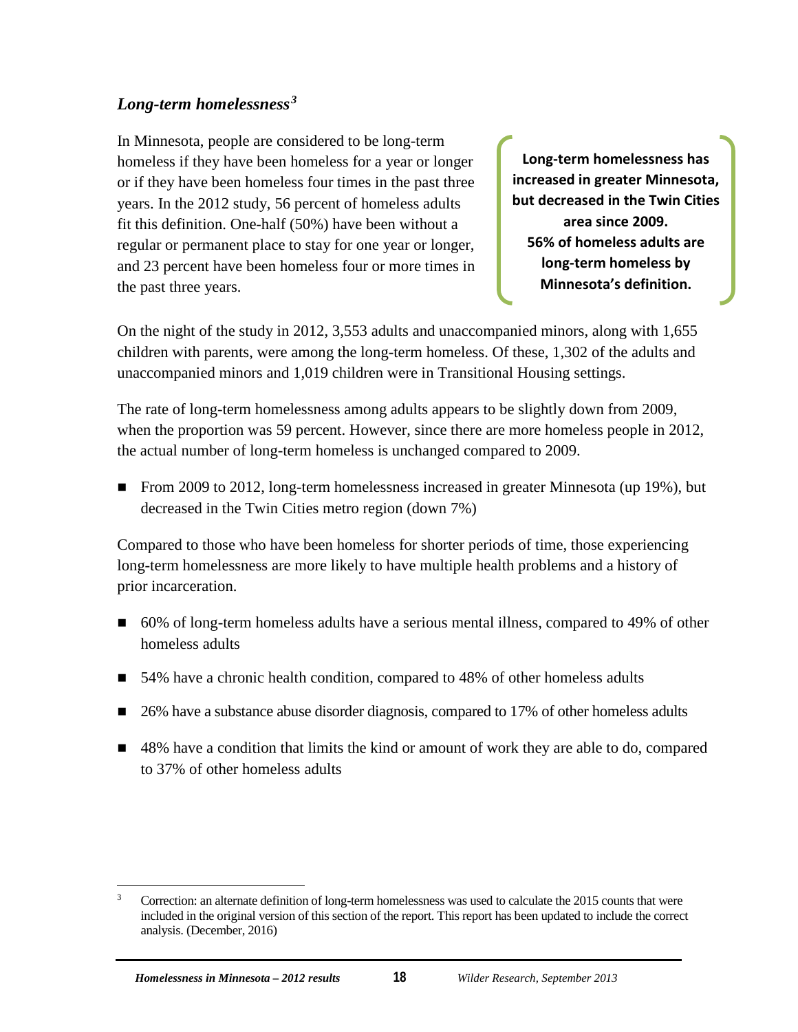### *Long-term homelessness*[3]

In Minnesota, people are considered to be long-term homeless if they have been homeless for a year or longer or if they have been homeless four times in the past three years. In the 2012 study, 56 percent of homeless adults fit this definition. One-half (50%) have been without a regular or permanent place to stay for one year or longer, and 23 percent have been homeless four or more times in the past three years.

**Long-term homelessness has increased in greater Minnesota, but decreased in the Twin Cities area since 2009. 56% of homeless adults are long-term homeless by Minnesota's definition.**

On the night of the study in 2012, 3,553 adults and unaccompanied minors, along with 1,655 children with parents, were among the long-term homeless. Of these, 1,302 of the adults and unaccompanied minors and 1,019 children were in Transitional Housing settings.

The rate of long-term homelessness among adults appears to be slightly down from 2009, when the proportion was 59 percent. However, since there are more homeless people in 2012, the actual number of long-term homeless is unchanged compared to 2009.

- From 2009 to 2012, long-term homelessness increased in greater Minnesota (up 19%), but decreased in the Twin Cities metro region (down 7%)

Compared to those who have been homeless for shorter periods of time, those experiencing long-term homelessness are more likely to have multiple health problems and a history of prior incarceration.

- 60% of long-term homeless adults have a serious mental illness, compared to 49% of other homeless adults
- 54% have a chronic health condition, compared to 48% of other homeless adults
- 26% have a substance abuse disorder diagnosis, compared to 17% of other homeless adults
- 48% have a condition that limits the kind or amount of work they are able to do, compared to 37% of other homeless adults

[3] Correction: an alternate definition of long-term homelessness was used to calculate the 2015 counts that were included in the original version of this section of the report. This report has been updated to include the correct analysis. (December, 2016)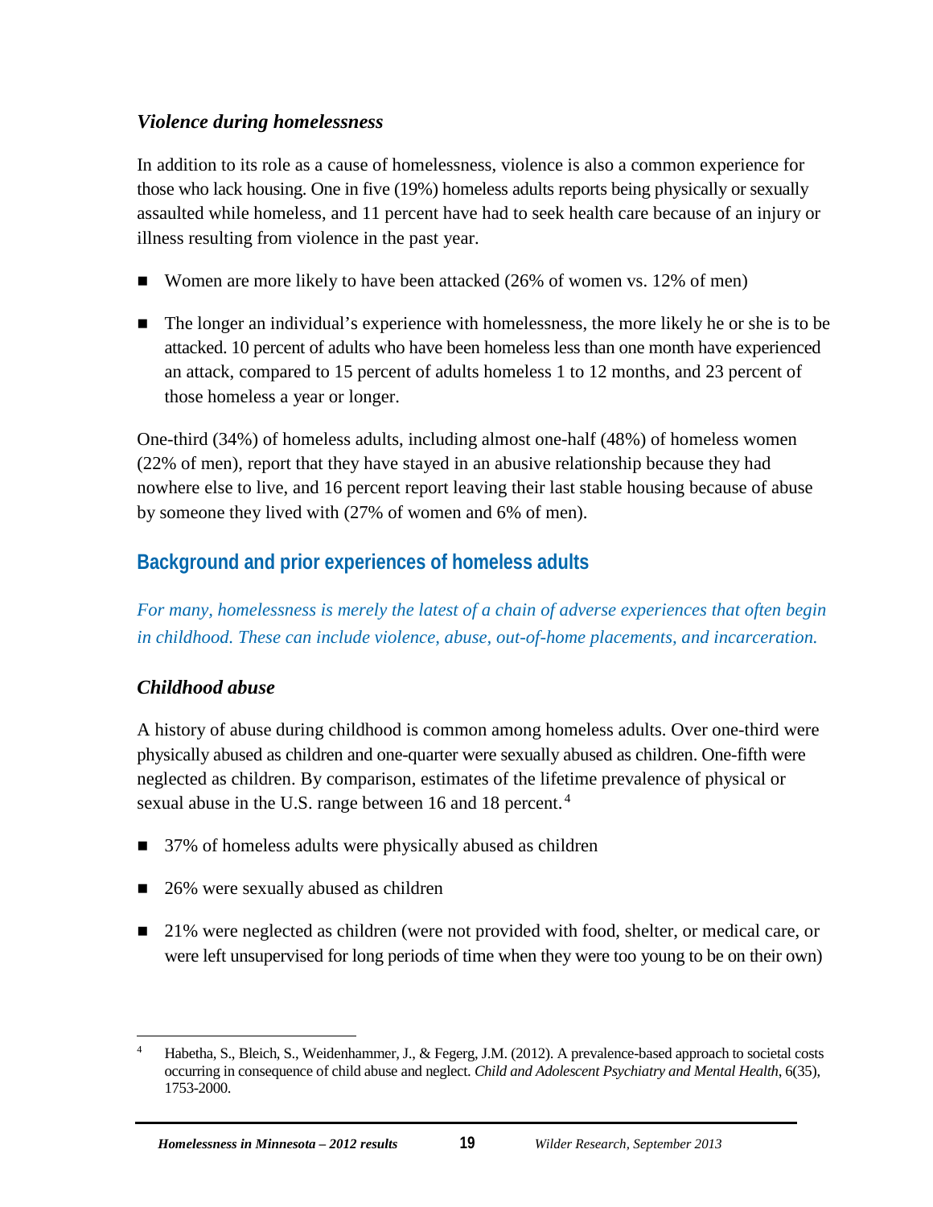### *Violence during homelessness*

In addition to its role as a cause of homelessness, violence is also a common experience for those who lack housing. One in five (19%) homeless adults reports being physically or sexually assaulted while homeless, and 11 percent have had to seek health care because of an injury or illness resulting from violence in the past year.

- Women are more likely to have been attacked (26% of women vs. 12% of men)
- The longer an individual's experience with homelessness, the more likely he or she is to be attacked. 10 percent of adults who have been homeless less than one month have experienced an attack, compared to 15 percent of adults homeless 1 to 12 months, and 23 percent of those homeless a year or longer.

One-third (34%) of homeless adults, including almost one-half (48%) of homeless women (22% of men), report that they have stayed in an abusive relationship because they had nowhere else to live, and 16 percent report leaving their last stable housing because of abuse by someone they lived with (27% of women and 6% of men).

## Background and prior experiences of homeless adults

*For many, homelessness is merely the latest of a chain of adverse experiences that often begin in childhood. These can include violence, abuse, out-of-home placements, and incarceration.*

### *Childhood abuse*

A history of abuse during childhood is common among homeless adults. Over one-third were physically abused as children and one-quarter were sexually abused as children. One-fifth were neglected as children. By comparison, estimates of the lifetime prevalence of physical or sexual abuse in the U.S. range between 16 and 18 percent.[4]

- 37% of homeless adults were physically abused as children
- 26% were sexually abused as children
- 21% were neglected as children (were not provided with food, shelter, or medical care, or were left unsupervised for long periods of time when they were too young to be on their own)

---

[4] Habetha, S., Bleich, S., Weidenhammer, J., & Fegerg, J.M. (2012). A prevalence-based approach to societal costs occurring in consequence of child abuse and neglect. *Child and Adolescent Psychiatry and Mental Health*, 6(35), 1753-2000.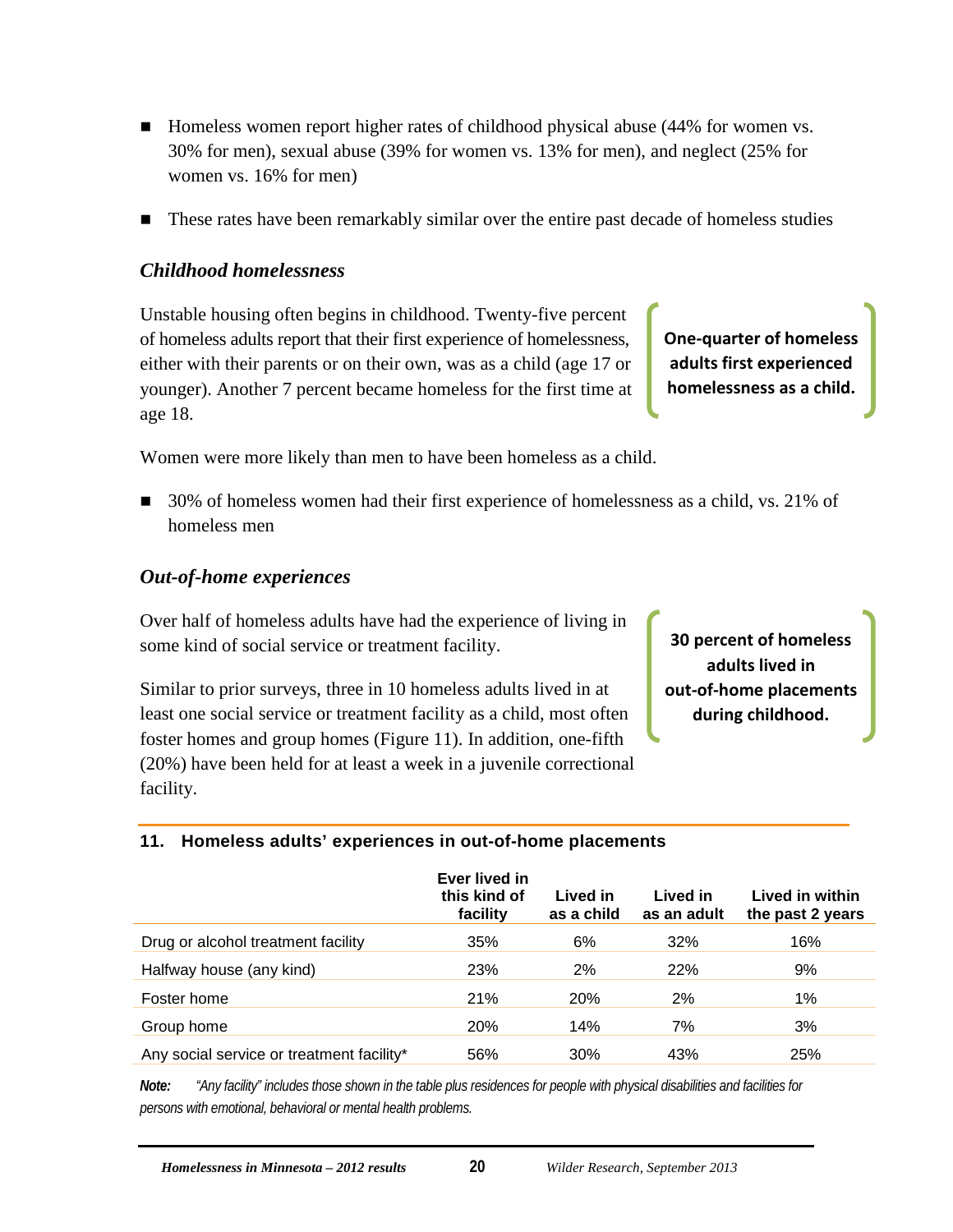- Homeless women report higher rates of childhood physical abuse (44% for women vs. 30% for men), sexual abuse (39% for women vs. 13% for men), and neglect (25% for women vs. 16% for men)
- These rates have been remarkably similar over the entire past decade of homeless studies

### *Childhood homelessness*

Unstable housing often begins in childhood. Twenty-five percent of homeless adults report that their first experience of homelessness, either with their parents or on their own, was as a child (age 17 or younger). Another 7 percent became homeless for the first time at age 18.

**One-quarter of homeless adults first experienced homelessness as a child.**

Women were more likely than men to have been homeless as a child.

- 30% of homeless women had their first experience of homelessness as a child, vs. 21% of homeless men

### *Out-of-home experiences*

Over half of homeless adults have had the experience of living in some kind of social service or treatment facility.

**30 percent of homeless adults lived in out-of-home placements during childhood.**

Similar to prior surveys, three in 10 homeless adults lived in at least one social service or treatment facility as a child, most often foster homes and group homes (Figure 11). In addition, one-fifth (20%) have been held for at least a week in a juvenile correctional facility.

**11. Homeless adults' experiences in out-of-home placements**

| | Ever lived in this kind of facility | Lived in as a child | Lived in as an adult | Lived in within the past 2 years |
|---|---|---|---|---|
| Drug or alcohol treatment facility | 35% | 6% | 32% | 16% |
| Halfway house (any kind) | 23% | 2% | 22% | 9% |
| Foster home | 21% | 20% | 2% | 1% |
| Group home | 20% | 14% | 7% | 3% |
| Any social service or treatment facility* | 56% | 30% | 43% | 25% |

***Note:*** *"Any facility" includes those shown in the table plus residences for people with physical disabilities and facilities for persons with emotional, behavioral or mental health problems.*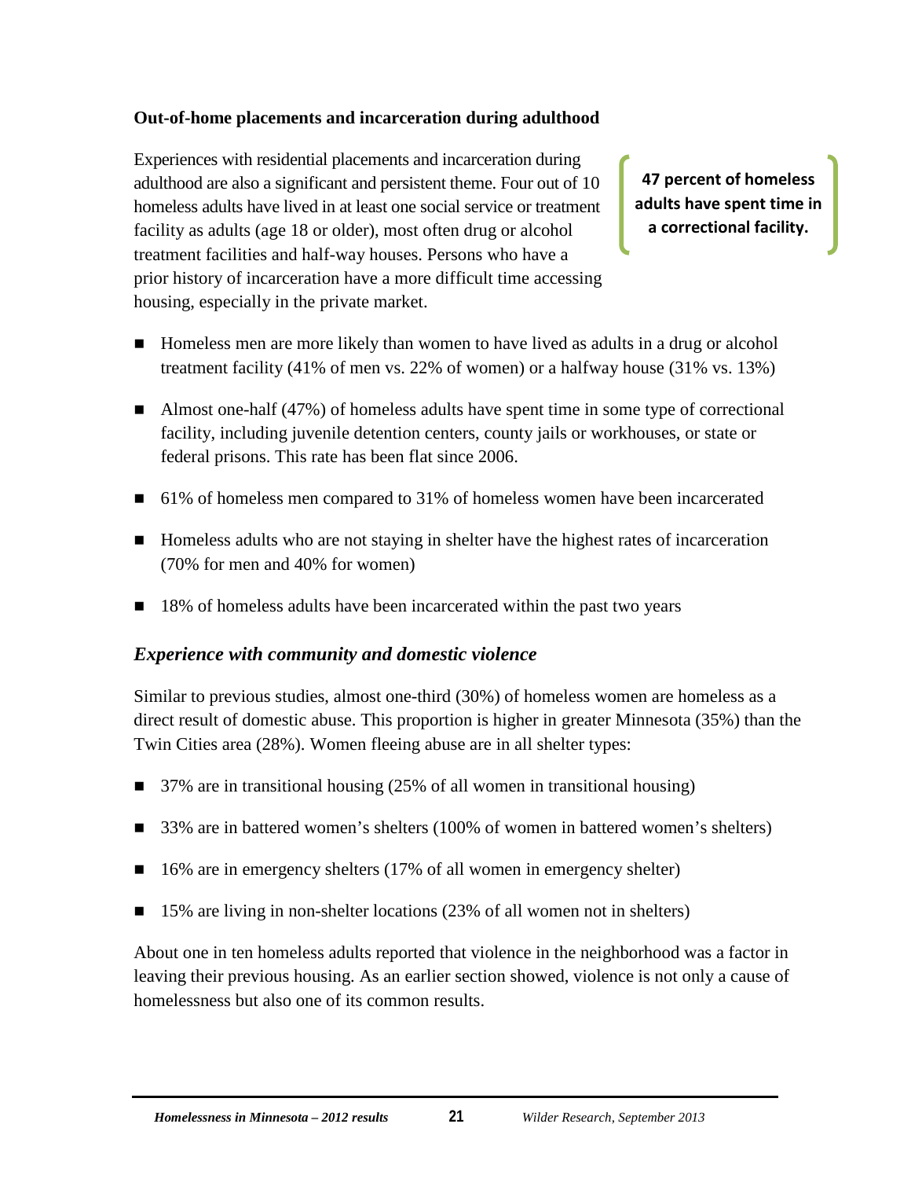**Out-of-home placements and incarceration during adulthood**

Experiences with residential placements and incarceration during adulthood are also a significant and persistent theme. Four out of 10 homeless adults have lived in at least one social service or treatment facility as adults (age 18 or older), most often drug or alcohol treatment facilities and half-way houses. Persons who have a prior history of incarceration have a more difficult time accessing housing, especially in the private market.

**47 percent of homeless adults have spent time in a correctional facility.**

- Homeless men are more likely than women to have lived as adults in a drug or alcohol treatment facility (41% of men vs. 22% of women) or a halfway house (31% vs. 13%)
- Almost one-half (47%) of homeless adults have spent time in some type of correctional facility, including juvenile detention centers, county jails or workhouses, or state or federal prisons. This rate has been flat since 2006.
- 61% of homeless men compared to 31% of homeless women have been incarcerated
- Homeless adults who are not staying in shelter have the highest rates of incarceration (70% for men and 40% for women)
- 18% of homeless adults have been incarcerated within the past two years

## *Experience with community and domestic violence*

Similar to previous studies, almost one-third (30%) of homeless women are homeless as a direct result of domestic abuse. This proportion is higher in greater Minnesota (35%) than the Twin Cities area (28%). Women fleeing abuse are in all shelter types:

- 37% are in transitional housing (25% of all women in transitional housing)
- 33% are in battered women's shelters (100% of women in battered women's shelters)
- 16% are in emergency shelters (17% of all women in emergency shelter)
- 15% are living in non-shelter locations (23% of all women not in shelters)

About one in ten homeless adults reported that violence in the neighborhood was a factor in leaving their previous housing. As an earlier section showed, violence is not only a cause of homelessness but also one of its common results.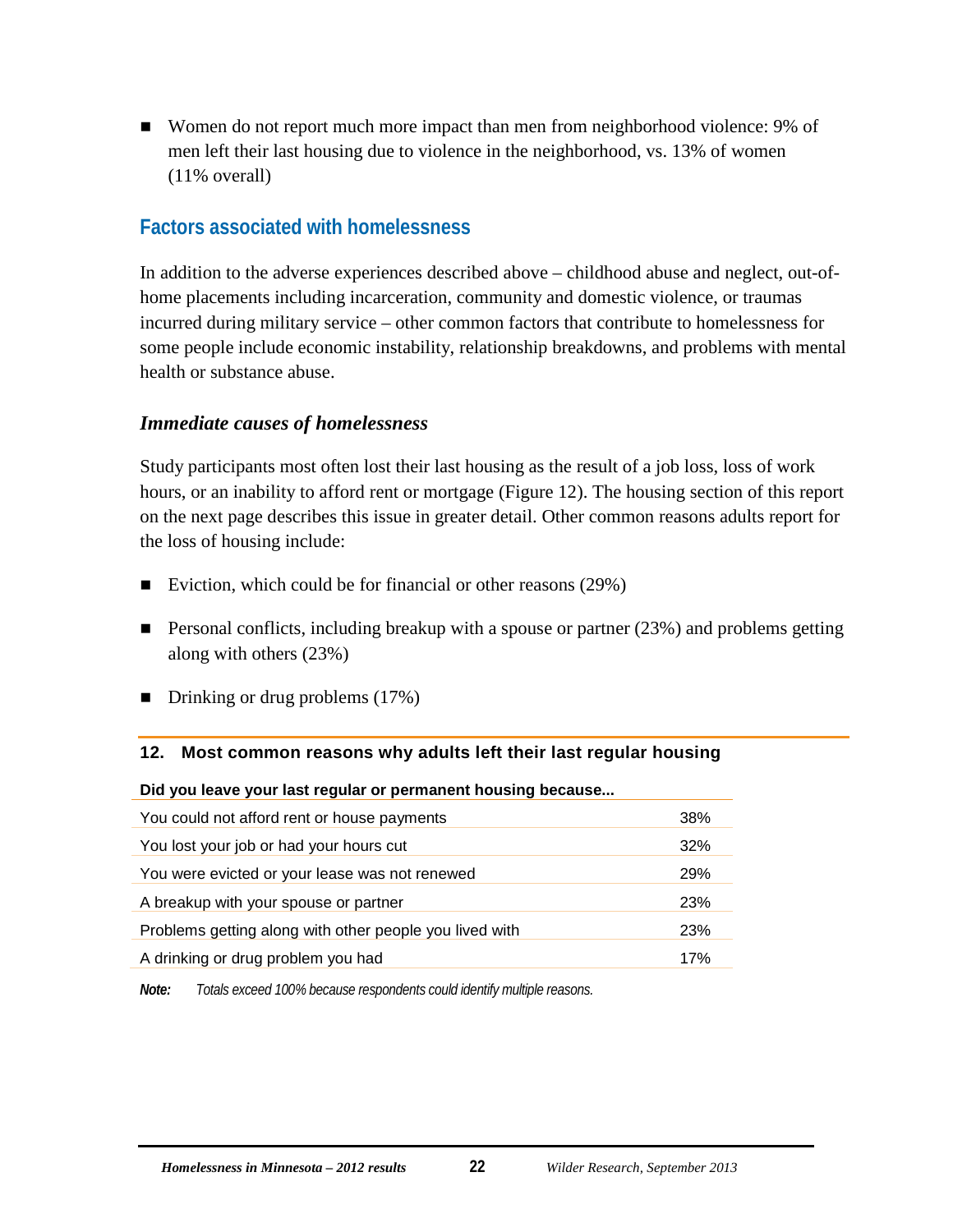- Women do not report much more impact than men from neighborhood violence: 9% of men left their last housing due to violence in the neighborhood, vs. 13% of women (11% overall)

## Factors associated with homelessness

In addition to the adverse experiences described above – childhood abuse and neglect, out-of-home placements including incarceration, community and domestic violence, or traumas incurred during military service – other common factors that contribute to homelessness for some people include economic instability, relationship breakdowns, and problems with mental health or substance abuse.

### *Immediate causes of homelessness*

Study participants most often lost their last housing as the result of a job loss, loss of work hours, or an inability to afford rent or mortgage (Figure 12). The housing section of this report on the next page describes this issue in greater detail. Other common reasons adults report for the loss of housing include:

- Eviction, which could be for financial or other reasons (29%)
- Personal conflicts, including breakup with a spouse or partner (23%) and problems getting along with others (23%)
- Drinking or drug problems (17%)

**12. Most common reasons why adults left their last regular housing**

| Did you leave your last regular or permanent housing because... | |
|---|---|
| You could not afford rent or house payments | 38% |
| You lost your job or had your hours cut | 32% |
| You were evicted or your lease was not renewed | 29% |
| A breakup with your spouse or partner | 23% |
| Problems getting along with other people you lived with | 23% |
| A drinking or drug problem you had | 17% |

***Note:*** *Totals exceed 100% because respondents could identify multiple reasons.*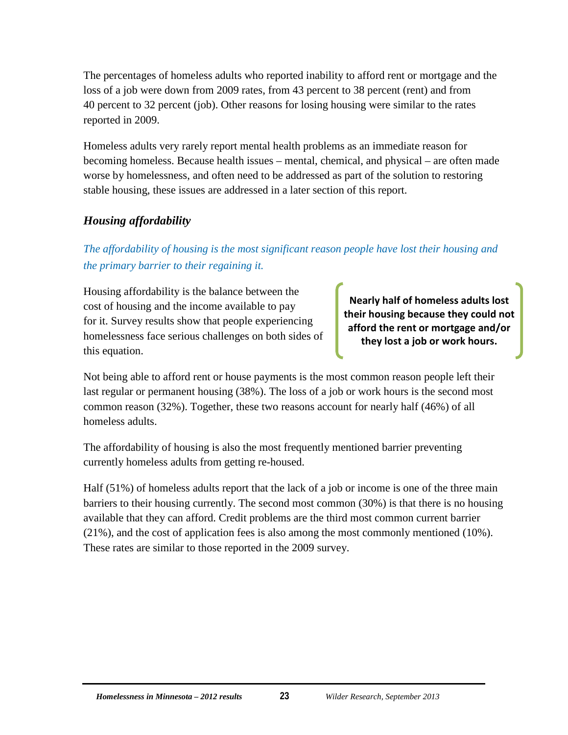The percentages of homeless adults who reported inability to afford rent or mortgage and the loss of a job were down from 2009 rates, from 43 percent to 38 percent (rent) and from 40 percent to 32 percent (job). Other reasons for losing housing were similar to the rates reported in 2009.

Homeless adults very rarely report mental health problems as an immediate reason for becoming homeless. Because health issues – mental, chemical, and physical – are often made worse by homelessness, and often need to be addressed as part of the solution to restoring stable housing, these issues are addressed in a later section of this report.

### *Housing affordability*

*The affordability of housing is the most significant reason people have lost their housing and the primary barrier to their regaining it.*

Housing affordability is the balance between the cost of housing and the income available to pay for it. Survey results show that people experiencing homelessness face serious challenges on both sides of this equation.

**Nearly half of homeless adults lost their housing because they could not afford the rent or mortgage and/or they lost a job or work hours.**

Not being able to afford rent or house payments is the most common reason people left their last regular or permanent housing (38%). The loss of a job or work hours is the second most common reason (32%). Together, these two reasons account for nearly half (46%) of all homeless adults.

The affordability of housing is also the most frequently mentioned barrier preventing currently homeless adults from getting re-housed.

Half (51%) of homeless adults report that the lack of a job or income is one of the three main barriers to their housing currently. The second most common (30%) is that there is no housing available that they can afford. Credit problems are the third most common current barrier (21%), and the cost of application fees is also among the most commonly mentioned (10%). These rates are similar to those reported in the 2009 survey.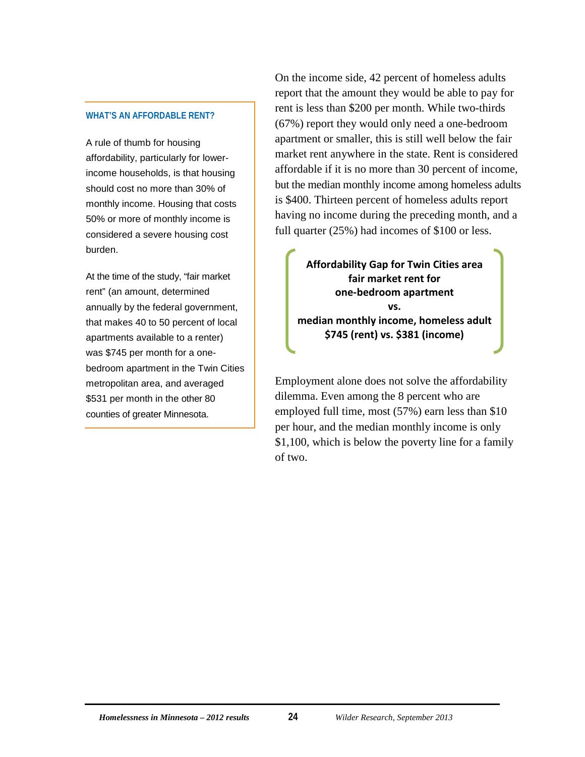### WHAT'S AN AFFORDABLE RENT?

A rule of thumb for housing affordability, particularly for lower-income households, is that housing should cost no more than 30% of monthly income. Housing that costs 50% or more of monthly income is considered a severe housing cost burden.

At the time of the study, "fair market rent" (an amount, determined annually by the federal government, that makes 40 to 50 percent of local apartments available to a renter) was $745 per month for a one-bedroom apartment in the Twin Cities metropolitan area, and averaged $531 per month in the other 80 counties of greater Minnesota.

On the income side, 42 percent of homeless adults report that the amount they would be able to pay for rent is less than $200 per month. While two-thirds (67%) report they would only need a one-bedroom apartment or smaller, this is still well below the fair market rent anywhere in the state. Rent is considered affordable if it is no more than 30 percent of income, but the median monthly income among homeless adults is $400. Thirteen percent of homeless adults report having no income during the preceding month, and a full quarter (25%) had incomes of $100 or less.

**Affordability Gap for Twin Cities area fair market rent for one-bedroom apartment**
**vs.**
**median monthly income, homeless adult**
**$745 (rent) vs. $381 (income)**

Employment alone does not solve the affordability dilemma. Even among the 8 percent who are employed full time, most (57%) earn less than $10 per hour, and the median monthly income is only $1,100, which is below the poverty line for a family of two.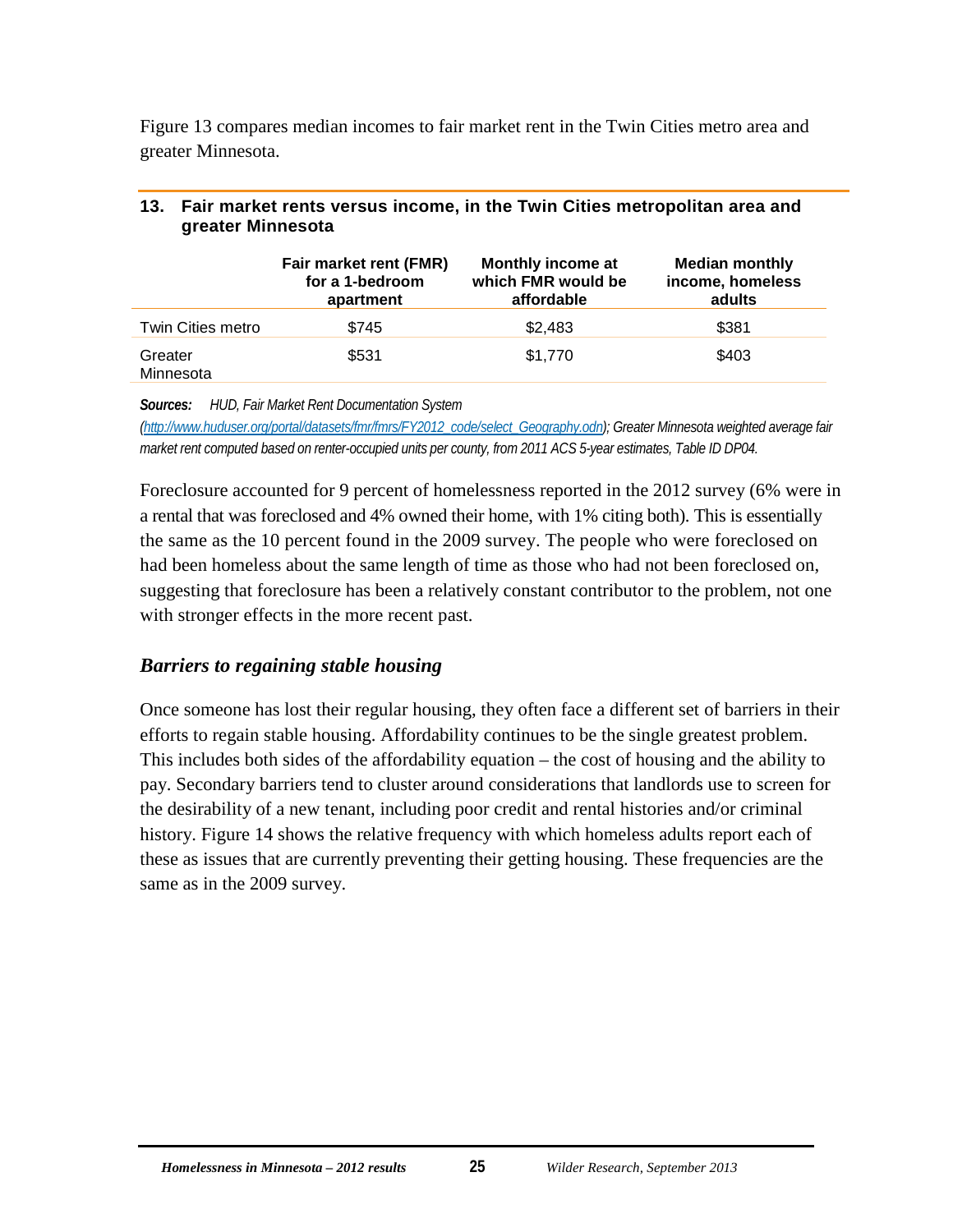Figure 13 compares median incomes to fair market rent in the Twin Cities metro area and greater Minnesota.

**13. Fair market rents versus income, in the Twin Cities metropolitan area and greater Minnesota**

| | Fair market rent (FMR) for a 1-bedroom apartment | Monthly income at which FMR would be affordable | Median monthly income, homeless adults |
|---|---|---|---|
| Twin Cities metro | $745 | $2,483 | $381 |
| Greater Minnesota | $531 | $1,770 | $403 |

***Sources:*** *HUD, Fair Market Rent Documentation System (http://www.huduser.org/portal/datasets/fmr/fmrs/FY2012_code/select_Geography.odn); Greater Minnesota weighted average fair market rent computed based on renter-occupied units per county, from 2011 ACS 5-year estimates, Table ID DP04.*

Foreclosure accounted for 9 percent of homelessness reported in the 2012 survey (6% were in a rental that was foreclosed and 4% owned their home, with 1% citing both). This is essentially the same as the 10 percent found in the 2009 survey. The people who were foreclosed on had been homeless about the same length of time as those who had not been foreclosed on, suggesting that foreclosure has been a relatively constant contributor to the problem, not one with stronger effects in the more recent past.

### *Barriers to regaining stable housing*

Once someone has lost their regular housing, they often face a different set of barriers in their efforts to regain stable housing. Affordability continues to be the single greatest problem. This includes both sides of the affordability equation – the cost of housing and the ability to pay. Secondary barriers tend to cluster around considerations that landlords use to screen for the desirability of a new tenant, including poor credit and rental histories and/or criminal history. Figure 14 shows the relative frequency with which homeless adults report each of these as issues that are currently preventing their getting housing. These frequencies are the same as in the 2009 survey.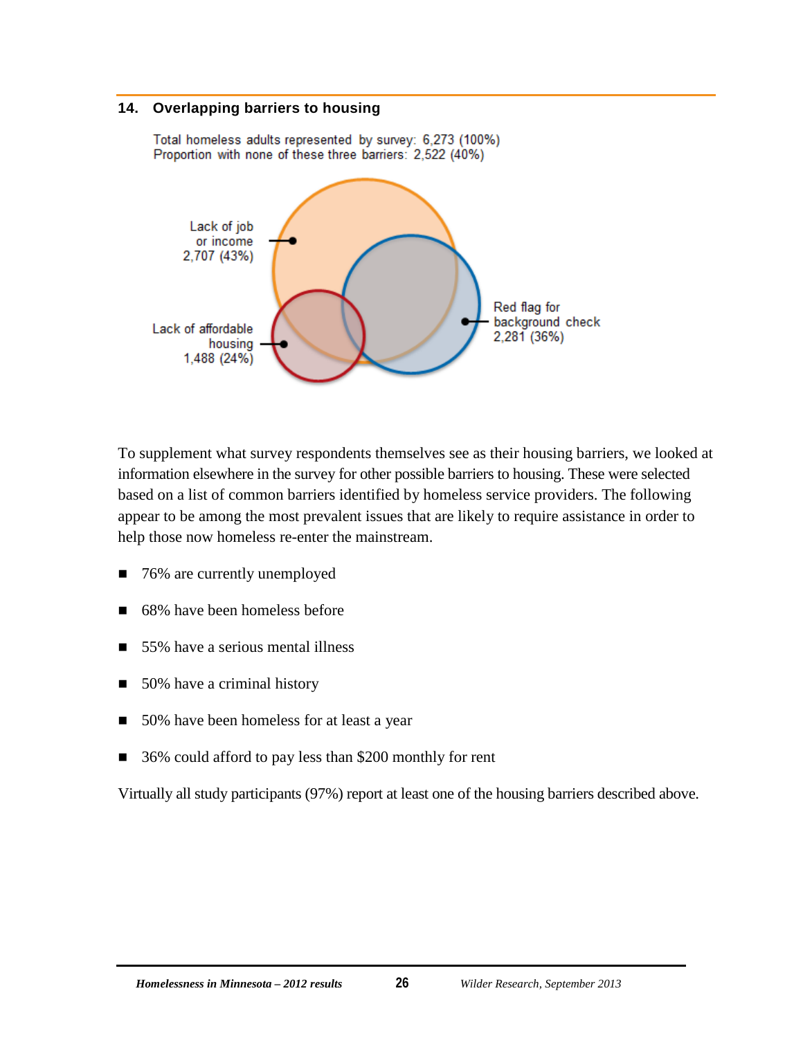## 14. Overlapping barriers to housing

Total homeless adults represented by survey: 6,273 (100%)
Proportion with none of these three barriers: 2,522 (40%)

Lack of job or income 2,707 (43%)

Lack of affordable housing 1,488 (24%)

Red flag for background check 2,281 (36%)

To supplement what survey respondents themselves see as their housing barriers, we looked at information elsewhere in the survey for other possible barriers to housing. These were selected based on a list of common barriers identified by homeless service providers. The following appear to be among the most prevalent issues that are likely to require assistance in order to help those now homeless re-enter the mainstream.

- 76% are currently unemployed
- 68% have been homeless before
- 55% have a serious mental illness
- 50% have a criminal history
- 50% have been homeless for at least a year
- 36% could afford to pay less than $200 monthly for rent

Virtually all study participants (97%) report at least one of the housing barriers described above.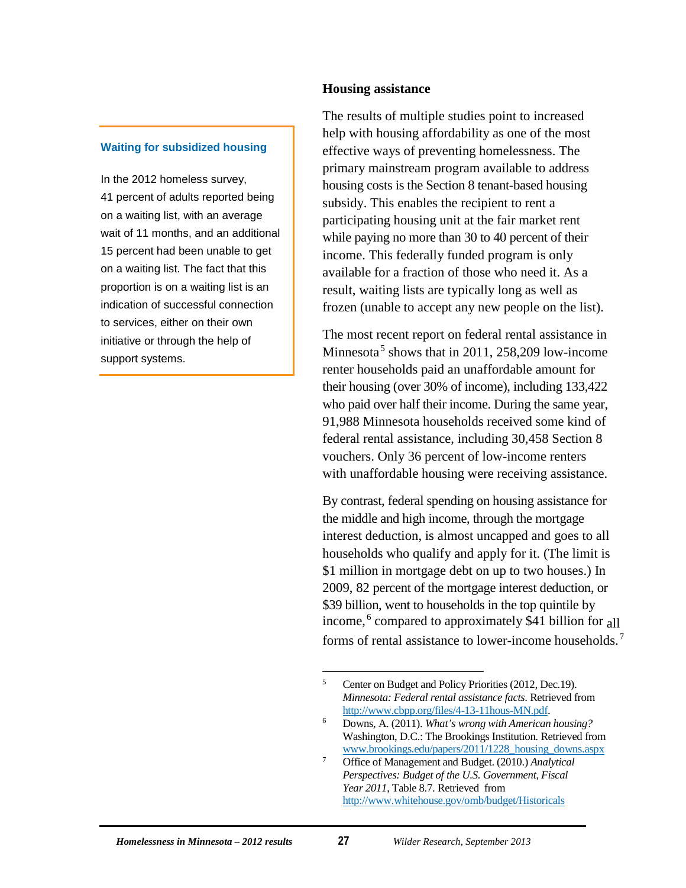**Waiting for subsidized housing**

In the 2012 homeless survey, 41 percent of adults reported being on a waiting list, with an average wait of 11 months, and an additional 15 percent had been unable to get on a waiting list. The fact that this proportion is on a waiting list is an indication of successful connection to services, either on their own initiative or through the help of support systems.

## Housing assistance

The results of multiple studies point to increased help with housing affordability as one of the most effective ways of preventing homelessness. The primary mainstream program available to address housing costs is the Section 8 tenant-based housing subsidy. This enables the recipient to rent a participating housing unit at the fair market rent while paying no more than 30 to 40 percent of their income. This federally funded program is only available for a fraction of those who need it. As a result, waiting lists are typically long as well as frozen (unable to accept any new people on the list).

The most recent report on federal rental assistance in Minnesota[5] shows that in 2011, 258,209 low-income renter households paid an unaffordable amount for their housing (over 30% of income), including 133,422 who paid over half their income. During the same year, 91,988 Minnesota households received some kind of federal rental assistance, including 30,458 Section 8 vouchers. Only 36 percent of low-income renters with unaffordable housing were receiving assistance.

By contrast, federal spending on housing assistance for the middle and high income, through the mortgage interest deduction, is almost uncapped and goes to all households who qualify and apply for it. (The limit is $1 million in mortgage debt on up to two houses.) In 2009, 82 percent of the mortgage interest deduction, or $39 billion, went to households in the top quintile by income,[6] compared to approximately $41 billion for all forms of rental assistance to lower-income households.[7]

---

[5] Center on Budget and Policy Priorities (2012, Dec.19). *Minnesota: Federal rental assistance facts.* Retrieved from http://www.cbpp.org/files/4-13-11hous-MN.pdf.

[6] Downs, A. (2011). *What's wrong with American housing?* Washington, D.C.: The Brookings Institution. Retrieved from www.brookings.edu/papers/2011/1228_housing_downs.aspx

[7] Office of Management and Budget. (2010.) *Analytical Perspectives: Budget of the U.S. Government, Fiscal Year 2011*, Table 8.7. Retrieved from http://www.whitehouse.gov/omb/budget/Historicals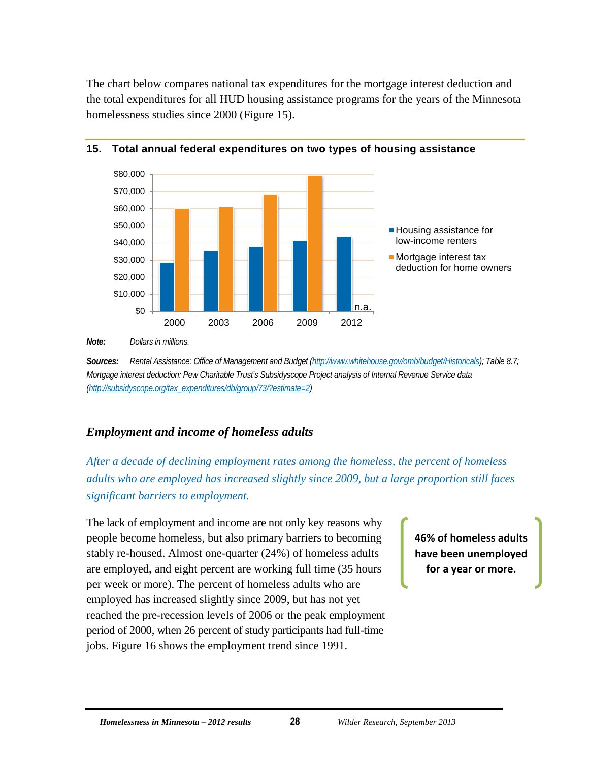The chart below compares national tax expenditures for the mortgage interest deduction and the total expenditures for all HUD housing assistance programs for the years of the Minnesota homelessness studies since 2000 (Figure 15).

**15. Total annual federal expenditures on two types of housing assistance**

| | 2000 | 2003 | 2006 | 2009 | 2012 |
|---|---|---|---|---|---|
| Housing assistance for low-income renters | | | | | |
| Mortgage interest tax deduction for home owners | | | | | n.a. |

*Note:* *Dollars in millions.*

*Sources:* *Rental Assistance: Office of Management and Budget (http://www.whitehouse.gov/omb/budget/Historicals); Table 8.7; Mortgage interest deduction: Pew Charitable Trust's Subsidyscope Project analysis of Internal Revenue Service data (http://subsidyscope.org/tax_expenditures/db/group/73/?estimate=2)*

## *Employment and income of homeless adults*

*After a decade of declining employment rates among the homeless, the percent of homeless adults who are employed has increased slightly since 2009, but a large proportion still faces significant barriers to employment.*

The lack of employment and income are not only key reasons why people become homeless, but also primary barriers to becoming stably re-housed. Almost one-quarter (24%) of homeless adults are employed, and eight percent are working full time (35 hours per week or more). The percent of homeless adults who are employed has increased slightly since 2009, but has not yet reached the pre-recession levels of 2006 or the peak employment period of 2000, when 26 percent of study participants had full-time jobs. Figure 16 shows the employment trend since 1991.

**46% of homeless adults have been unemployed for a year or more.**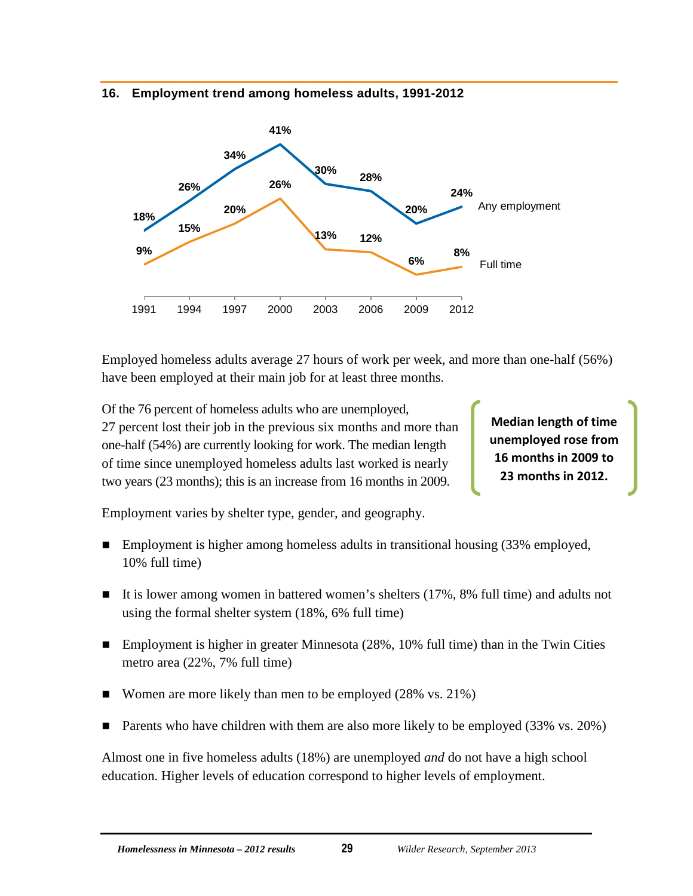### 16. Employment trend among homeless adults, 1991-2012

| | 1991 | 1994 | 1997 | 2000 | 2003 | 2006 | 2009 | 2012 |
|---|---|---|---|---|---|---|---|---|
| Any employment | 18% | 26% | 34% | 41% | 30% | 28% | 20% | 24% |
| Full time | 9% | 15% | 20% | 26% | 13% | 12% | 6% | 8% |

Employed homeless adults average 27 hours of work per week, and more than one-half (56%) have been employed at their main job for at least three months.

Of the 76 percent of homeless adults who are unemployed, 27 percent lost their job in the previous six months and more than one-half (54%) are currently looking for work. The median length of time since unemployed homeless adults last worked is nearly two years (23 months); this is an increase from 16 months in 2009.

**Median length of time unemployed rose from 16 months in 2009 to 23 months in 2012.**

Employment varies by shelter type, gender, and geography.

- Employment is higher among homeless adults in transitional housing (33% employed, 10% full time)
- It is lower among women in battered women's shelters (17%, 8% full time) and adults not using the formal shelter system (18%, 6% full time)
- Employment is higher in greater Minnesota (28%, 10% full time) than in the Twin Cities metro area (22%, 7% full time)
- Women are more likely than men to be employed (28% vs. 21%)
- Parents who have children with them are also more likely to be employed (33% vs. 20%)

Almost one in five homeless adults (18%) are unemployed *and* do not have a high school education. Higher levels of education correspond to higher levels of employment.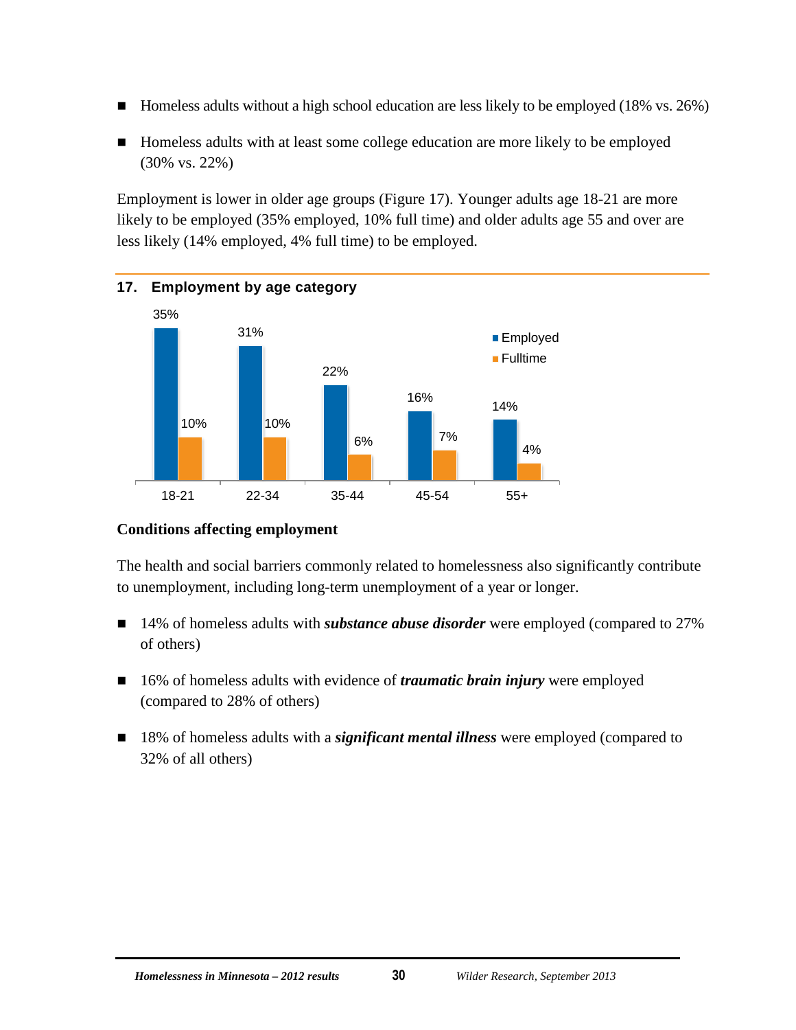- Homeless adults without a high school education are less likely to be employed (18% vs. 26%)
- Homeless adults with at least some college education are more likely to be employed (30% vs. 22%)

Employment is lower in older age groups (Figure 17). Younger adults age 18-21 are more likely to be employed (35% employed, 10% full time) and older adults age 55 and over are less likely (14% employed, 4% full time) to be employed.

**17. Employment by age category**

| Age | Employed | Fulltime |
|---|---|---|
| 18-21 | 35% | 10% |
| 22-34 | 31% | 10% |
| 35-44 | 22% | 6% |
| 45-54 | 16% | 7% |
| 55+ | 14% | 4% |

### Conditions affecting employment

The health and social barriers commonly related to homelessness also significantly contribute to unemployment, including long-term unemployment of a year or longer.

- 14% of homeless adults with ***substance abuse disorder*** were employed (compared to 27% of others)
- 16% of homeless adults with evidence of ***traumatic brain injury*** were employed (compared to 28% of others)
- 18% of homeless adults with a ***significant mental illness*** were employed (compared to 32% of all others)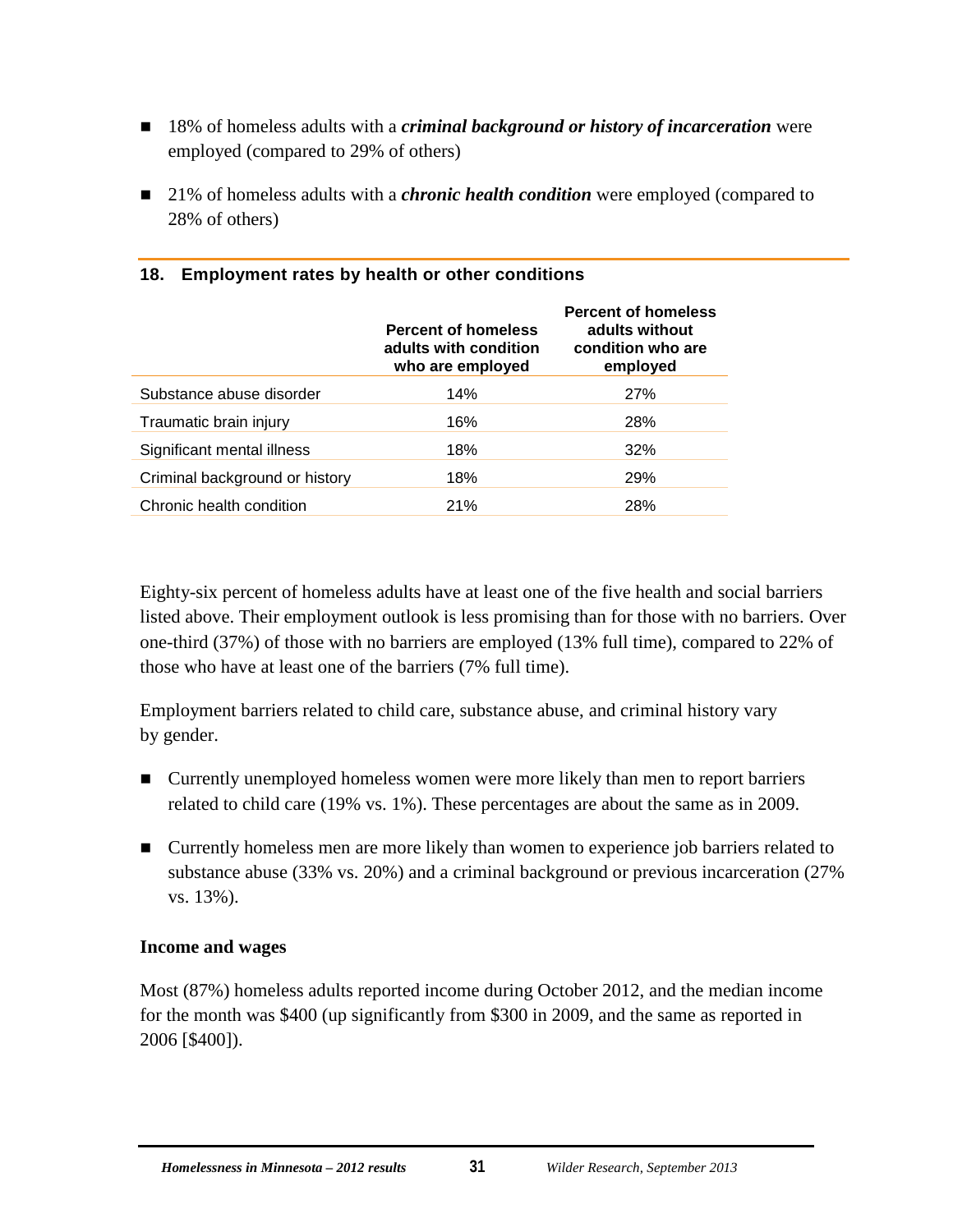- 18% of homeless adults with a ***criminal background or history of incarceration*** were employed (compared to 29% of others)

- 21% of homeless adults with a ***chronic health condition*** were employed (compared to 28% of others)

**18. Employment rates by health or other conditions**

| | Percent of homeless adults with condition who are employed | Percent of homeless adults without condition who are employed |
|---|---|---|
| Substance abuse disorder | 14% | 27% |
| Traumatic brain injury | 16% | 28% |
| Significant mental illness | 18% | 32% |
| Criminal background or history | 18% | 29% |
| Chronic health condition | 21% | 28% |

Eighty-six percent of homeless adults have at least one of the five health and social barriers listed above. Their employment outlook is less promising than for those with no barriers. Over one-third (37%) of those with no barriers are employed (13% full time), compared to 22% of those who have at least one of the barriers (7% full time).

Employment barriers related to child care, substance abuse, and criminal history vary by gender.

- Currently unemployed homeless women were more likely than men to report barriers related to child care (19% vs. 1%). These percentages are about the same as in 2009.

- Currently homeless men are more likely than women to experience job barriers related to substance abuse (33% vs. 20%) and a criminal background or previous incarceration (27% vs. 13%).

### Income and wages

Most (87%) homeless adults reported income during October 2012, and the median income for the month was $400 (up significantly from $300 in 2009, and the same as reported in 2006 [$400]).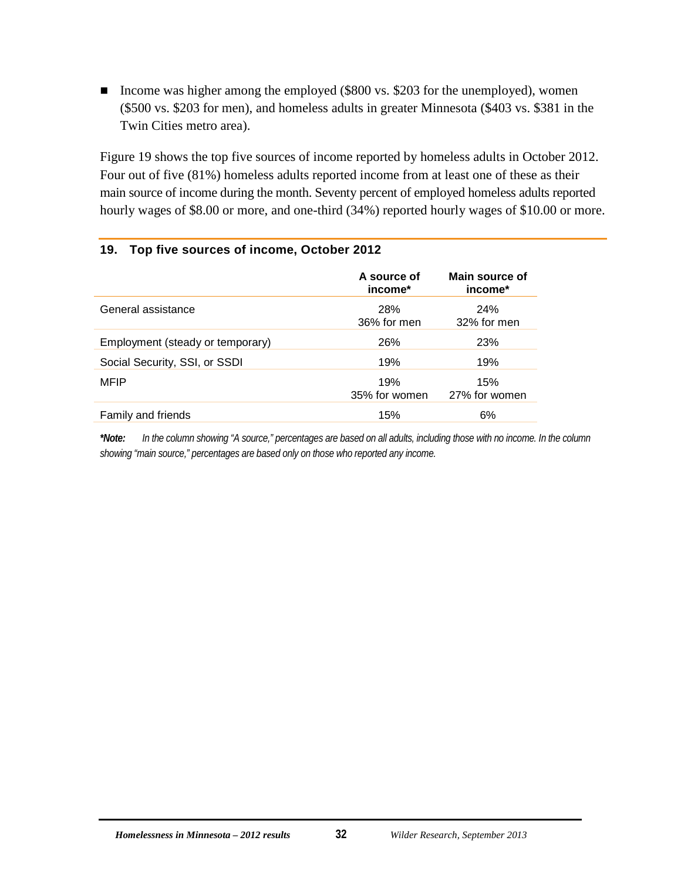- Income was higher among the employed ($800 vs. $203 for the unemployed), women ($500 vs. $203 for men), and homeless adults in greater Minnesota ($403 vs. $381 in the Twin Cities metro area).

Figure 19 shows the top five sources of income reported by homeless adults in October 2012. Four out of five (81%) homeless adults reported income from at least one of these as their main source of income during the month. Seventy percent of employed homeless adults reported hourly wages of $8.00 or more, and one-third (34%) reported hourly wages of $10.00 or more.

### 19. Top five sources of income, October 2012

| | A source of income* | Main source of income* |
|---|---|---|
| General assistance | 28%<br>36% for men | 24%<br>32% for men |
| Employment (steady or temporary) | 26% | 23% |
| Social Security, SSI, or SSDI | 19% | 19% |
| MFIP | 19%<br>35% for women | 15%<br>27% for women |
| Family and friends | 15% | 6% |

***Note:*** *In the column showing "A source," percentages are based on all adults, including those with no income. In the column showing "main source," percentages are based only on those who reported any income.*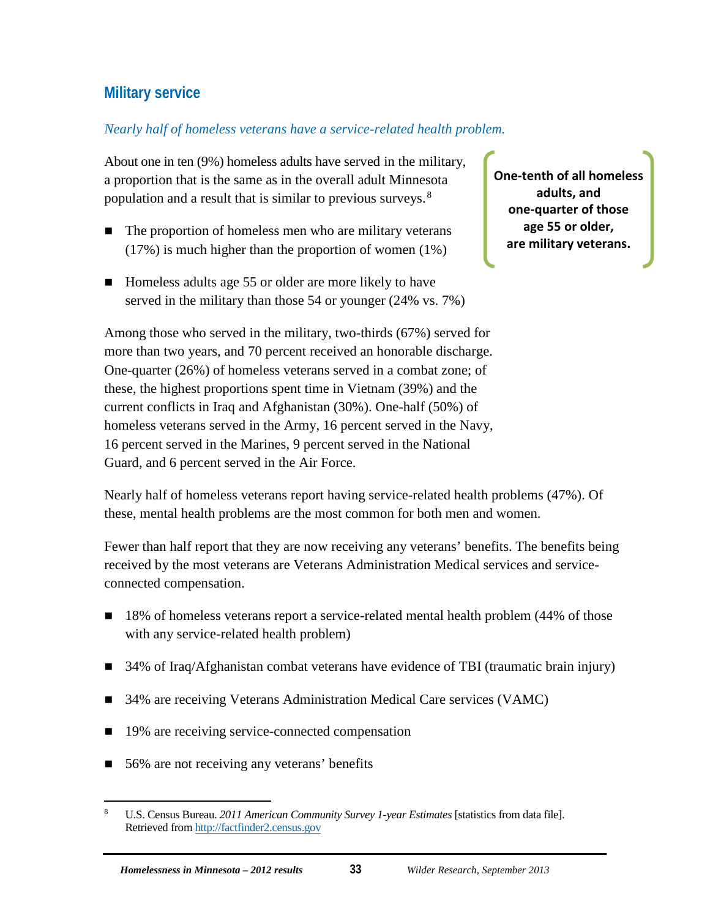## Military service

*Nearly half of homeless veterans have a service-related health problem.*

About one in ten (9%) homeless adults have served in the military, a proportion that is the same as in the overall adult Minnesota population and a result that is similar to previous surveys.[8]

**One-tenth of all homeless adults, and one-quarter of those age 55 or older, are military veterans.**

- The proportion of homeless men who are military veterans (17%) is much higher than the proportion of women (1%)
- Homeless adults age 55 or older are more likely to have served in the military than those 54 or younger (24% vs. 7%)

Among those who served in the military, two-thirds (67%) served for more than two years, and 70 percent received an honorable discharge. One-quarter (26%) of homeless veterans served in a combat zone; of these, the highest proportions spent time in Vietnam (39%) and the current conflicts in Iraq and Afghanistan (30%). One-half (50%) of homeless veterans served in the Army, 16 percent served in the Navy, 16 percent served in the Marines, 9 percent served in the National Guard, and 6 percent served in the Air Force.

Nearly half of homeless veterans report having service-related health problems (47%). Of these, mental health problems are the most common for both men and women.

Fewer than half report that they are now receiving any veterans' benefits. The benefits being received by the most veterans are Veterans Administration Medical services and service-connected compensation.

- 18% of homeless veterans report a service-related mental health problem (44% of those with any service-related health problem)
- 34% of Iraq/Afghanistan combat veterans have evidence of TBI (traumatic brain injury)
- 34% are receiving Veterans Administration Medical Care services (VAMC)
- 19% are receiving service-connected compensation
- 56% are not receiving any veterans' benefits

[8] U.S. Census Bureau. *2011 American Community Survey 1-year Estimates* [statistics from data file]. Retrieved from http://factfinder2.census.gov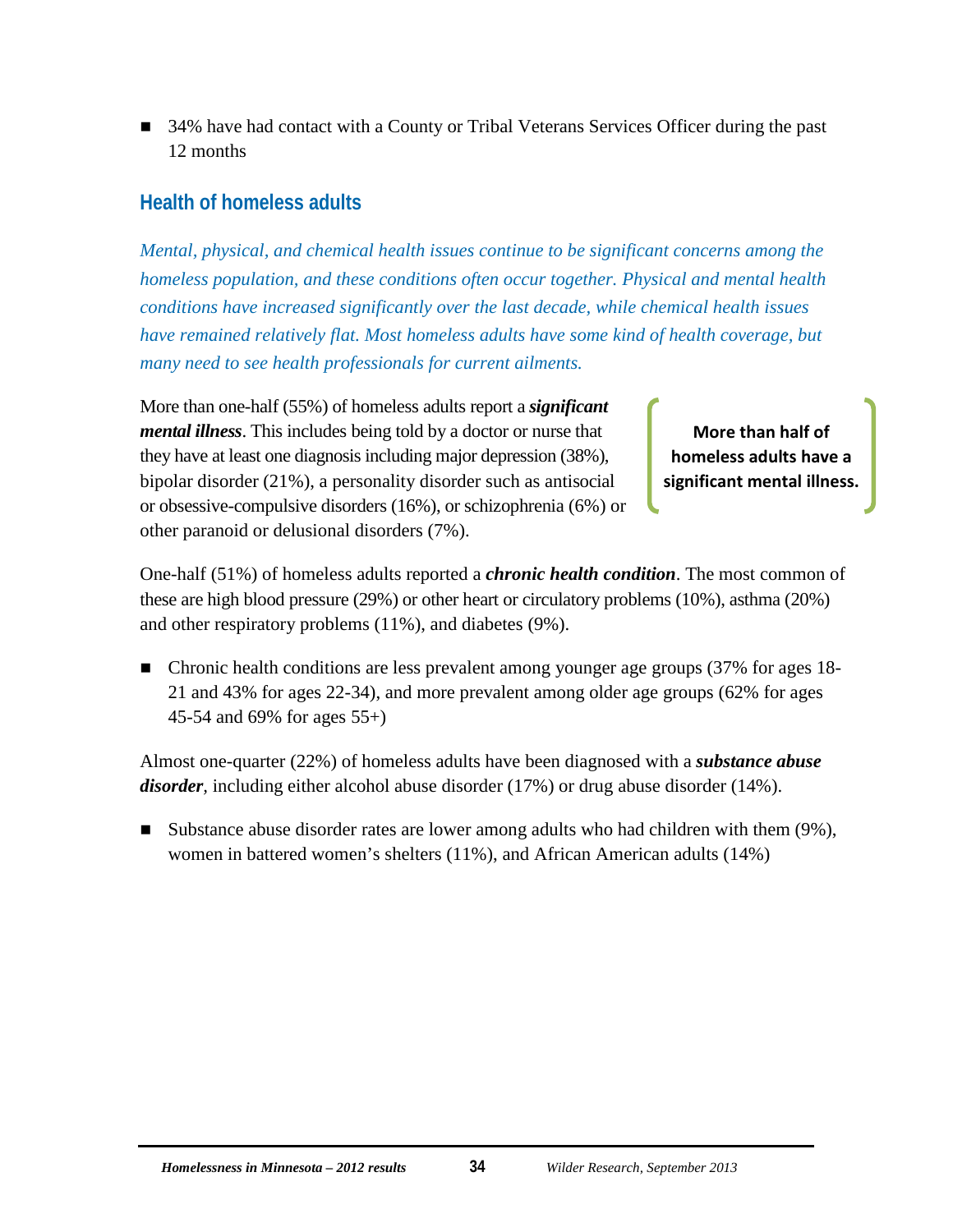- 34% have had contact with a County or Tribal Veterans Services Officer during the past 12 months

## Health of homeless adults

*Mental, physical, and chemical health issues continue to be significant concerns among the homeless population, and these conditions often occur together. Physical and mental health conditions have increased significantly over the last decade, while chemical health issues have remained relatively flat. Most homeless adults have some kind of health coverage, but many need to see health professionals for current ailments.*

More than one-half (55%) of homeless adults report a ***significant mental illness***. This includes being told by a doctor or nurse that they have at least one diagnosis including major depression (38%), bipolar disorder (21%), a personality disorder such as antisocial or obsessive-compulsive disorders (16%), or schizophrenia (6%) or other paranoid or delusional disorders (7%).

**More than half of homeless adults have a significant mental illness.**

One-half (51%) of homeless adults reported a ***chronic health condition***. The most common of these are high blood pressure (29%) or other heart or circulatory problems (10%), asthma (20%) and other respiratory problems (11%), and diabetes (9%).

- Chronic health conditions are less prevalent among younger age groups (37% for ages 18-21 and 43% for ages 22-34), and more prevalent among older age groups (62% for ages 45-54 and 69% for ages 55+)

Almost one-quarter (22%) of homeless adults have been diagnosed with a ***substance abuse disorder***, including either alcohol abuse disorder (17%) or drug abuse disorder (14%).

- Substance abuse disorder rates are lower among adults who had children with them (9%), women in battered women's shelters (11%), and African American adults (14%)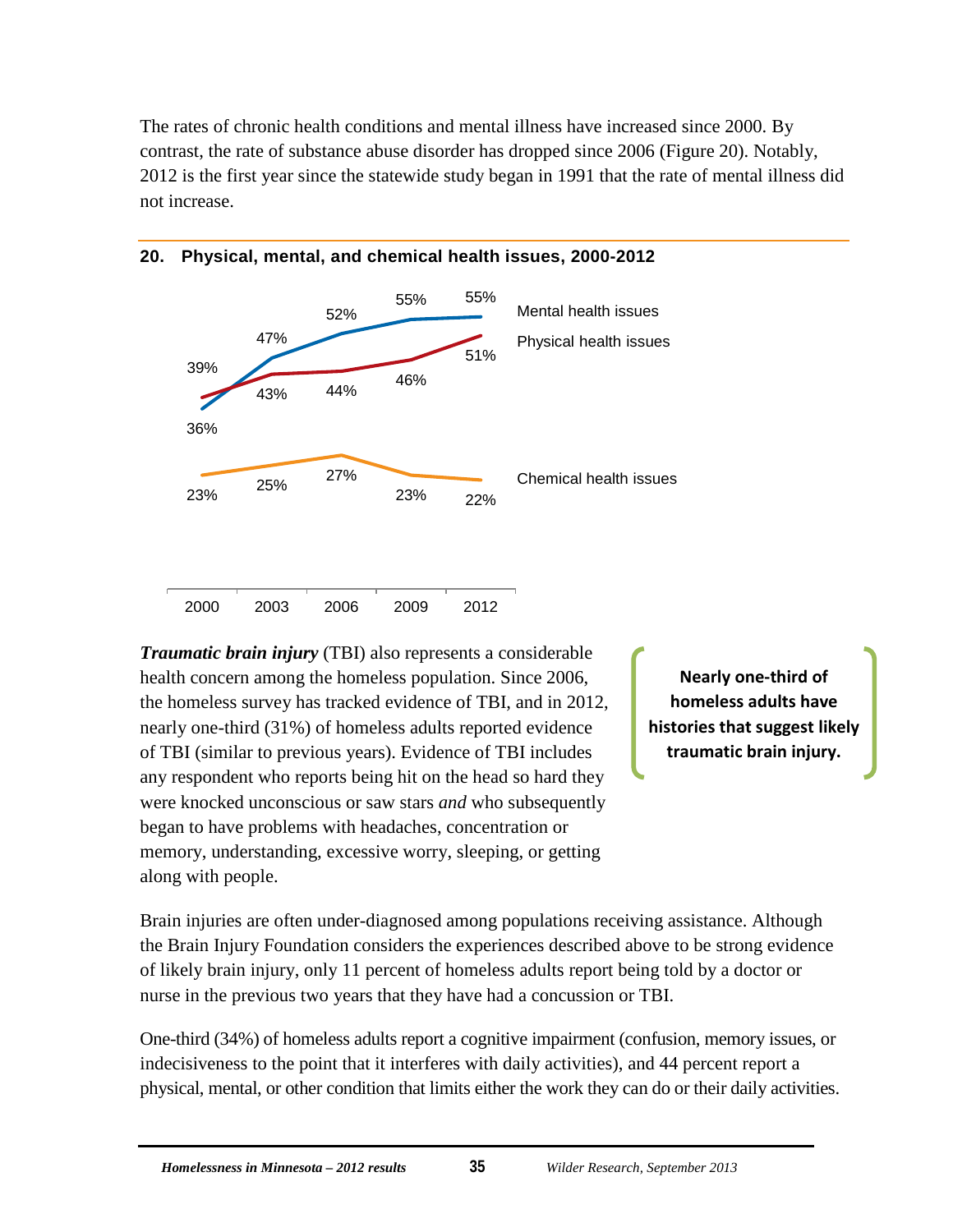The rates of chronic health conditions and mental illness have increased since 2000. By contrast, the rate of substance abuse disorder has dropped since 2006 (Figure 20). Notably, 2012 is the first year since the statewide study began in 1991 that the rate of mental illness did not increase.

**20. Physical, mental, and chemical health issues, 2000-2012**

| | 2000 | 2003 | 2006 | 2009 | 2012 |
|---|---|---|---|---|---|
| Mental health issues | 36% | 47% | 52% | 55% | 55% |
| Physical health issues | 39% | 43% | 44% | 46% | 51% |
| Chemical health issues | 23% | 25% | 27% | 23% | 22% |

***Traumatic brain injury*** (TBI) also represents a considerable health concern among the homeless population. Since 2006, the homeless survey has tracked evidence of TBI, and in 2012, nearly one-third (31%) of homeless adults reported evidence of TBI (similar to previous years). Evidence of TBI includes any respondent who reports being hit on the head so hard they were knocked unconscious or saw stars *and* who subsequently began to have problems with headaches, concentration or memory, understanding, excessive worry, sleeping, or getting along with people.

**Nearly one-third of homeless adults have histories that suggest likely traumatic brain injury.**

Brain injuries are often under-diagnosed among populations receiving assistance. Although the Brain Injury Foundation considers the experiences described above to be strong evidence of likely brain injury, only 11 percent of homeless adults report being told by a doctor or nurse in the previous two years that they have had a concussion or TBI.

One-third (34%) of homeless adults report a cognitive impairment (confusion, memory issues, or indecisiveness to the point that it interferes with daily activities), and 44 percent report a physical, mental, or other condition that limits either the work they can do or their daily activities.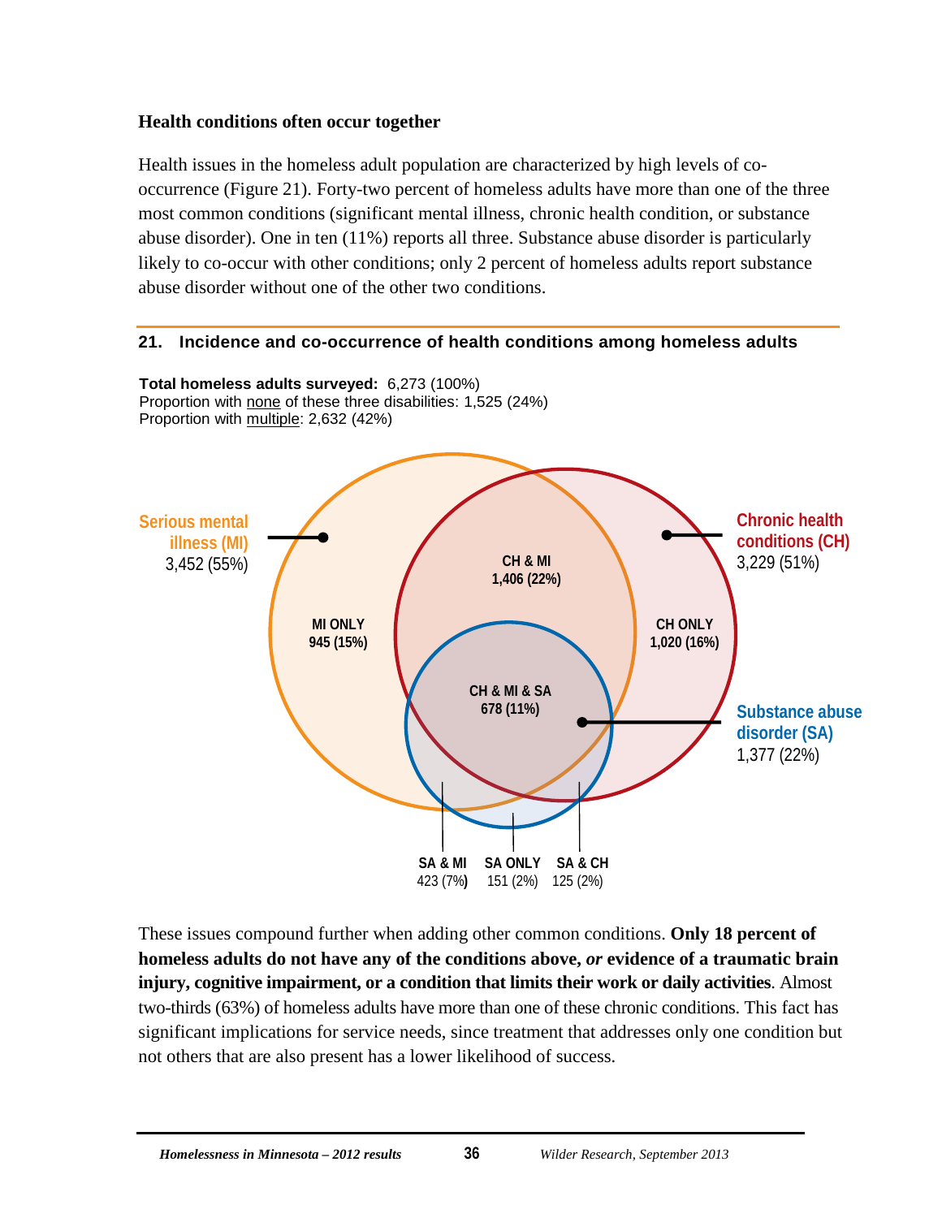### Health conditions often occur together

Health issues in the homeless adult population are characterized by high levels of co-occurrence (Figure 21). Forty-two percent of homeless adults have more than one of the three most common conditions (significant mental illness, chronic health condition, or substance abuse disorder). One in ten (11%) reports all three. Substance abuse disorder is particularly likely to co-occur with other conditions; only 2 percent of homeless adults report substance abuse disorder without one of the other two conditions.

**21. Incidence and co-occurrence of health conditions among homeless adults**

**Total homeless adults surveyed:** 6,273 (100%)
Proportion with none of these three disabilities: 1,525 (24%)
Proportion with multiple: 2,632 (42%)

Serious mental illness (MI) 3,452 (55%)

Chronic health conditions (CH) 3,229 (51%)

Substance abuse disorder (SA) 1,377 (22%)

MI ONLY 945 (15%)

CH & MI 1,406 (22%)

CH ONLY 1,020 (16%)

CH & MI & SA 678 (11%)

SA & MI 423 (7%)

SA ONLY 151 (2%)

SA & CH 125 (2%)

These issues compound further when adding other common conditions. **Only 18 percent of homeless adults do not have any of the conditions above, *or* evidence of a traumatic brain injury, cognitive impairment, or a condition that limits their work or daily activities**. Almost two-thirds (63%) of homeless adults have more than one of these chronic conditions. This fact has significant implications for service needs, since treatment that addresses only one condition but not others that are also present has a lower likelihood of success.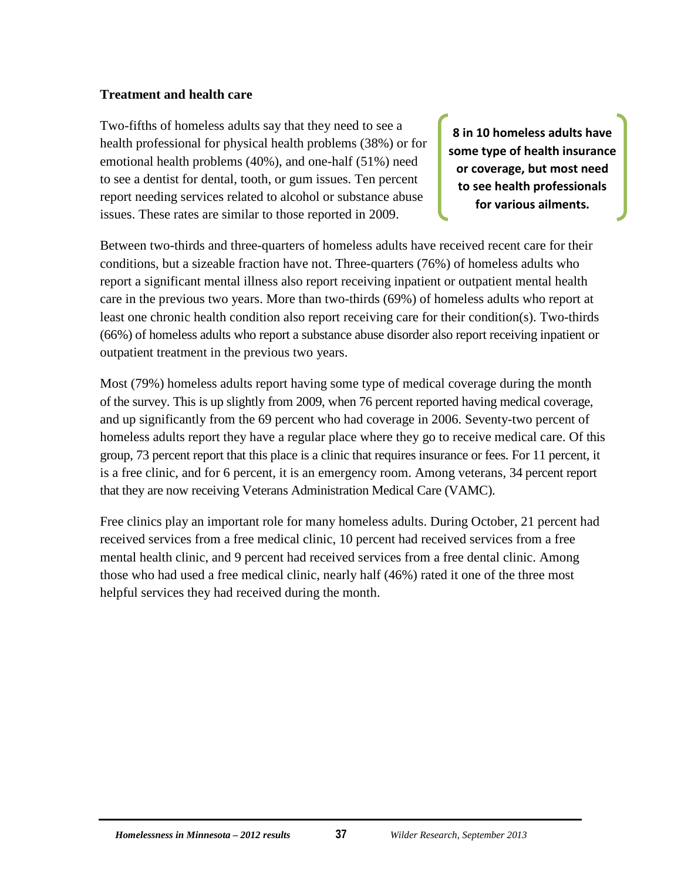### Treatment and health care

Two-fifths of homeless adults say that they need to see a health professional for physical health problems (38%) or for emotional health problems (40%), and one-half (51%) need to see a dentist for dental, tooth, or gum issues. Ten percent report needing services related to alcohol or substance abuse issues. These rates are similar to those reported in 2009.

**8 in 10 homeless adults have some type of health insurance or coverage, but most need to see health professionals for various ailments.**

Between two-thirds and three-quarters of homeless adults have received recent care for their conditions, but a sizeable fraction have not. Three-quarters (76%) of homeless adults who report a significant mental illness also report receiving inpatient or outpatient mental health care in the previous two years. More than two-thirds (69%) of homeless adults who report at least one chronic health condition also report receiving care for their condition(s). Two-thirds (66%) of homeless adults who report a substance abuse disorder also report receiving inpatient or outpatient treatment in the previous two years.

Most (79%) homeless adults report having some type of medical coverage during the month of the survey. This is up slightly from 2009, when 76 percent reported having medical coverage, and up significantly from the 69 percent who had coverage in 2006. Seventy-two percent of homeless adults report they have a regular place where they go to receive medical care. Of this group, 73 percent report that this place is a clinic that requires insurance or fees. For 11 percent, it is a free clinic, and for 6 percent, it is an emergency room. Among veterans, 34 percent report that they are now receiving Veterans Administration Medical Care (VAMC).

Free clinics play an important role for many homeless adults. During October, 21 percent had received services from a free medical clinic, 10 percent had received services from a free mental health clinic, and 9 percent had received services from a free dental clinic. Among those who had used a free medical clinic, nearly half (46%) rated it one of the three most helpful services they had received during the month.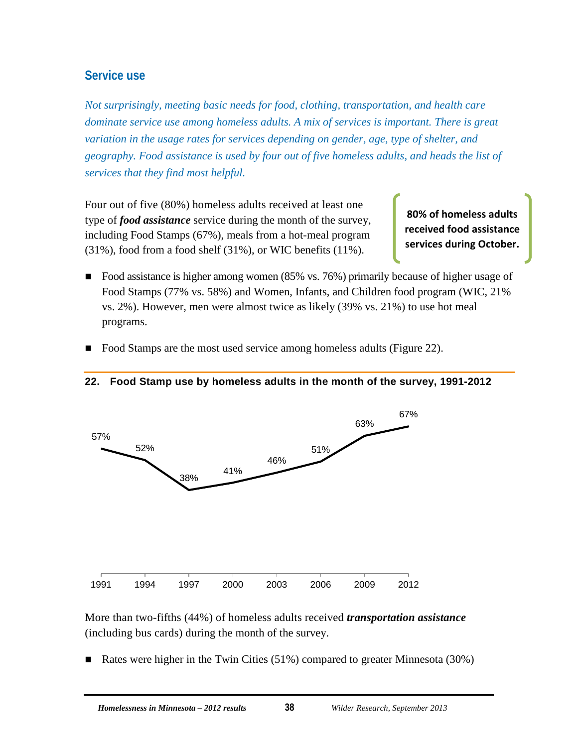## Service use

*Not surprisingly, meeting basic needs for food, clothing, transportation, and health care dominate service use among homeless adults. A mix of services is important. There is great variation in the usage rates for services depending on gender, age, type of shelter, and geography. Food assistance is used by four out of five homeless adults, and heads the list of services that they find most helpful.*

Four out of five (80%) homeless adults received at least one type of ***food assistance*** service during the month of the survey, including Food Stamps (67%), meals from a hot-meal program (31%), food from a food shelf (31%), or WIC benefits (11%).

**80% of homeless adults received food assistance services during October.**

- Food assistance is higher among women (85% vs. 76%) primarily because of higher usage of Food Stamps (77% vs. 58%) and Women, Infants, and Children food program (WIC, 21% vs. 2%). However, men were almost twice as likely (39% vs. 21%) to use hot meal programs.
- Food Stamps are the most used service among homeless adults (Figure 22).

**22. Food Stamp use by homeless adults in the month of the survey, 1991-2012**

| Year | Food Stamp use |
|---|---|
| 1991 | 57% |
| 1994 | 52% |
| 1997 | 38% |
| 2000 | 41% |
| 2003 | 46% |
| 2006 | 51% |
| 2009 | 63% |
| 2012 | 67% |

More than two-fifths (44%) of homeless adults received ***transportation assistance*** (including bus cards) during the month of the survey.

- Rates were higher in the Twin Cities (51%) compared to greater Minnesota (30%)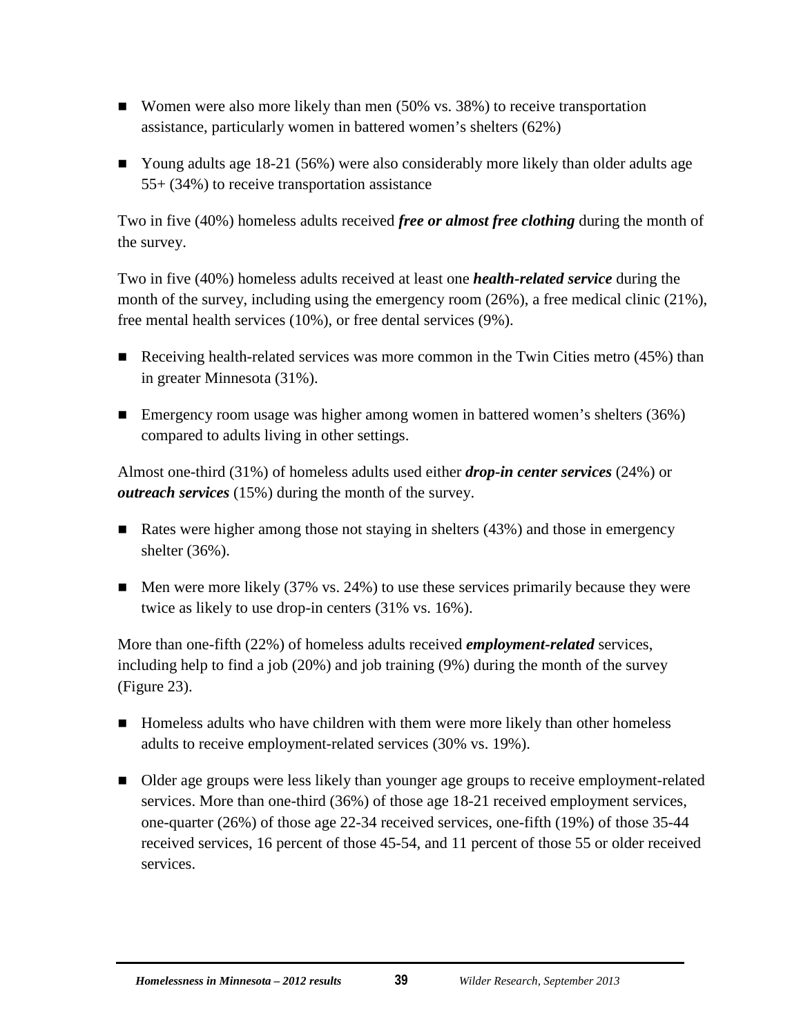- Women were also more likely than men (50% vs. 38%) to receive transportation assistance, particularly women in battered women's shelters (62%)
- Young adults age 18-21 (56%) were also considerably more likely than older adults age 55+ (34%) to receive transportation assistance

Two in five (40%) homeless adults received ***free or almost free clothing*** during the month of the survey.

Two in five (40%) homeless adults received at least one ***health-related service*** during the month of the survey, including using the emergency room (26%), a free medical clinic (21%), free mental health services (10%), or free dental services (9%).

- Receiving health-related services was more common in the Twin Cities metro (45%) than in greater Minnesota (31%).
- Emergency room usage was higher among women in battered women's shelters (36%) compared to adults living in other settings.

Almost one-third (31%) of homeless adults used either ***drop-in center services*** (24%) or ***outreach services*** (15%) during the month of the survey.

- Rates were higher among those not staying in shelters (43%) and those in emergency shelter (36%).
- Men were more likely (37% vs. 24%) to use these services primarily because they were twice as likely to use drop-in centers (31% vs. 16%).

More than one-fifth (22%) of homeless adults received ***employment-related*** services, including help to find a job (20%) and job training (9%) during the month of the survey (Figure 23).

- Homeless adults who have children with them were more likely than other homeless adults to receive employment-related services (30% vs. 19%).
- Older age groups were less likely than younger age groups to receive employment-related services. More than one-third (36%) of those age 18-21 received employment services, one-quarter (26%) of those age 22-34 received services, one-fifth (19%) of those 35-44 received services, 16 percent of those 45-54, and 11 percent of those 55 or older received services.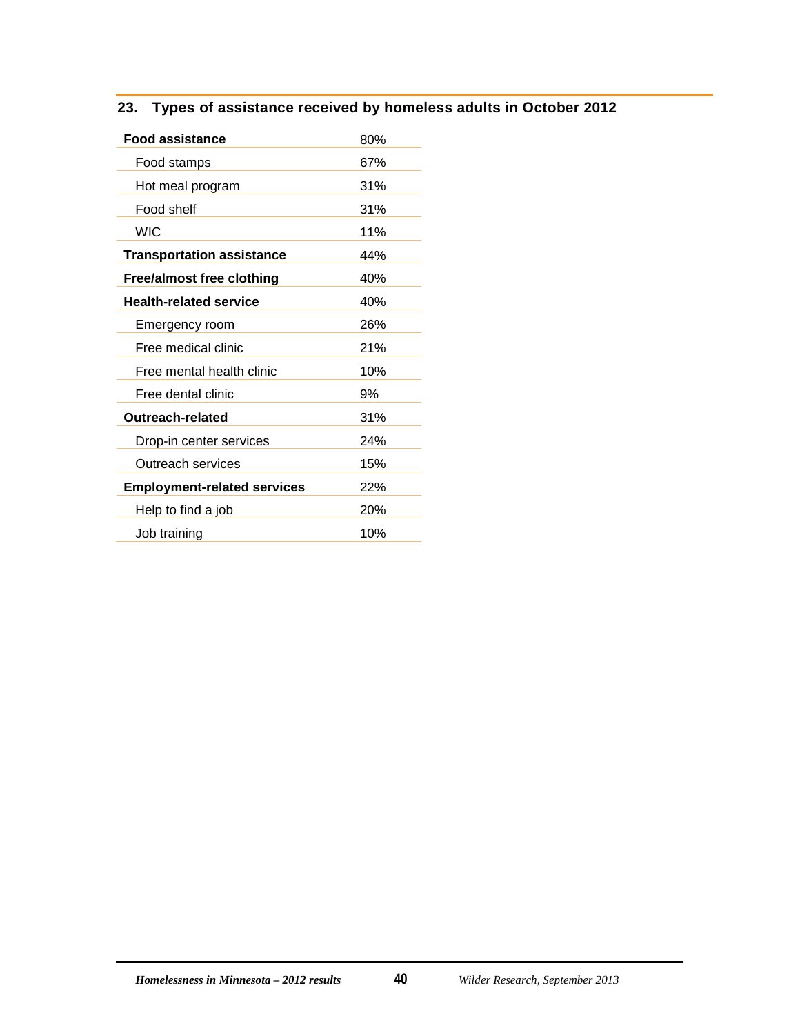### 23. Types of assistance received by homeless adults in October 2012

| | |
|---|---|
| **Food assistance** | 80% |
| Food stamps | 67% |
| Hot meal program | 31% |
| Food shelf | 31% |
| WIC | 11% |
| **Transportation assistance** | 44% |
| **Free/almost free clothing** | 40% |
| **Health-related service** | 40% |
| Emergency room | 26% |
| Free medical clinic | 21% |
| Free mental health clinic | 10% |
| Free dental clinic | 9% |
| **Outreach-related** | 31% |
| Drop-in center services | 24% |
| Outreach services | 15% |
| **Employment-related services** | 22% |
| Help to find a job | 20% |
| Job training | 10% |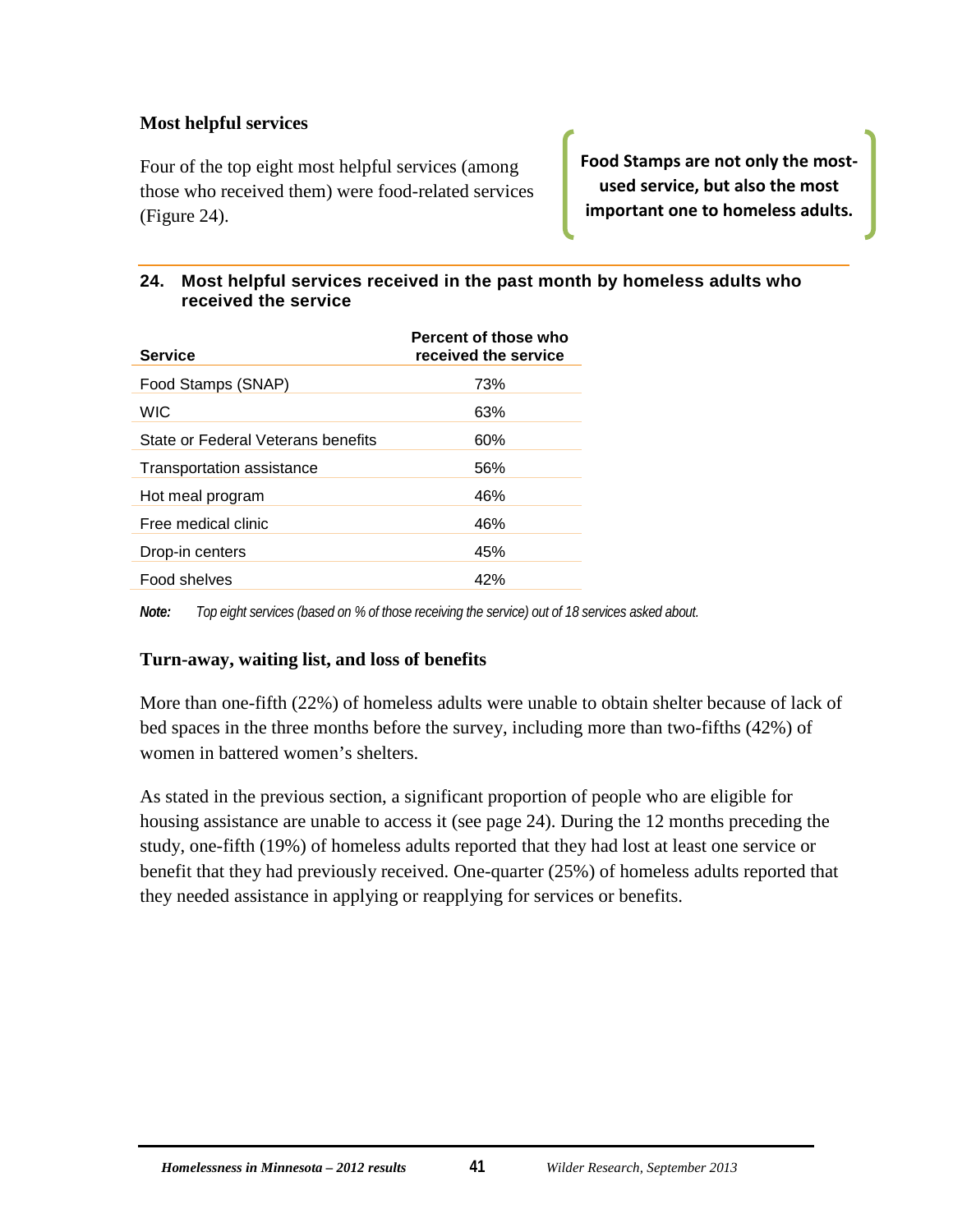### Most helpful services

Four of the top eight most helpful services (among those who received them) were food-related services (Figure 24).

**Food Stamps are not only the most-used service, but also the most important one to homeless adults.**

**24. Most helpful services received in the past month by homeless adults who received the service**

| Service | Percent of those who received the service |
|---|---|
| Food Stamps (SNAP) | 73% |
| WIC | 63% |
| State or Federal Veterans benefits | 60% |
| Transportation assistance | 56% |
| Hot meal program | 46% |
| Free medical clinic | 46% |
| Drop-in centers | 45% |
| Food shelves | 42% |

***Note:*** *Top eight services (based on % of those receiving the service) out of 18 services asked about.*

### Turn-away, waiting list, and loss of benefits

More than one-fifth (22%) of homeless adults were unable to obtain shelter because of lack of bed spaces in the three months before the survey, including more than two-fifths (42%) of women in battered women's shelters.

As stated in the previous section, a significant proportion of people who are eligible for housing assistance are unable to access it (see page 24). During the 12 months preceding the study, one-fifth (19%) of homeless adults reported that they had lost at least one service or benefit that they had previously received. One-quarter (25%) of homeless adults reported that they needed assistance in applying or reapplying for services or benefits.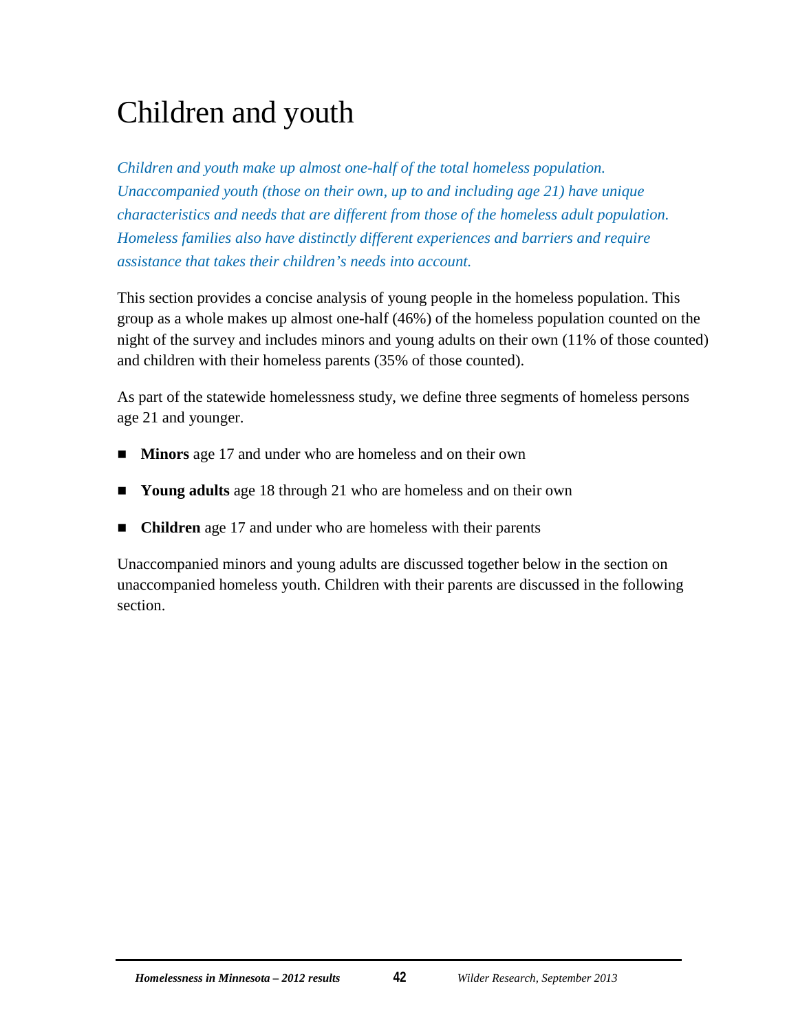# Children and youth

*Children and youth make up almost one-half of the total homeless population. Unaccompanied youth (those on their own, up to and including age 21) have unique characteristics and needs that are different from those of the homeless adult population. Homeless families also have distinctly different experiences and barriers and require assistance that takes their children's needs into account.*

This section provides a concise analysis of young people in the homeless population. This group as a whole makes up almost one-half (46%) of the homeless population counted on the night of the survey and includes minors and young adults on their own (11% of those counted) and children with their homeless parents (35% of those counted).

As part of the statewide homelessness study, we define three segments of homeless persons age 21 and younger.

- **Minors** age 17 and under who are homeless and on their own
- **Young adults** age 18 through 21 who are homeless and on their own
- **Children** age 17 and under who are homeless with their parents

Unaccompanied minors and young adults are discussed together below in the section on unaccompanied homeless youth. Children with their parents are discussed in the following section.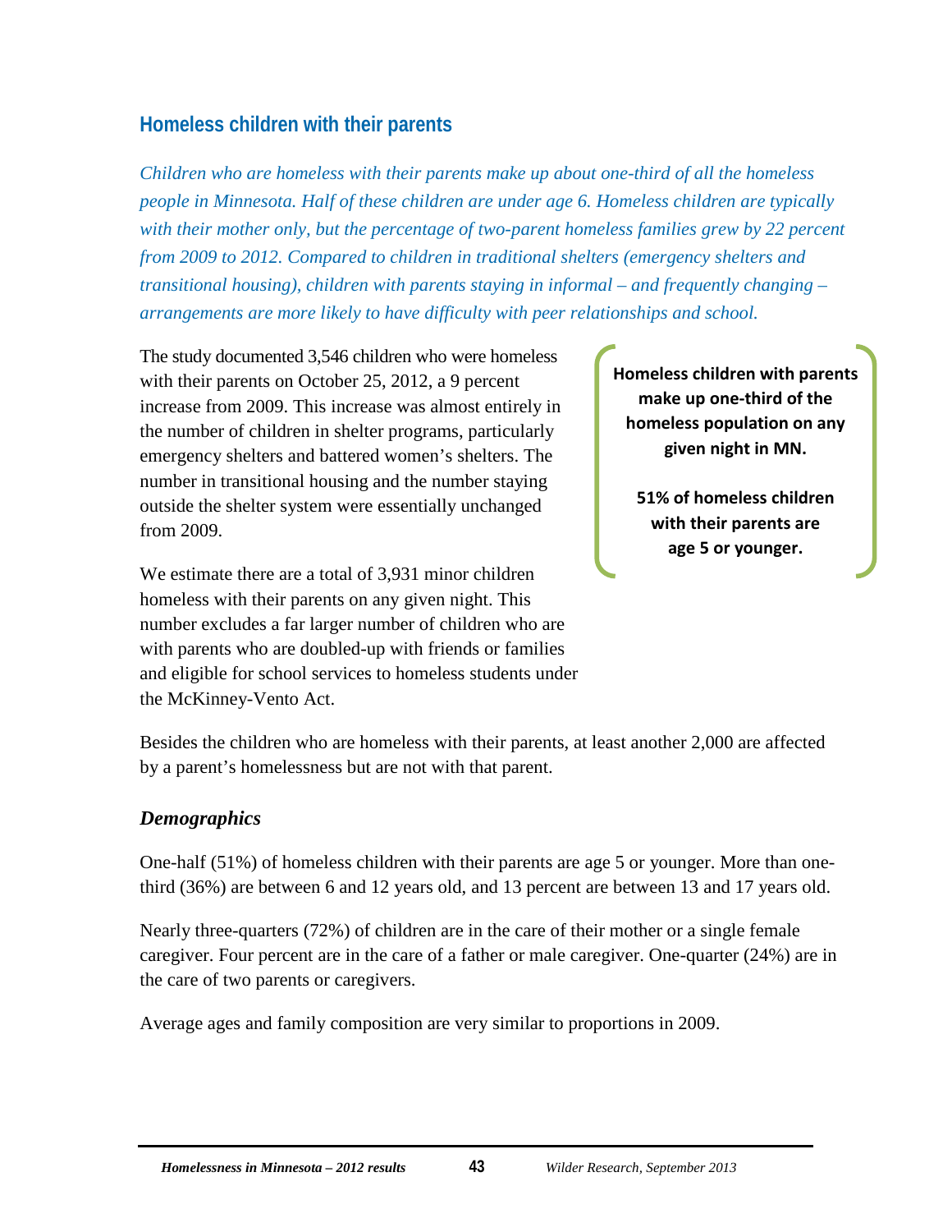## Homeless children with their parents

*Children who are homeless with their parents make up about one-third of all the homeless people in Minnesota. Half of these children are under age 6. Homeless children are typically with their mother only, but the percentage of two-parent homeless families grew by 22 percent from 2009 to 2012. Compared to children in traditional shelters (emergency shelters and transitional housing), children with parents staying in informal – and frequently changing – arrangements are more likely to have difficulty with peer relationships and school.*

**Homeless children with parents make up one-third of the homeless population on any given night in MN.**

**51% of homeless children with their parents are age 5 or younger.**

The study documented 3,546 children who were homeless with their parents on October 25, 2012, a 9 percent increase from 2009. This increase was almost entirely in the number of children in shelter programs, particularly emergency shelters and battered women's shelters. The number in transitional housing and the number staying outside the shelter system were essentially unchanged from 2009.

We estimate there are a total of 3,931 minor children homeless with their parents on any given night. This number excludes a far larger number of children who are with parents who are doubled-up with friends or families and eligible for school services to homeless students under the McKinney-Vento Act.

Besides the children who are homeless with their parents, at least another 2,000 are affected by a parent's homelessness but are not with that parent.

### *Demographics*

One-half (51%) of homeless children with their parents are age 5 or younger. More than one-third (36%) are between 6 and 12 years old, and 13 percent are between 13 and 17 years old.

Nearly three-quarters (72%) of children are in the care of their mother or a single female caregiver. Four percent are in the care of a father or male caregiver. One-quarter (24%) are in the care of two parents or caregivers.

Average ages and family composition are very similar to proportions in 2009.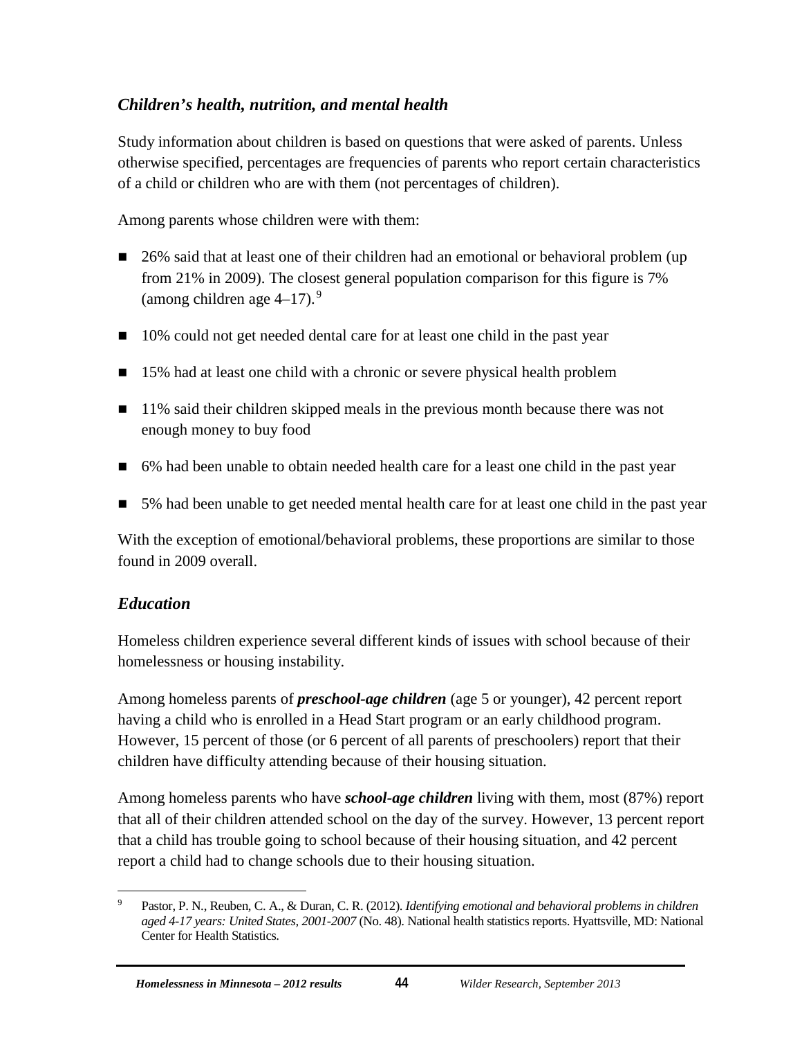### *Children's health, nutrition, and mental health*

Study information about children is based on questions that were asked of parents. Unless otherwise specified, percentages are frequencies of parents who report certain characteristics of a child or children who are with them (not percentages of children).

Among parents whose children were with them:

- 26% said that at least one of their children had an emotional or behavioral problem (up from 21% in 2009). The closest general population comparison for this figure is 7% (among children age 4–17).[9]
- 10% could not get needed dental care for at least one child in the past year
- 15% had at least one child with a chronic or severe physical health problem
- 11% said their children skipped meals in the previous month because there was not enough money to buy food
- 6% had been unable to obtain needed health care for a least one child in the past year
- 5% had been unable to get needed mental health care for at least one child in the past year

With the exception of emotional/behavioral problems, these proportions are similar to those found in 2009 overall.

### *Education*

Homeless children experience several different kinds of issues with school because of their homelessness or housing instability.

Among homeless parents of ***preschool-age children*** (age 5 or younger), 42 percent report having a child who is enrolled in a Head Start program or an early childhood program. However, 15 percent of those (or 6 percent of all parents of preschoolers) report that their children have difficulty attending because of their housing situation.

Among homeless parents who have ***school-age children*** living with them, most (87%) report that all of their children attended school on the day of the survey. However, 13 percent report that a child has trouble going to school because of their housing situation, and 42 percent report a child had to change schools due to their housing situation.

---

[9] Pastor, P. N., Reuben, C. A., & Duran, C. R. (2012). *Identifying emotional and behavioral problems in children aged 4-17 years: United States, 2001-2007* (No. 48). National health statistics reports. Hyattsville, MD: National Center for Health Statistics.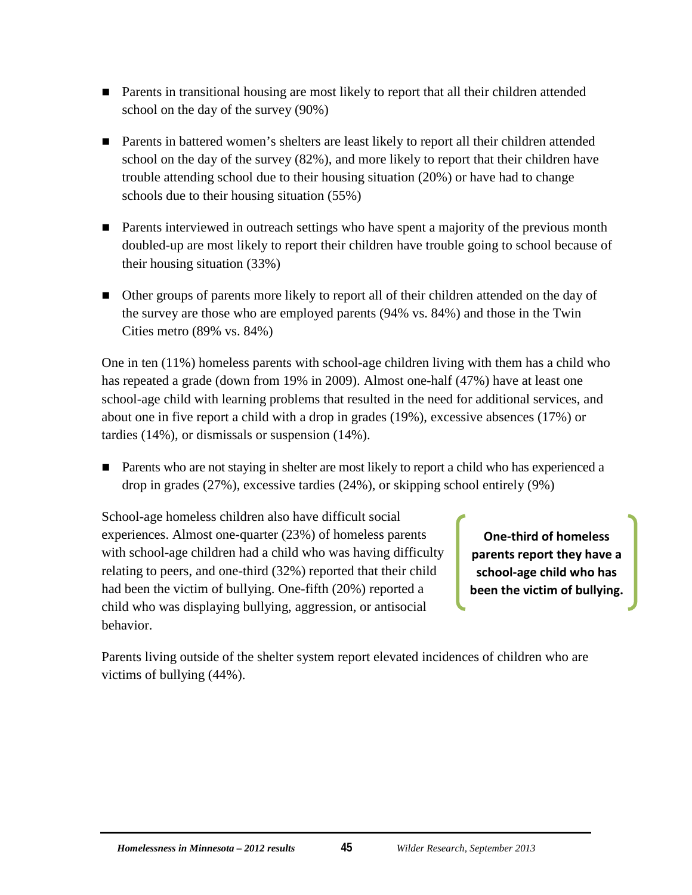- Parents in transitional housing are most likely to report that all their children attended school on the day of the survey (90%)
- Parents in battered women's shelters are least likely to report all their children attended school on the day of the survey (82%), and more likely to report that their children have trouble attending school due to their housing situation (20%) or have had to change schools due to their housing situation (55%)
- Parents interviewed in outreach settings who have spent a majority of the previous month doubled-up are most likely to report their children have trouble going to school because of their housing situation (33%)
- Other groups of parents more likely to report all of their children attended on the day of the survey are those who are employed parents (94% vs. 84%) and those in the Twin Cities metro (89% vs. 84%)

One in ten (11%) homeless parents with school-age children living with them has a child who has repeated a grade (down from 19% in 2009). Almost one-half (47%) have at least one school-age child with learning problems that resulted in the need for additional services, and about one in five report a child with a drop in grades (19%), excessive absences (17%) or tardies (14%), or dismissals or suspension (14%).

- Parents who are not staying in shelter are most likely to report a child who has experienced a drop in grades (27%), excessive tardies (24%), or skipping school entirely (9%)

School-age homeless children also have difficult social experiences. Almost one-quarter (23%) of homeless parents with school-age children had a child who was having difficulty relating to peers, and one-third (32%) reported that their child had been the victim of bullying. One-fifth (20%) reported a child who was displaying bullying, aggression, or antisocial behavior.

**One-third of homeless parents report they have a school-age child who has been the victim of bullying.**

Parents living outside of the shelter system report elevated incidences of children who are victims of bullying (44%).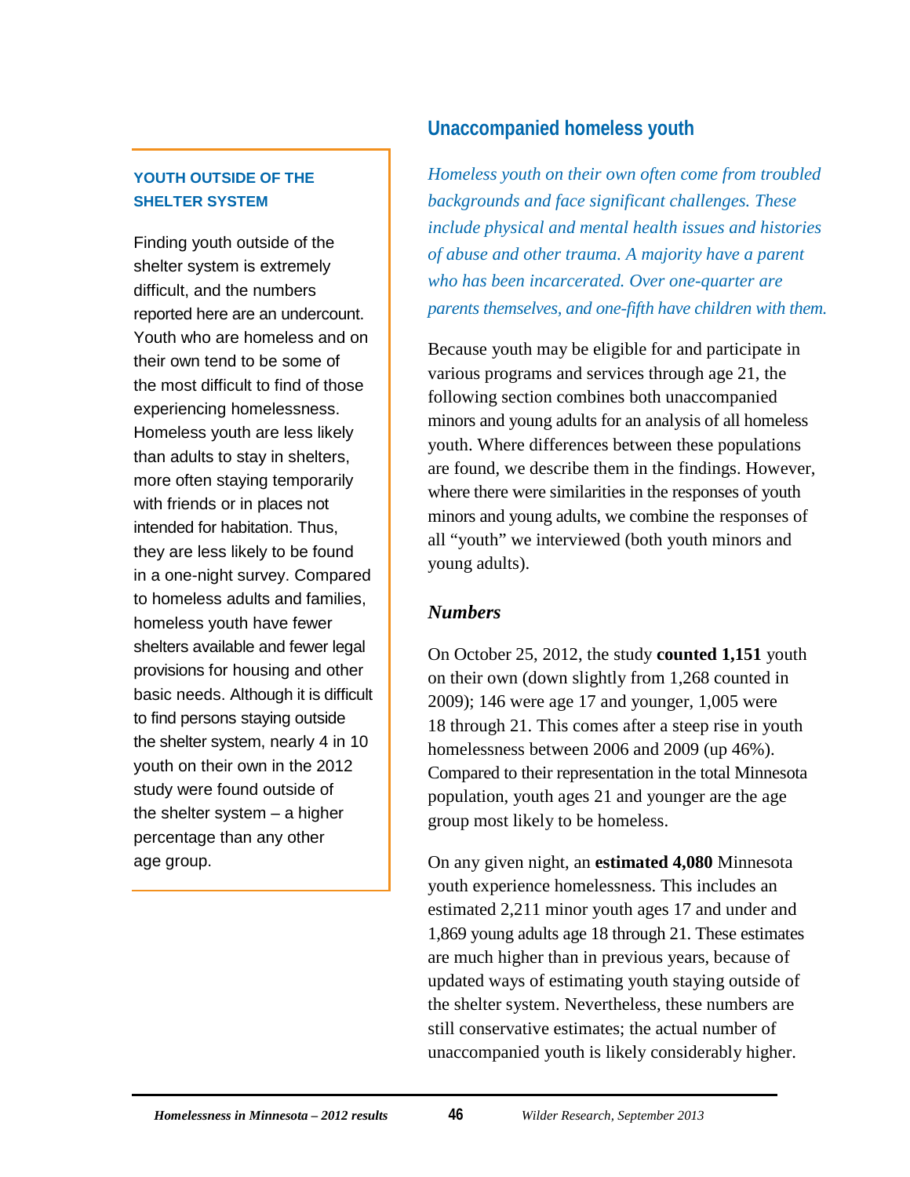## Unaccompanied homeless youth

*Homeless youth on their own often come from troubled backgrounds and face significant challenges. These include physical and mental health issues and histories of abuse and other trauma. A majority have a parent who has been incarcerated. Over one-quarter are parents themselves, and one-fifth have children with them.*

Because youth may be eligible for and participate in various programs and services through age 21, the following section combines both unaccompanied minors and young adults for an analysis of all homeless youth. Where differences between these populations are found, we describe them in the findings. However, where there were similarities in the responses of youth minors and young adults, we combine the responses of all "youth" we interviewed (both youth minors and young adults).

### *Numbers*

On October 25, 2012, the study **counted 1,151** youth on their own (down slightly from 1,268 counted in 2009); 146 were age 17 and younger, 1,005 were 18 through 21. This comes after a steep rise in youth homelessness between 2006 and 2009 (up 46%). Compared to their representation in the total Minnesota population, youth ages 21 and younger are the age group most likely to be homeless.

On any given night, an **estimated 4,080** Minnesota youth experience homelessness. This includes an estimated 2,211 minor youth ages 17 and under and 1,869 young adults age 18 through 21. These estimates are much higher than in previous years, because of updated ways of estimating youth staying outside of the shelter system. Nevertheless, these numbers are still conservative estimates; the actual number of unaccompanied youth is likely considerably higher.

**YOUTH OUTSIDE OF THE SHELTER SYSTEM**

Finding youth outside of the shelter system is extremely difficult, and the numbers reported here are an undercount. Youth who are homeless and on their own tend to be some of the most difficult to find of those experiencing homelessness. Homeless youth are less likely than adults to stay in shelters, more often staying temporarily with friends or in places not intended for habitation. Thus, they are less likely to be found in a one-night survey. Compared to homeless adults and families, homeless youth have fewer shelters available and fewer legal provisions for housing and other basic needs. Although it is difficult to find persons staying outside the shelter system, nearly 4 in 10 youth on their own in the 2012 study were found outside of the shelter system – a higher percentage than any other age group.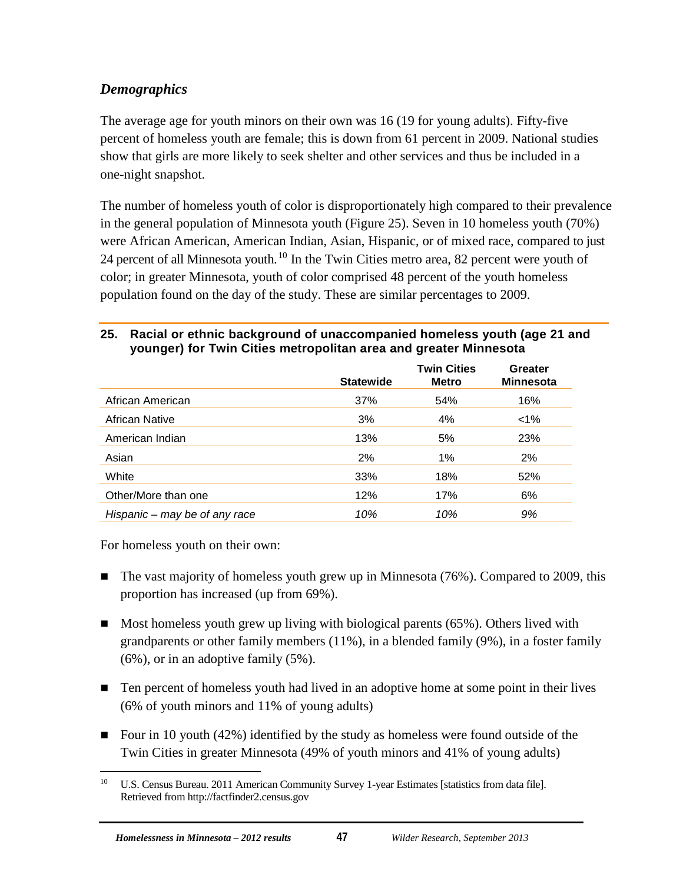### *Demographics*

The average age for youth minors on their own was 16 (19 for young adults). Fifty-five percent of homeless youth are female; this is down from 61 percent in 2009. National studies show that girls are more likely to seek shelter and other services and thus be included in a one-night snapshot.

The number of homeless youth of color is disproportionately high compared to their prevalence in the general population of Minnesota youth (Figure 25). Seven in 10 homeless youth (70%) were African American, American Indian, Asian, Hispanic, or of mixed race, compared to just 24 percent of all Minnesota youth.[10] In the Twin Cities metro area, 82 percent were youth of color; in greater Minnesota, youth of color comprised 48 percent of the youth homeless population found on the day of the study. These are similar percentages to 2009.

**25. Racial or ethnic background of unaccompanied homeless youth (age 21 and younger) for Twin Cities metropolitan area and greater Minnesota**

| | Statewide | Twin Cities Metro | Greater Minnesota |
|---|---|---|---|
| African American | 37% | 54% | 16% |
| African Native | 3% | 4% | <1% |
| American Indian | 13% | 5% | 23% |
| Asian | 2% | 1% | 2% |
| White | 33% | 18% | 52% |
| Other/More than one | 12% | 17% | 6% |
| *Hispanic – may be of any race* | *10%* | *10%* | *9%* |

For homeless youth on their own:

- The vast majority of homeless youth grew up in Minnesota (76%). Compared to 2009, this proportion has increased (up from 69%).
- Most homeless youth grew up living with biological parents (65%). Others lived with grandparents or other family members (11%), in a blended family (9%), in a foster family (6%), or in an adoptive family (5%).
- Ten percent of homeless youth had lived in an adoptive home at some point in their lives (6% of youth minors and 11% of young adults)
- Four in 10 youth (42%) identified by the study as homeless were found outside of the Twin Cities in greater Minnesota (49% of youth minors and 41% of young adults)

[10] U.S. Census Bureau. 2011 American Community Survey 1-year Estimates [statistics from data file]. Retrieved from http://factfinder2.census.gov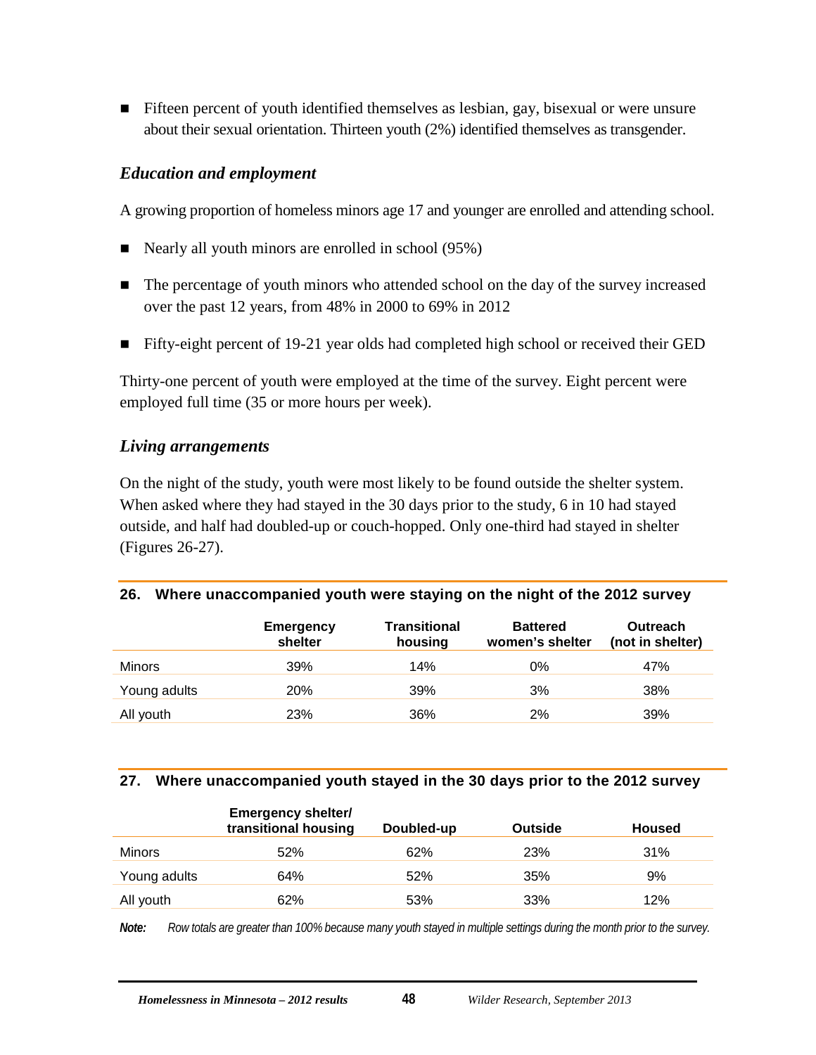- Fifteen percent of youth identified themselves as lesbian, gay, bisexual or were unsure about their sexual orientation. Thirteen youth (2%) identified themselves as transgender.

### *Education and employment*

A growing proportion of homeless minors age 17 and younger are enrolled and attending school.

- Nearly all youth minors are enrolled in school (95%)
- The percentage of youth minors who attended school on the day of the survey increased over the past 12 years, from 48% in 2000 to 69% in 2012
- Fifty-eight percent of 19-21 year olds had completed high school or received their GED

Thirty-one percent of youth were employed at the time of the survey. Eight percent were employed full time (35 or more hours per week).

### *Living arrangements*

On the night of the study, youth were most likely to be found outside the shelter system. When asked where they had stayed in the 30 days prior to the study, 6 in 10 had stayed outside, and half had doubled-up or couch-hopped. Only one-third had stayed in shelter (Figures 26-27).

**26. Where unaccompanied youth were staying on the night of the 2012 survey**

| | Emergency shelter | Transitional housing | Battered women's shelter | Outreach (not in shelter) |
|---|---|---|---|---|
| Minors | 39% | 14% | 0% | 47% |
| Young adults | 20% | 39% | 3% | 38% |
| All youth | 23% | 36% | 2% | 39% |

**27. Where unaccompanied youth stayed in the 30 days prior to the 2012 survey**

| | Emergency shelter/ transitional housing | Doubled-up | Outside | Housed |
|---|---|---|---|---|
| Minors | 52% | 62% | 23% | 31% |
| Young adults | 64% | 52% | 35% | 9% |
| All youth | 62% | 53% | 33% | 12% |

***Note:*** *Row totals are greater than 100% because many youth stayed in multiple settings during the month prior to the survey.*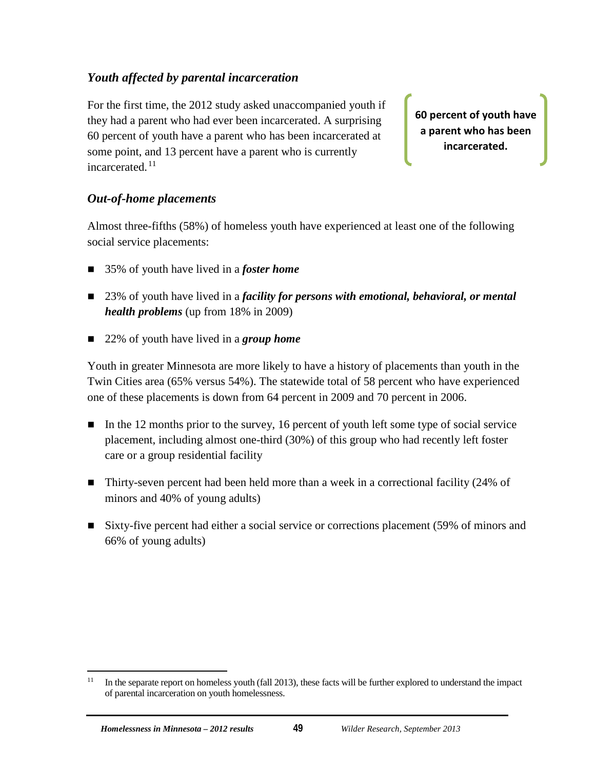### *Youth affected by parental incarceration*

For the first time, the 2012 study asked unaccompanied youth if they had a parent who had ever been incarcerated. A surprising 60 percent of youth have a parent who has been incarcerated at some point, and 13 percent have a parent who is currently incarcerated.[11]

**60 percent of youth have a parent who has been incarcerated.**

### *Out-of-home placements*

Almost three-fifths (58%) of homeless youth have experienced at least one of the following social service placements:

- 35% of youth have lived in a ***foster home***
- 23% of youth have lived in a ***facility for persons with emotional, behavioral, or mental health problems*** (up from 18% in 2009)
- 22% of youth have lived in a ***group home***

Youth in greater Minnesota are more likely to have a history of placements than youth in the Twin Cities area (65% versus 54%). The statewide total of 58 percent who have experienced one of these placements is down from 64 percent in 2009 and 70 percent in 2006.

- In the 12 months prior to the survey, 16 percent of youth left some type of social service placement, including almost one-third (30%) of this group who had recently left foster care or a group residential facility
- Thirty-seven percent had been held more than a week in a correctional facility (24% of minors and 40% of young adults)
- Sixty-five percent had either a social service or corrections placement (59% of minors and 66% of young adults)

[11] In the separate report on homeless youth (fall 2013), these facts will be further explored to understand the impact of parental incarceration on youth homelessness.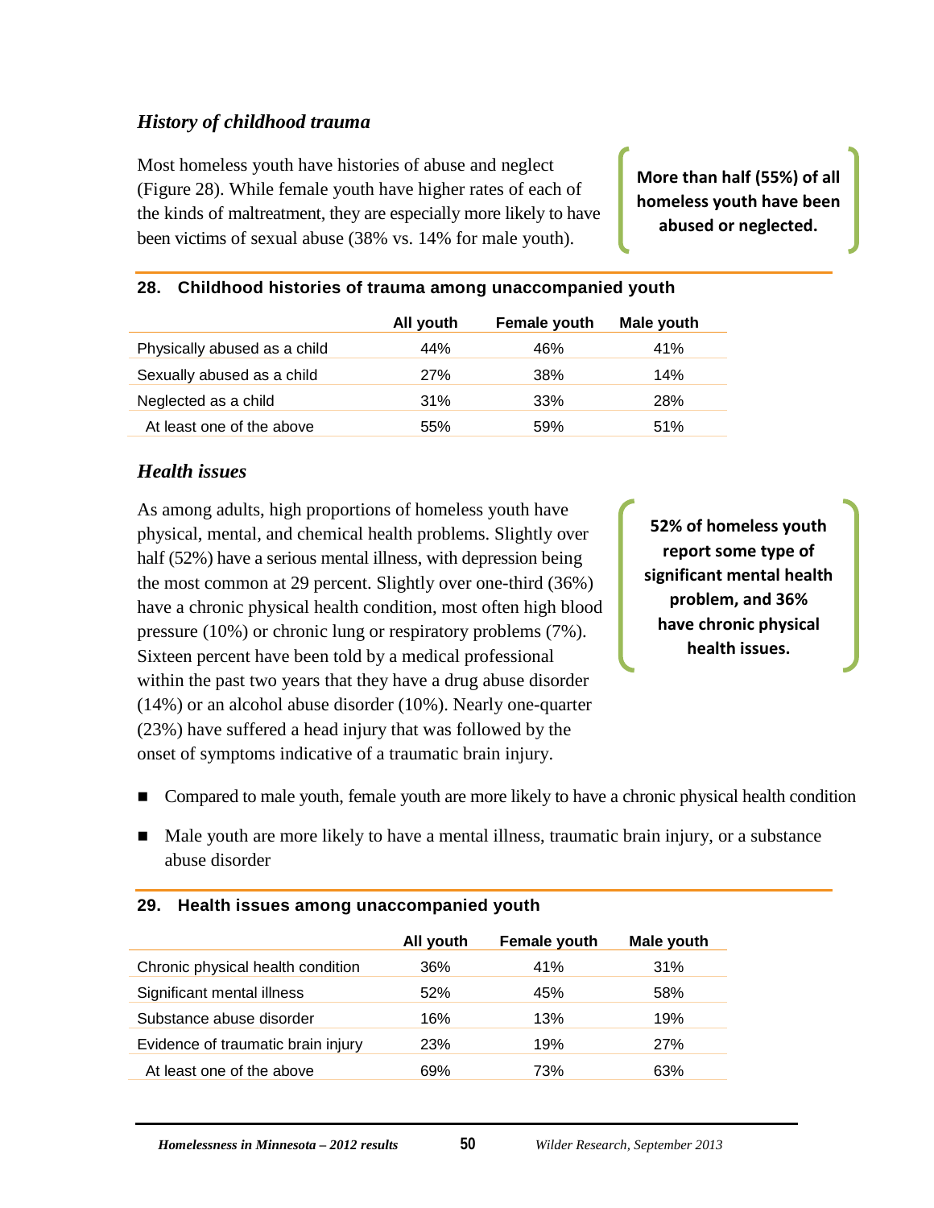### *History of childhood trauma*

Most homeless youth have histories of abuse and neglect (Figure 28). While female youth have higher rates of each of the kinds of maltreatment, they are especially more likely to have been victims of sexual abuse (38% vs. 14% for male youth).

**More than half (55%) of all homeless youth have been abused or neglected.**

**28. Childhood histories of trauma among unaccompanied youth**

| | All youth | Female youth | Male youth |
|---|---|---|---|
| Physically abused as a child | 44% | 46% | 41% |
| Sexually abused as a child | 27% | 38% | 14% |
| Neglected as a child | 31% | 33% | 28% |
| At least one of the above | 55% | 59% | 51% |

### *Health issues*

As among adults, high proportions of homeless youth have physical, mental, and chemical health problems. Slightly over half (52%) have a serious mental illness, with depression being the most common at 29 percent. Slightly over one-third (36%) have a chronic physical health condition, most often high blood pressure (10%) or chronic lung or respiratory problems (7%). Sixteen percent have been told by a medical professional within the past two years that they have a drug abuse disorder (14%) or an alcohol abuse disorder (10%). Nearly one-quarter (23%) have suffered a head injury that was followed by the onset of symptoms indicative of a traumatic brain injury.

**52% of homeless youth report some type of significant mental health problem, and 36% have chronic physical health issues.**

- Compared to male youth, female youth are more likely to have a chronic physical health condition
- Male youth are more likely to have a mental illness, traumatic brain injury, or a substance abuse disorder

**29. Health issues among unaccompanied youth**

| | All youth | Female youth | Male youth |
|---|---|---|---|
| Chronic physical health condition | 36% | 41% | 31% |
| Significant mental illness | 52% | 45% | 58% |
| Substance abuse disorder | 16% | 13% | 19% |
| Evidence of traumatic brain injury | 23% | 19% | 27% |
| At least one of the above | 69% | 73% | 63% |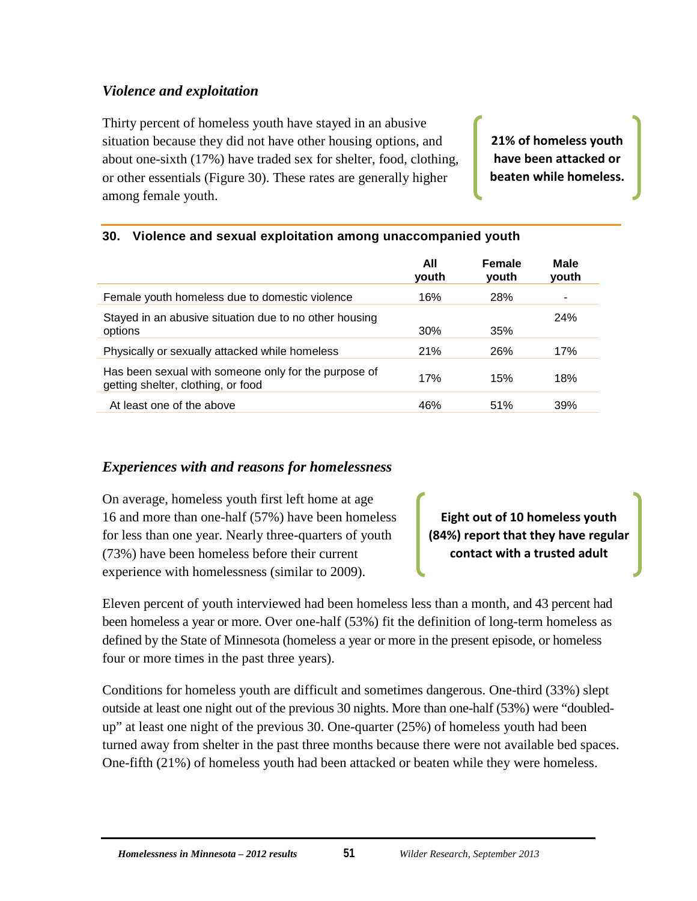### *Violence and exploitation*

Thirty percent of homeless youth have stayed in an abusive situation because they did not have other housing options, and about one-sixth (17%) have traded sex for shelter, food, clothing, or other essentials (Figure 30). These rates are generally higher among female youth.

**21% of homeless youth have been attacked or beaten while homeless.**

**30. Violence and sexual exploitation among unaccompanied youth**

| | All youth | Female youth | Male youth |
|---|---|---|---|
| Female youth homeless due to domestic violence | 16% | 28% | - |
| Stayed in an abusive situation due to no other housing options | 30% | 35% | 24% |
| Physically or sexually attacked while homeless | 21% | 26% | 17% |
| Has been sexual with someone only for the purpose of getting shelter, clothing, or food | 17% | 15% | 18% |
| At least one of the above | 46% | 51% | 39% |

### *Experiences with and reasons for homelessness*

On average, homeless youth first left home at age 16 and more than one-half (57%) have been homeless for less than one year. Nearly three-quarters of youth (73%) have been homeless before their current experience with homelessness (similar to 2009).

**Eight out of 10 homeless youth (84%) report that they have regular contact with a trusted adult**

Eleven percent of youth interviewed had been homeless less than a month, and 43 percent had been homeless a year or more. Over one-half (53%) fit the definition of long-term homeless as defined by the State of Minnesota (homeless a year or more in the present episode, or homeless four or more times in the past three years).

Conditions for homeless youth are difficult and sometimes dangerous. One-third (33%) slept outside at least one night out of the previous 30 nights. More than one-half (53%) were "doubled-up" at least one night of the previous 30. One-quarter (25%) of homeless youth had been turned away from shelter in the past three months because there were not available bed spaces. One-fifth (21%) of homeless youth had been attacked or beaten while they were homeless.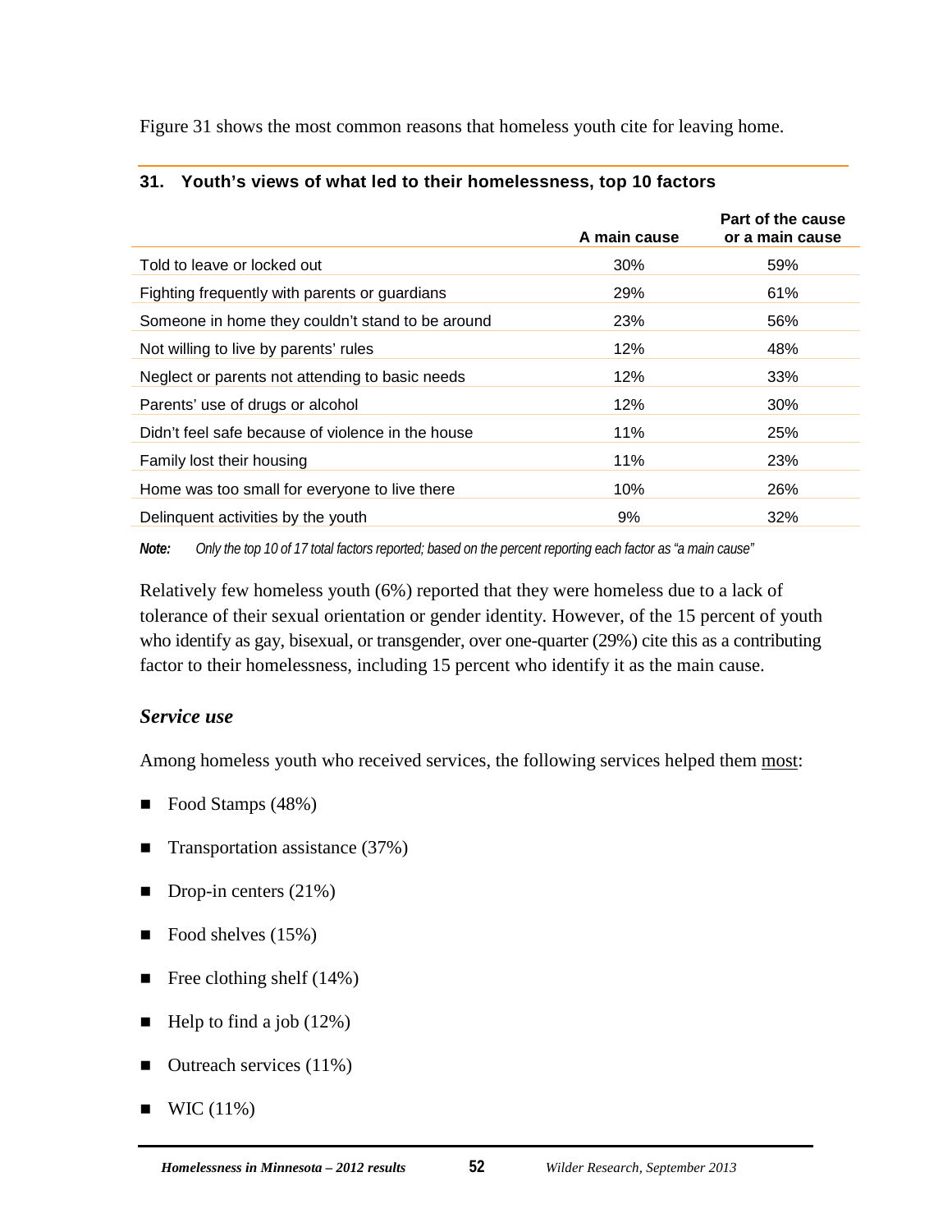Figure 31 shows the most common reasons that homeless youth cite for leaving home.

**31. Youth's views of what led to their homelessness, top 10 factors**

| | A main cause | Part of the cause or a main cause |
|---|---|---|
| Told to leave or locked out | 30% | 59% |
| Fighting frequently with parents or guardians | 29% | 61% |
| Someone in home they couldn't stand to be around | 23% | 56% |
| Not willing to live by parents' rules | 12% | 48% |
| Neglect or parents not attending to basic needs | 12% | 33% |
| Parents' use of drugs or alcohol | 12% | 30% |
| Didn't feel safe because of violence in the house | 11% | 25% |
| Family lost their housing | 11% | 23% |
| Home was too small for everyone to live there | 10% | 26% |
| Delinquent activities by the youth | 9% | 32% |

***Note:*** *Only the top 10 of 17 total factors reported; based on the percent reporting each factor as "a main cause"*

Relatively few homeless youth (6%) reported that they were homeless due to a lack of tolerance of their sexual orientation or gender identity. However, of the 15 percent of youth who identify as gay, bisexual, or transgender, over one-quarter (29%) cite this as a contributing factor to their homelessness, including 15 percent who identify it as the main cause.

### *Service use*

Among homeless youth who received services, the following services helped them most:

- Food Stamps (48%)
- Transportation assistance (37%)
- Drop-in centers (21%)
- Food shelves (15%)
- Free clothing shelf (14%)
- Help to find a job (12%)
- Outreach services (11%)
- WIC (11%)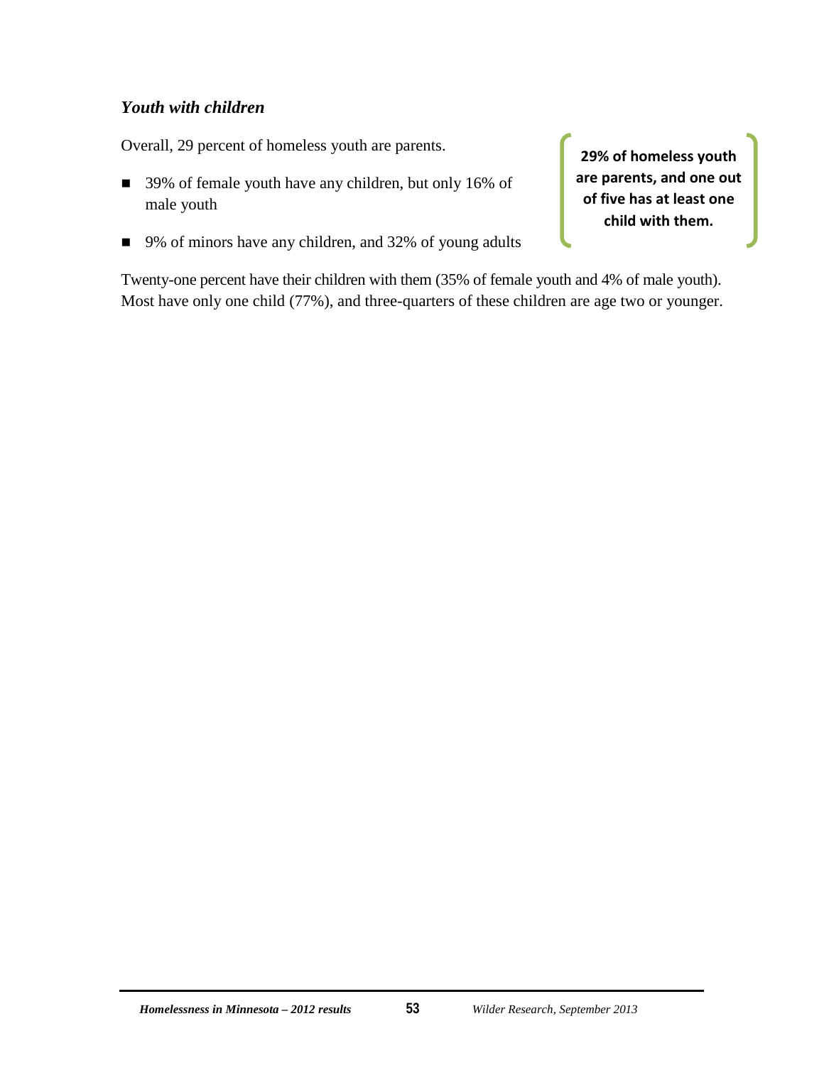### *Youth with children*

Overall, 29 percent of homeless youth are parents.

- 39% of female youth have any children, but only 16% of male youth
- 9% of minors have any children, and 32% of young adults

**29% of homeless youth are parents, and one out of five has at least one child with them.**

Twenty-one percent have their children with them (35% of female youth and 4% of male youth). Most have only one child (77%), and three-quarters of these children are age two or younger.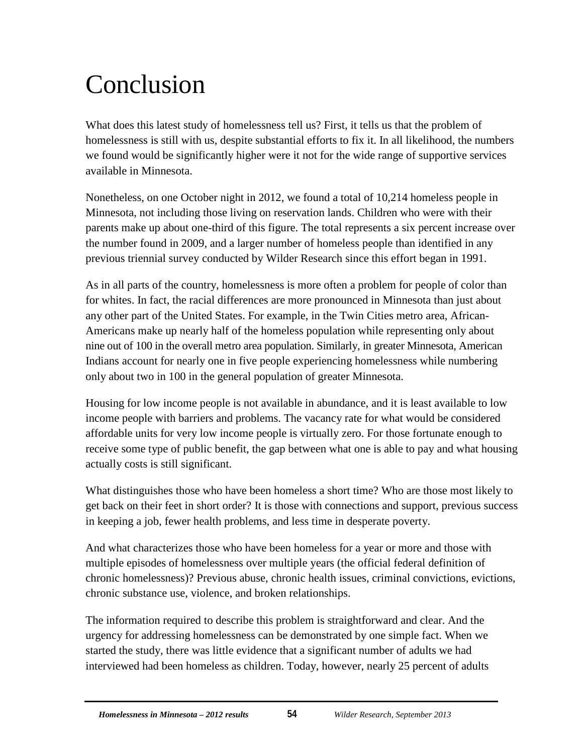# Conclusion

What does this latest study of homelessness tell us? First, it tells us that the problem of homelessness is still with us, despite substantial efforts to fix it. In all likelihood, the numbers we found would be significantly higher were it not for the wide range of supportive services available in Minnesota.

Nonetheless, on one October night in 2012, we found a total of 10,214 homeless people in Minnesota, not including those living on reservation lands. Children who were with their parents make up about one-third of this figure. The total represents a six percent increase over the number found in 2009, and a larger number of homeless people than identified in any previous triennial survey conducted by Wilder Research since this effort began in 1991.

As in all parts of the country, homelessness is more often a problem for people of color than for whites. In fact, the racial differences are more pronounced in Minnesota than just about any other part of the United States. For example, in the Twin Cities metro area, African-Americans make up nearly half of the homeless population while representing only about nine out of 100 in the overall metro area population. Similarly, in greater Minnesota, American Indians account for nearly one in five people experiencing homelessness while numbering only about two in 100 in the general population of greater Minnesota.

Housing for low income people is not available in abundance, and it is least available to low income people with barriers and problems. The vacancy rate for what would be considered affordable units for very low income people is virtually zero. For those fortunate enough to receive some type of public benefit, the gap between what one is able to pay and what housing actually costs is still significant.

What distinguishes those who have been homeless a short time? Who are those most likely to get back on their feet in short order? It is those with connections and support, previous success in keeping a job, fewer health problems, and less time in desperate poverty.

And what characterizes those who have been homeless for a year or more and those with multiple episodes of homelessness over multiple years (the official federal definition of chronic homelessness)? Previous abuse, chronic health issues, criminal convictions, evictions, chronic substance use, violence, and broken relationships.

The information required to describe this problem is straightforward and clear. And the urgency for addressing homelessness can be demonstrated by one simple fact. When we started the study, there was little evidence that a significant number of adults we had interviewed had been homeless as children. Today, however, nearly 25 percent of adults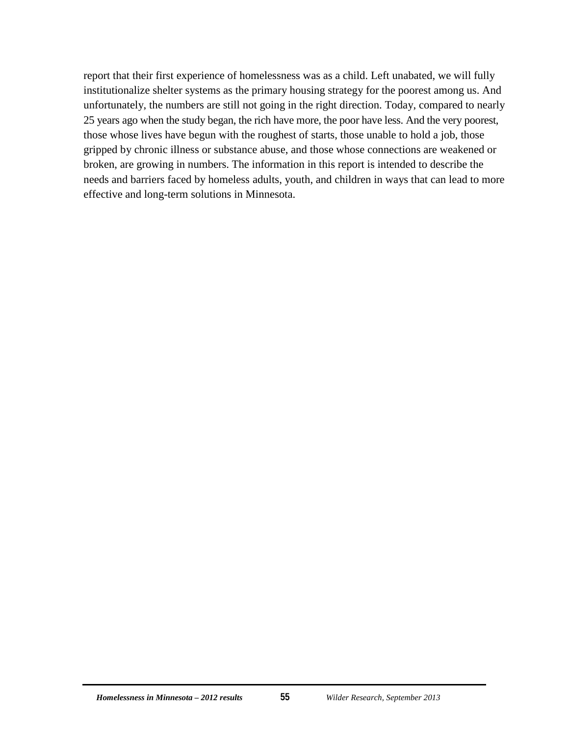report that their first experience of homelessness was as a child. Left unabated, we will fully institutionalize shelter systems as the primary housing strategy for the poorest among us. And unfortunately, the numbers are still not going in the right direction. Today, compared to nearly 25 years ago when the study began, the rich have more, the poor have less. And the very poorest, those whose lives have begun with the roughest of starts, those unable to hold a job, those gripped by chronic illness or substance abuse, and those whose connections are weakened or broken, are growing in numbers. The information in this report is intended to describe the needs and barriers faced by homeless adults, youth, and children in ways that can lead to more effective and long-term solutions in Minnesota.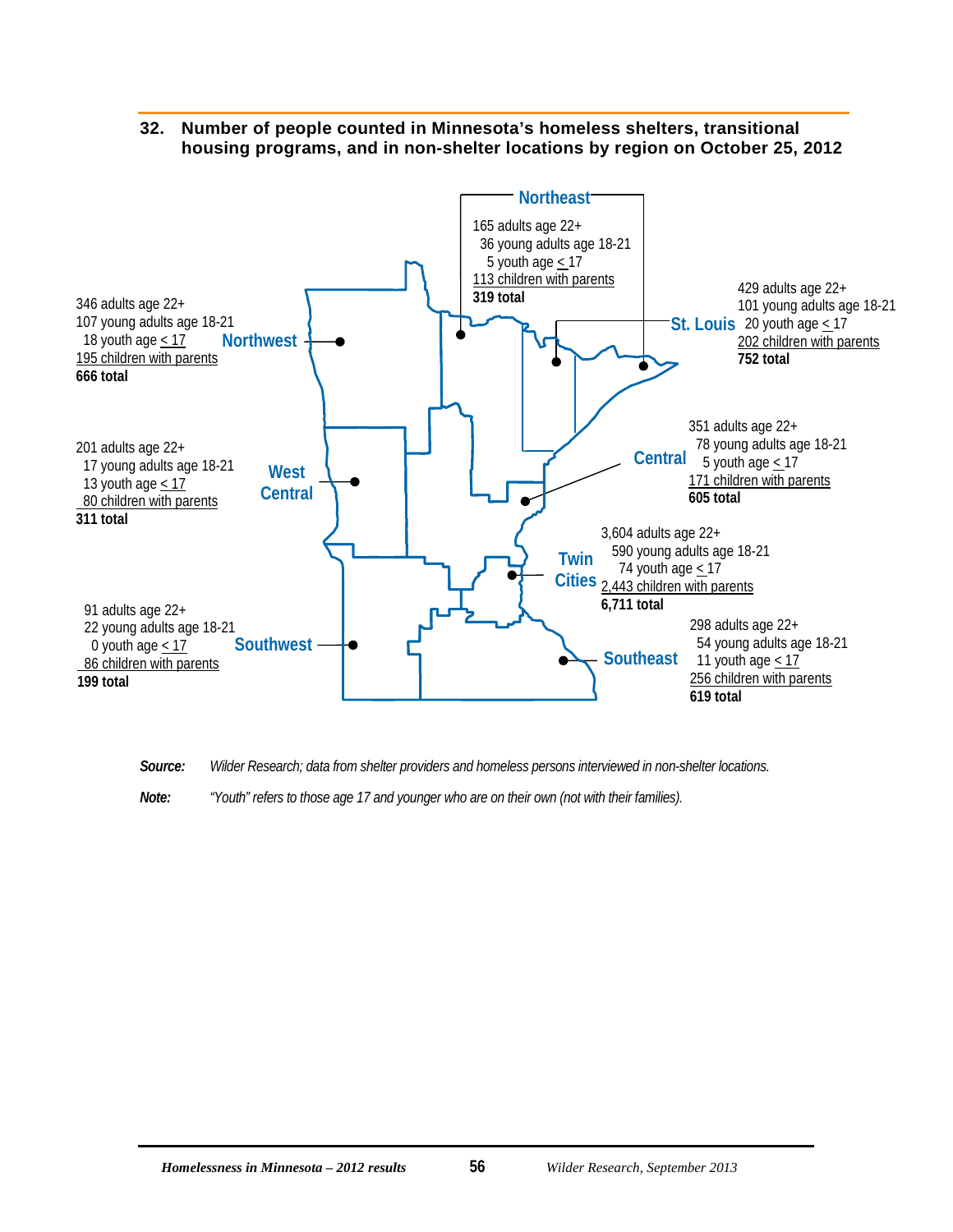## 32. Number of people counted in Minnesota's homeless shelters, transitional housing programs, and in non-shelter locations by region on October 25, 2012

**Northeast**
165 adults age 22+
36 young adults age 18-21
5 youth age < 17
113 children with parents
**319 total**

**Northwest**
346 adults age 22+
107 young adults age 18-21
18 youth age < 17
195 children with parents
**666 total**

**St. Louis**
429 adults age 22+
101 young adults age 18-21
20 youth age < 17
202 children with parents
**752 total**

**West Central**
201 adults age 22+
17 young adults age 18-21
13 youth age < 17
80 children with parents
**311 total**

**Central**
351 adults age 22+
78 young adults age 18-21
5 youth age < 17
171 children with parents
**605 total**

**Twin Cities**
3,604 adults age 22+
590 young adults age 18-21
74 youth age < 17
2,443 children with parents
**6,711 total**

**Southwest**
91 adults age 22+
22 young adults age 18-21
0 youth age < 17
86 children with parents
**199 total**

**Southeast**
298 adults age 22+
54 young adults age 18-21
11 youth age < 17
256 children with parents
**619 total**

***Source:*** *Wilder Research; data from shelter providers and homeless persons interviewed in non-shelter locations.*

***Note:*** *"Youth" refers to those age 17 and younger who are on their own (not with their families).*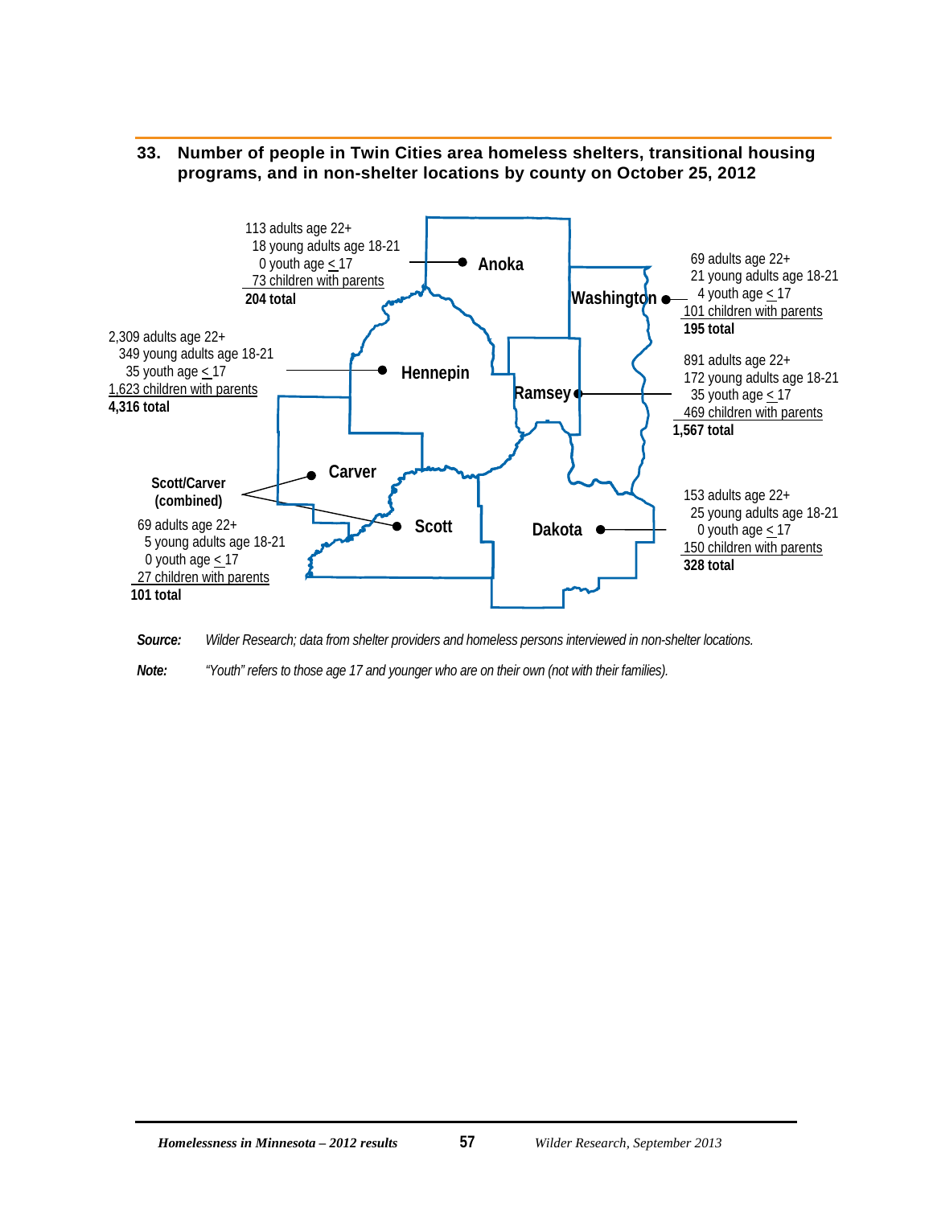## 33. Number of people in Twin Cities area homeless shelters, transitional housing programs, and in non-shelter locations by county on October 25, 2012

**Anoka**
113 adults age 22+
18 young adults age 18-21
0 youth age ≤ 17
73 children with parents
**204 total**

**Washington**
69 adults age 22+
21 young adults age 18-21
4 youth age ≤ 17
101 children with parents
**195 total**

**Hennepin**
2,309 adults age 22+
349 young adults age 18-21
35 youth age ≤ 17
1,623 children with parents
**4,316 total**

**Ramsey**
891 adults age 22+
172 young adults age 18-21
35 youth age ≤ 17
469 children with parents
**1,567 total**

**Scott/Carver (combined)**
69 adults age 22+
5 young adults age 18-21
0 youth age ≤ 17
27 children with parents
**101 total**

**Dakota**
153 adults age 22+
25 young adults age 18-21
0 youth age ≤ 17
150 children with parents
**328 total**

***Source:*** *Wilder Research; data from shelter providers and homeless persons interviewed in non-shelter locations.*

***Note:*** *"Youth" refers to those age 17 and younger who are on their own (not with their families).*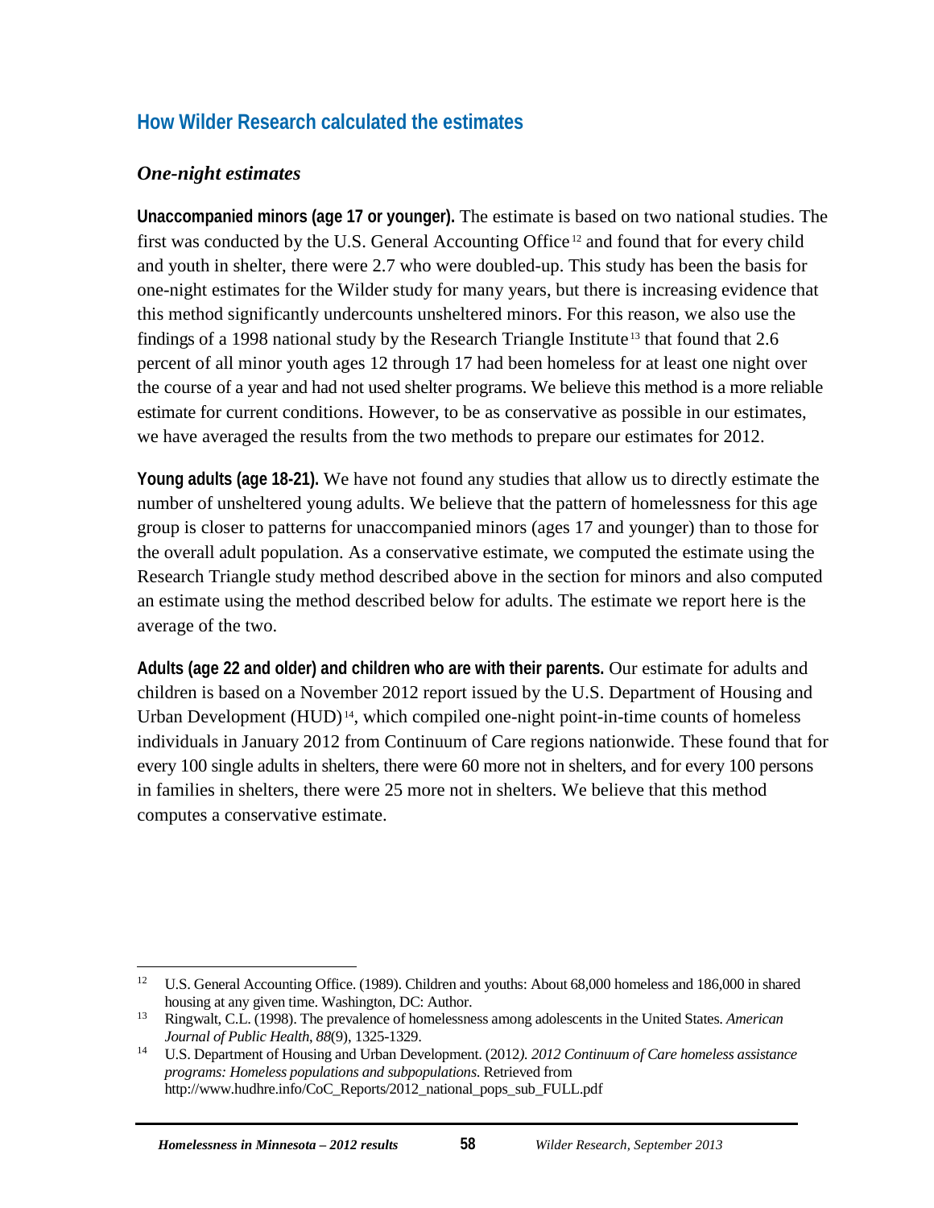## How Wilder Research calculated the estimates

### *One-night estimates*

**Unaccompanied minors (age 17 or younger).** The estimate is based on two national studies. The first was conducted by the U.S. General Accounting Office [12] and found that for every child and youth in shelter, there were 2.7 who were doubled-up. This study has been the basis for one-night estimates for the Wilder study for many years, but there is increasing evidence that this method significantly undercounts unsheltered minors. For this reason, we also use the findings of a 1998 national study by the Research Triangle Institute [13] that found that 2.6 percent of all minor youth ages 12 through 17 had been homeless for at least one night over the course of a year and had not used shelter programs. We believe this method is a more reliable estimate for current conditions. However, to be as conservative as possible in our estimates, we have averaged the results from the two methods to prepare our estimates for 2012.

**Young adults (age 18-21).** We have not found any studies that allow us to directly estimate the number of unsheltered young adults. We believe that the pattern of homelessness for this age group is closer to patterns for unaccompanied minors (ages 17 and younger) than to those for the overall adult population. As a conservative estimate, we computed the estimate using the Research Triangle study method described above in the section for minors and also computed an estimate using the method described below for adults. The estimate we report here is the average of the two.

**Adults (age 22 and older) and children who are with their parents.** Our estimate for adults and children is based on a November 2012 report issued by the U.S. Department of Housing and Urban Development (HUD) [14], which compiled one-night point-in-time counts of homeless individuals in January 2012 from Continuum of Care regions nationwide. These found that for every 100 single adults in shelters, there were 60 more not in shelters, and for every 100 persons in families in shelters, there were 25 more not in shelters. We believe that this method computes a conservative estimate.

---

[12] U.S. General Accounting Office. (1989). Children and youths: About 68,000 homeless and 186,000 in shared housing at any given time. Washington, DC: Author.

[13] Ringwalt, C.L. (1998). The prevalence of homelessness among adolescents in the United States. *American Journal of Public Health*, *88*(9), 1325-1329.

[14] U.S. Department of Housing and Urban Development. (2012*). 2012 Continuum of Care homeless assistance programs: Homeless populations and subpopulations.* Retrieved from http://www.hudhre.info/CoC_Reports/2012_national_pops_sub_FULL.pdf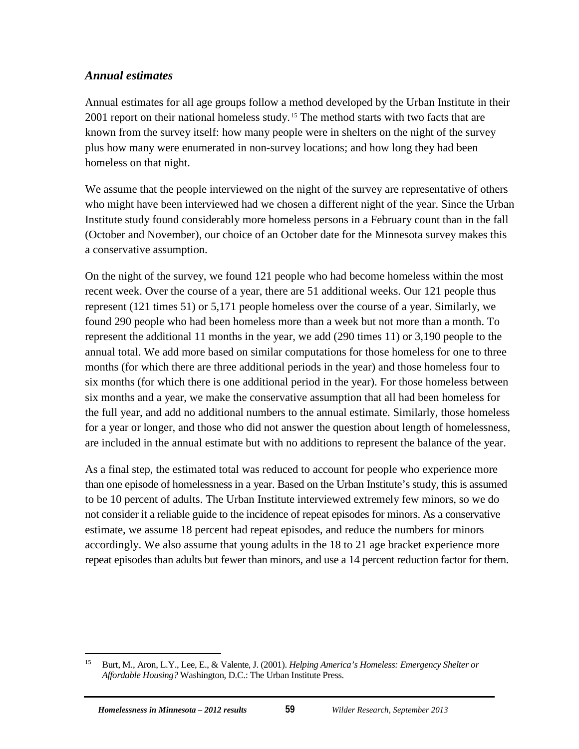### *Annual estimates*

Annual estimates for all age groups follow a method developed by the Urban Institute in their 2001 report on their national homeless study.[15] The method starts with two facts that are known from the survey itself: how many people were in shelters on the night of the survey plus how many were enumerated in non-survey locations; and how long they had been homeless on that night.

We assume that the people interviewed on the night of the survey are representative of others who might have been interviewed had we chosen a different night of the year. Since the Urban Institute study found considerably more homeless persons in a February count than in the fall (October and November), our choice of an October date for the Minnesota survey makes this a conservative assumption.

On the night of the survey, we found 121 people who had become homeless within the most recent week. Over the course of a year, there are 51 additional weeks. Our 121 people thus represent (121 times 51) or 5,171 people homeless over the course of a year. Similarly, we found 290 people who had been homeless more than a week but not more than a month. To represent the additional 11 months in the year, we add (290 times 11) or 3,190 people to the annual total. We add more based on similar computations for those homeless for one to three months (for which there are three additional periods in the year) and those homeless four to six months (for which there is one additional period in the year). For those homeless between six months and a year, we make the conservative assumption that all had been homeless for the full year, and add no additional numbers to the annual estimate. Similarly, those homeless for a year or longer, and those who did not answer the question about length of homelessness, are included in the annual estimate but with no additions to represent the balance of the year.

As a final step, the estimated total was reduced to account for people who experience more than one episode of homelessness in a year. Based on the Urban Institute's study, this is assumed to be 10 percent of adults. The Urban Institute interviewed extremely few minors, so we do not consider it a reliable guide to the incidence of repeat episodes for minors. As a conservative estimate, we assume 18 percent had repeat episodes, and reduce the numbers for minors accordingly. We also assume that young adults in the 18 to 21 age bracket experience more repeat episodes than adults but fewer than minors, and use a 14 percent reduction factor for them.

---

[15] Burt, M., Aron, L.Y., Lee, E., & Valente, J. (2001). *Helping America's Homeless: Emergency Shelter or Affordable Housing?* Washington, D.C.: The Urban Institute Press.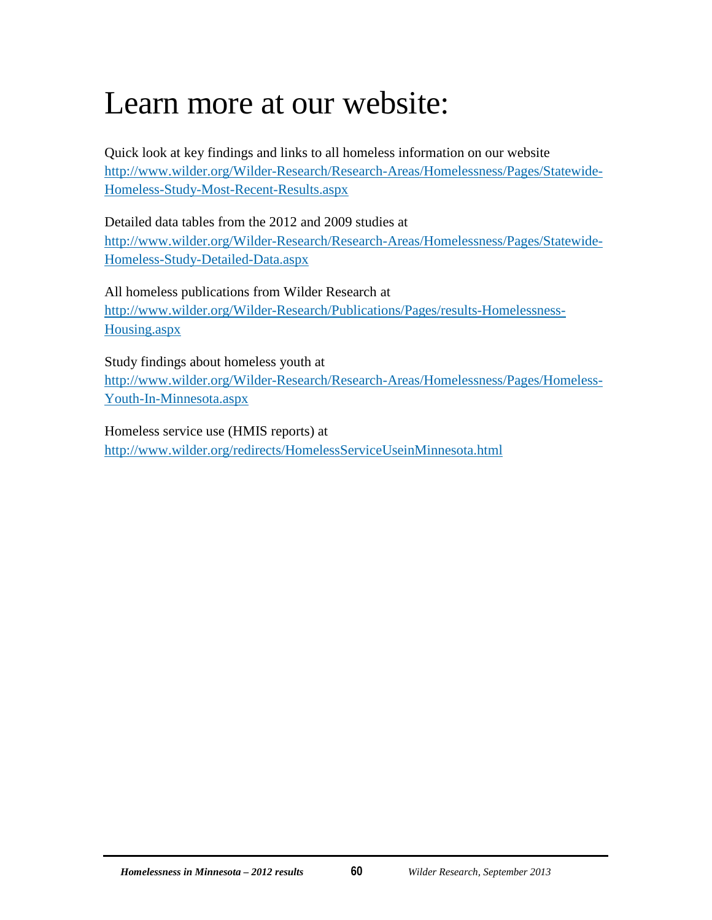# Learn more at our website:

Quick look at key findings and links to all homeless information on our website
http://www.wilder.org/Wilder-Research/Research-Areas/Homelessness/Pages/Statewide-Homeless-Study-Most-Recent-Results.aspx

Detailed data tables from the 2012 and 2009 studies at
http://www.wilder.org/Wilder-Research/Research-Areas/Homelessness/Pages/Statewide-Homeless-Study-Detailed-Data.aspx

All homeless publications from Wilder Research at
http://www.wilder.org/Wilder-Research/Publications/Pages/results-Homelessness-Housing.aspx

Study findings about homeless youth at
http://www.wilder.org/Wilder-Research/Research-Areas/Homelessness/Pages/Homeless-Youth-In-Minnesota.aspx

Homeless service use (HMIS reports) at
http://www.wilder.org/redirects/HomelessServiceUseinMinnesota.html